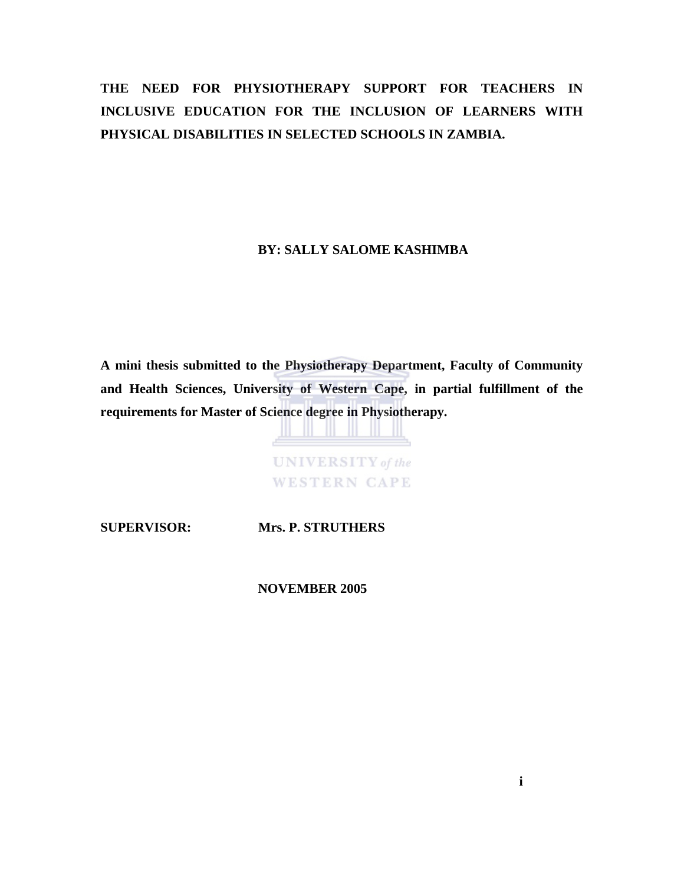# THE NEED FOR PHYSIOTHERAPY SUPPORT FOR TEACHERS IN INCLUSIVE EDUCATION FOR THE INCLUSION OF LEARNERS WITH PHYSICAL DISABILITIES IN SELECTED SCHOOLS IN ZAMBIA.

**BY: SALLY SALOME KASHIMBA**

**A mini thesis submitted to the Physiotherapy Department, Faculty of Community and Health Sciences, University of Western Cape, in partial fulfillment of the requirements for Master of Science degree in Physiotherapy.**

**SUPERVISOR: Mrs. P. STRUTHERS**

**NOVEMBER 2005**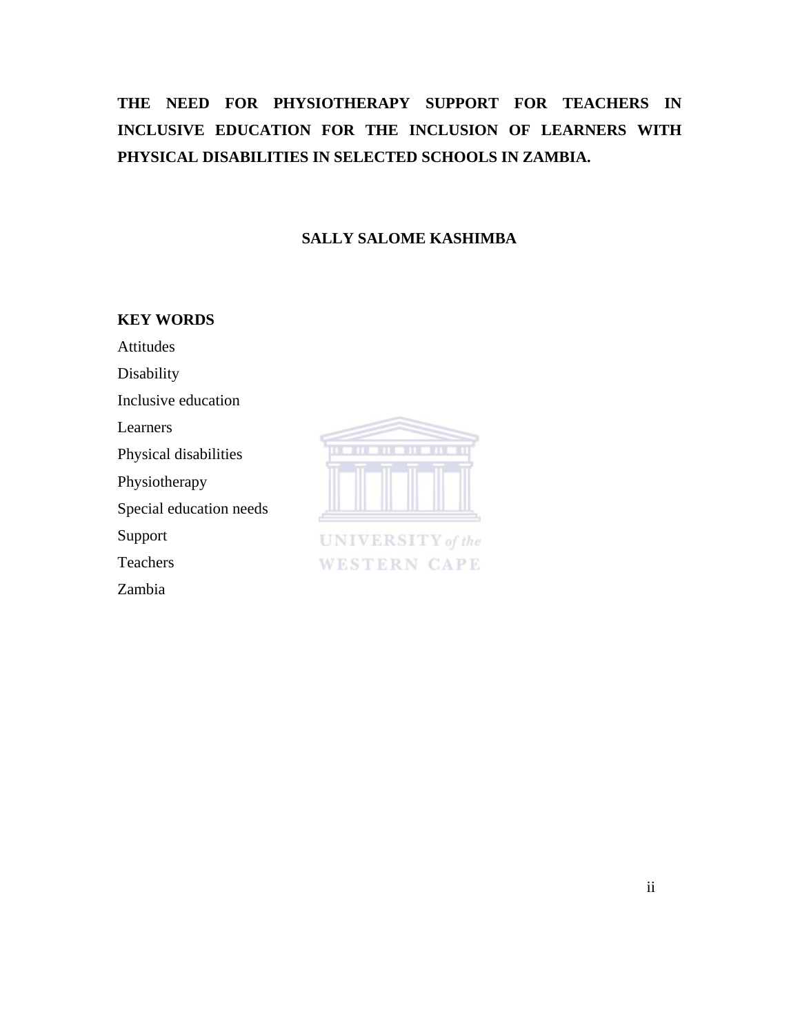**THE NEED FOR PHYSIOTHERAPY SUPPORT FOR TEACHERS IN INCLUSIVE EDUCATION FOR THE INCLUSION OF LEARNERS WITH PHYSICAL DISABILITIES IN SELECTED SCHOOLS IN ZAMBIA.**

**SALLY SALOME KASHIMBA**

**KEY WORDS**

Attitudes

Disability

Inclusive education

Learners

Physical disabilities

Physiotherapy

Special education needs

Support

Teachers

Zambia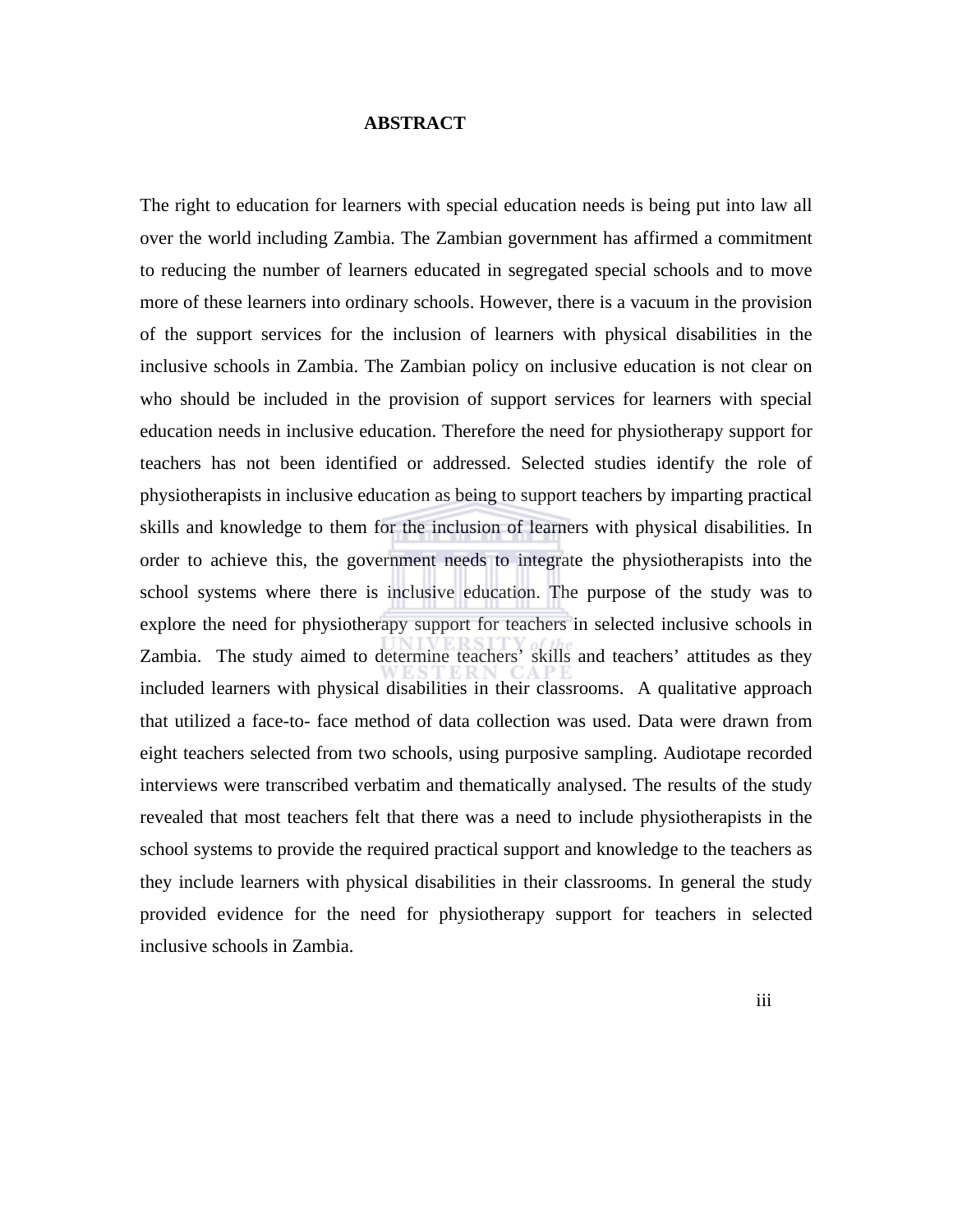# ABSTRACT

The right to education for learners with special education needs is being put into law all over the world including Zambia. The Zambian government has affirmed a commitment to reducing the number of learners educated in segregated special schools and to move more of these learners into ordinary schools. However, there is a vacuum in the provision of the support services for the inclusion of learners with physical disabilities in the inclusive schools in Zambia. The Zambian policy on inclusive education is not clear on who should be included in the provision of support services for learners with special education needs in inclusive education. Therefore the need for physiotherapy support for teachers has not been identified or addressed. Selected studies identify the role of physiotherapists in inclusive education as being to support teachers by imparting practical skills and knowledge to them for the inclusion of learners with physical disabilities. In order to achieve this, the government needs to integrate the physiotherapists into the school systems where there is inclusive education. The purpose of the study was to explore the need for physiotherapy support for teachers in selected inclusive schools in Zambia. The study aimed to determine teachers' skills and teachers' attitudes as they included learners with physical disabilities in their classrooms. A qualitative approach that utilized a face-to- face method of data collection was used. Data were drawn from eight teachers selected from two schools, using purposive sampling. Audiotape recorded interviews were transcribed verbatim and thematically analysed. The results of the study revealed that most teachers felt that there was a need to include physiotherapists in the school systems to provide the required practical support and knowledge to the teachers as they include learners with physical disabilities in their classrooms. In general the study provided evidence for the need for physiotherapy support for teachers in selected inclusive schools in Zambia.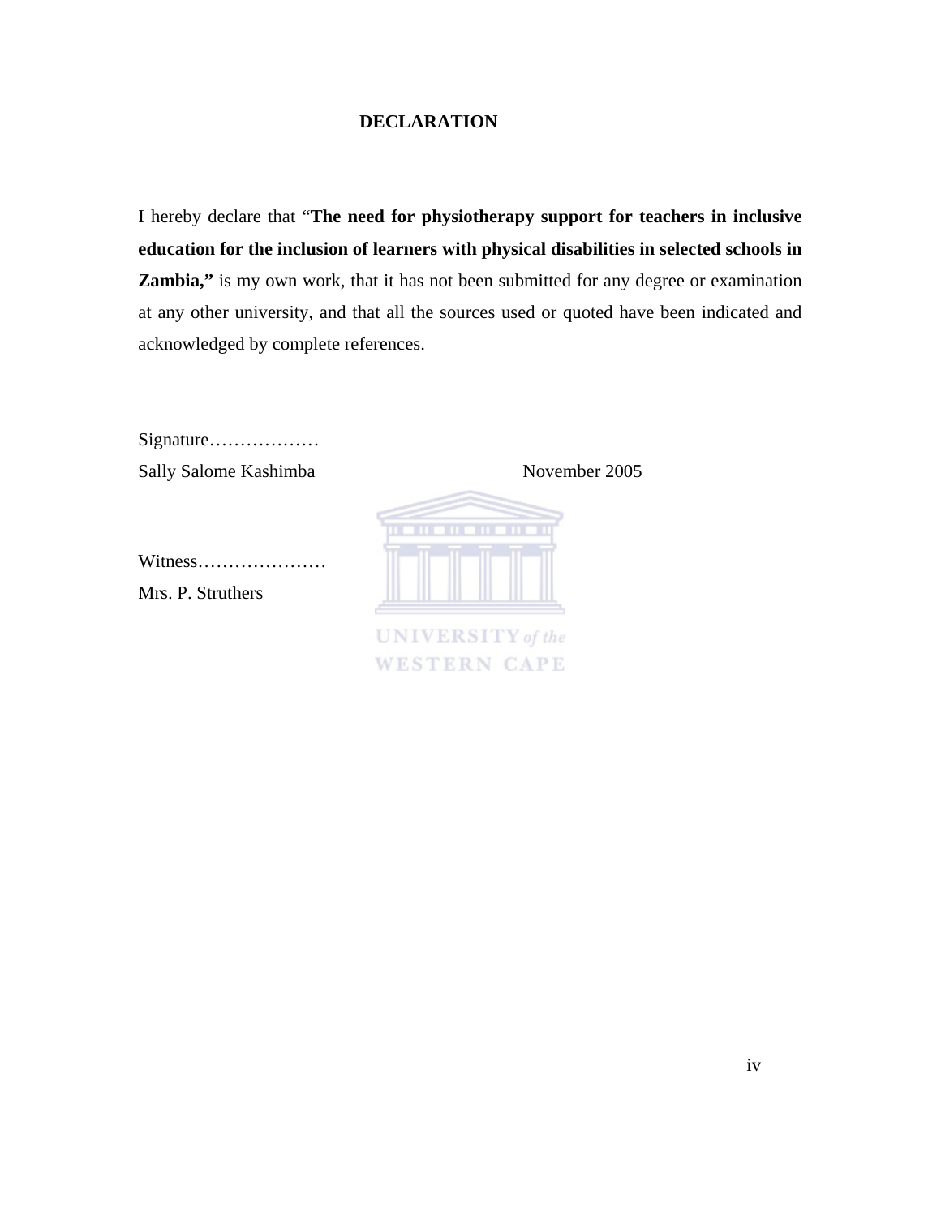# DECLARATION

I hereby declare that "**The need for physiotherapy support for teachers in inclusive education for the inclusion of learners with physical disabilities in selected schools in Zambia,"** is my own work, that it has not been submitted for any degree or examination at any other university, and that all the sources used or quoted have been indicated and acknowledged by complete references.

Signature………………

Sally Salome Kashimba November 2005

Witness…………………

Mrs. P. Struthers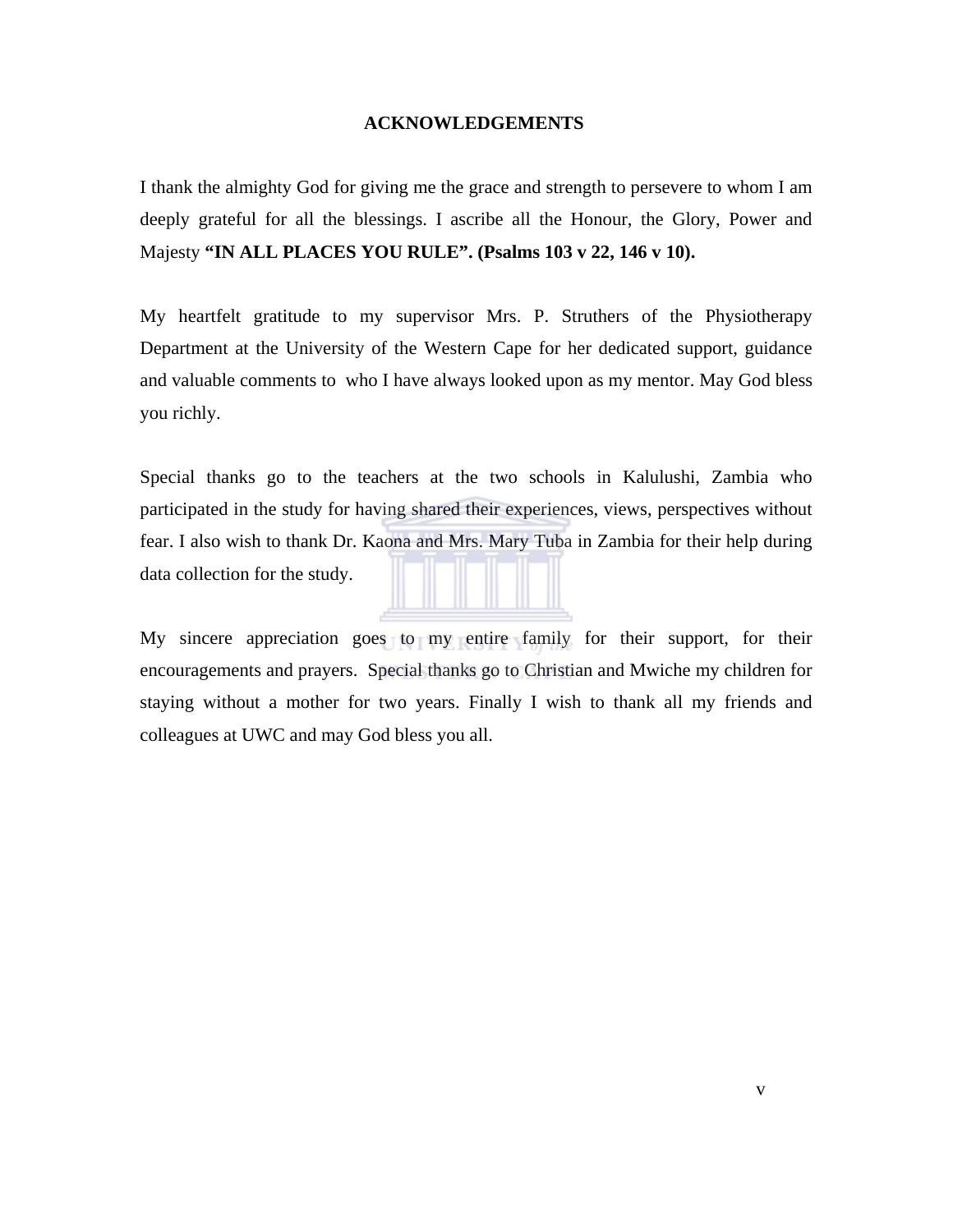## ACKNOWLEDGEMENTS

I thank the almighty God for giving me the grace and strength to persevere to whom I am deeply grateful for all the blessings. I ascribe all the Honour, the Glory, Power and Majesty **"IN ALL PLACES YOU RULE". (Psalms 103 v 22, 146 v 10).**

My heartfelt gratitude to my supervisor Mrs. P. Struthers of the Physiotherapy Department at the University of the Western Cape for her dedicated support, guidance and valuable comments to who I have always looked upon as my mentor. May God bless you richly.

Special thanks go to the teachers at the two schools in Kalulushi, Zambia who participated in the study for having shared their experiences, views, perspectives without fear. I also wish to thank Dr. Kaona and Mrs. Mary Tuba in Zambia for their help during data collection for the study.

My sincere appreciation goes to my entire family for their support, for their encouragements and prayers. Special thanks go to Christian and Mwiche my children for staying without a mother for two years. Finally I wish to thank all my friends and colleagues at UWC and may God bless you all.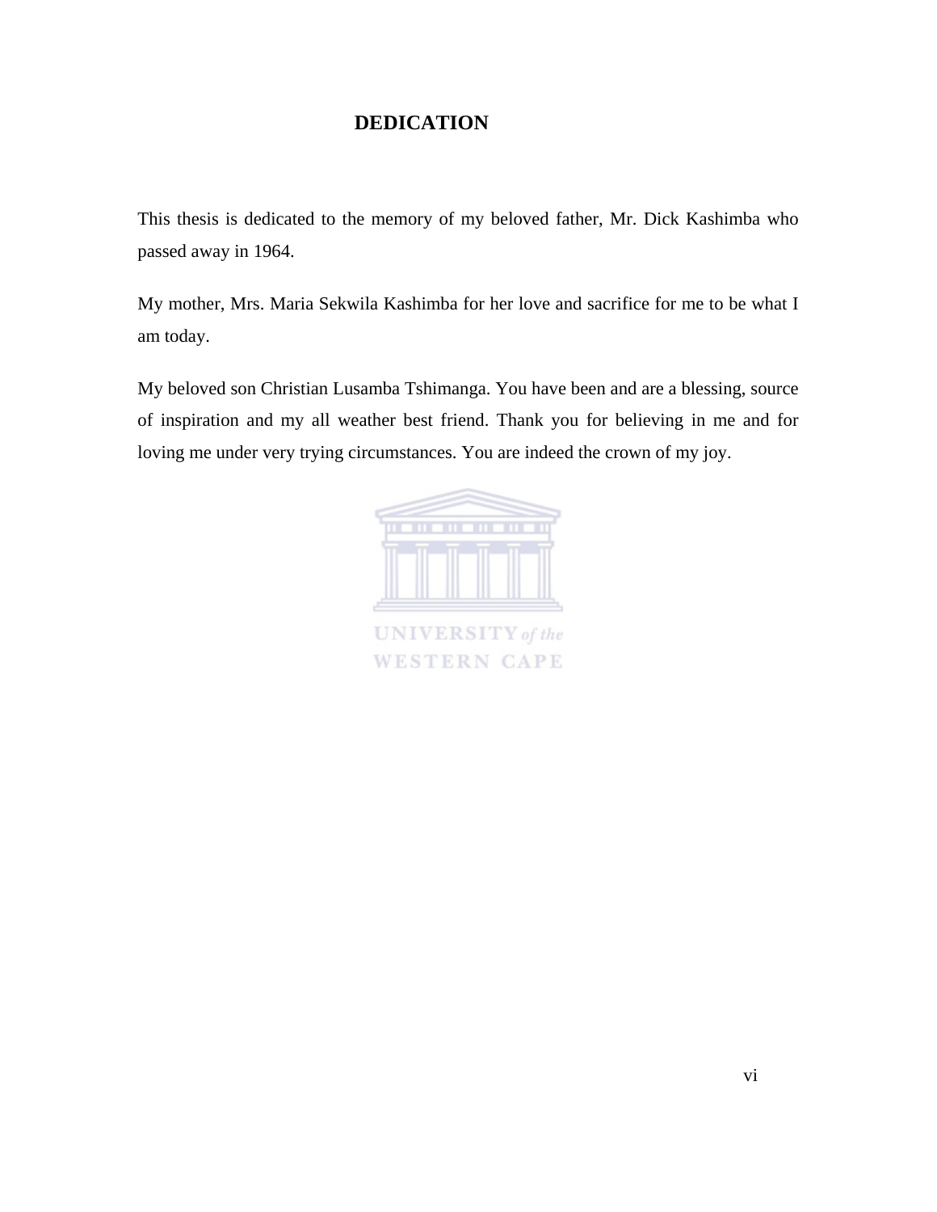# DEDICATION

This thesis is dedicated to the memory of my beloved father, Mr. Dick Kashimba who passed away in 1964.

My mother, Mrs. Maria Sekwila Kashimba for her love and sacrifice for me to be what I am today.

My beloved son Christian Lusamba Tshimanga. You have been and are a blessing, source of inspiration and my all weather best friend. Thank you for believing in me and for loving me under very trying circumstances. You are indeed the crown of my joy.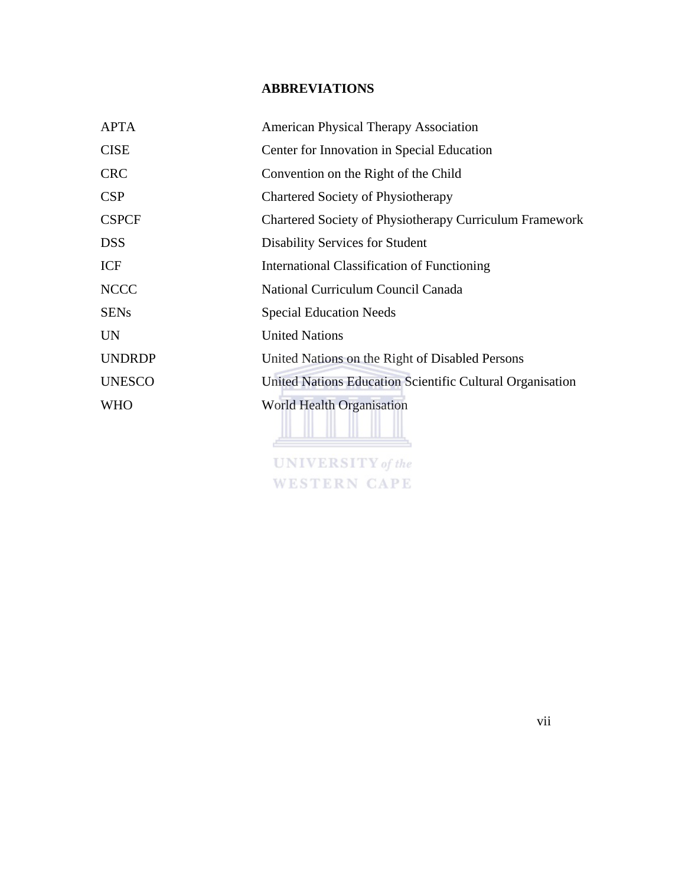# ABBREVIATIONS

| | |
|---|---|
| APTA | American Physical Therapy Association |
| CISE | Center for Innovation in Special Education |
| CRC | Convention on the Right of the Child |
| CSP | Chartered Society of Physiotherapy |
| CSPCF | Chartered Society of Physiotherapy Curriculum Framework |
| DSS | Disability Services for Student |
| ICF | International Classification of Functioning |
| NCCC | National Curriculum Council Canada |
| SENs | Special Education Needs |
| UN | United Nations |
| UNDRDP | United Nations on the Right of Disabled Persons |
| UNESCO | United Nations Education Scientific Cultural Organisation |
| WHO | World Health Organisation |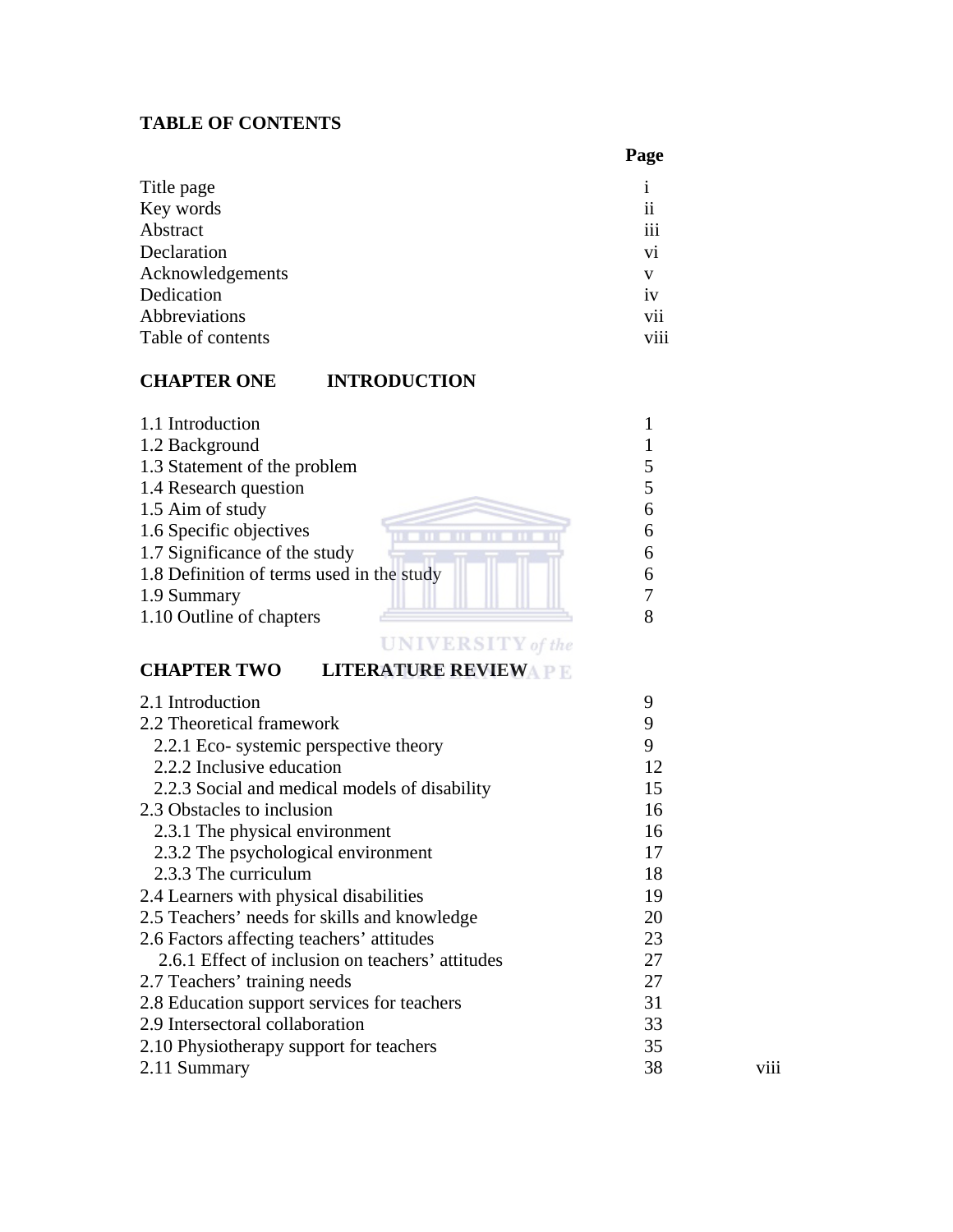# TABLE OF CONTENTS

| | Page |
|---|---|
| Title page | i |
| Key words | ii |
| Abstract | iii |
| Declaration | vi |
| Acknowledgements | v |
| Dedication | iv |
| Abbreviations | vii |
| Table of contents | viii |

## CHAPTER ONE INTRODUCTION

| | |
|---|---|
| 1.1 Introduction | 1 |
| 1.2 Background | 1 |
| 1.3 Statement of the problem | 5 |
| 1.4 Research question | 5 |
| 1.5 Aim of study | 6 |
| 1.6 Specific objectives | 6 |
| 1.7 Significance of the study | 6 |
| 1.8 Definition of terms used in the study | 6 |
| 1.9 Summary | 7 |
| 1.10 Outline of chapters | 8 |

## CHAPTER TWO LITERATURE REVIEW

| | |
|---|---|
| 2.1 Introduction | 9 |
| 2.2 Theoretical framework | 9 |
| 2.2.1 Eco- systemic perspective theory | 9 |
| 2.2.2 Inclusive education | 12 |
| 2.2.3 Social and medical models of disability | 15 |
| 2.3 Obstacles to inclusion | 16 |
| 2.3.1 The physical environment | 16 |
| 2.3.2 The psychological environment | 17 |
| 2.3.3 The curriculum | 18 |
| 2.4 Learners with physical disabilities | 19 |
| 2.5 Teachers' needs for skills and knowledge | 20 |
| 2.6 Factors affecting teachers' attitudes | 23 |
| 2.6.1 Effect of inclusion on teachers' attitudes | 27 |
| 2.7 Teachers' training needs | 27 |
| 2.8 Education support services for teachers | 31 |
| 2.9 Intersectoral collaboration | 33 |
| 2.10 Physiotherapy support for teachers | 35 |
| 2.11 Summary | 38 |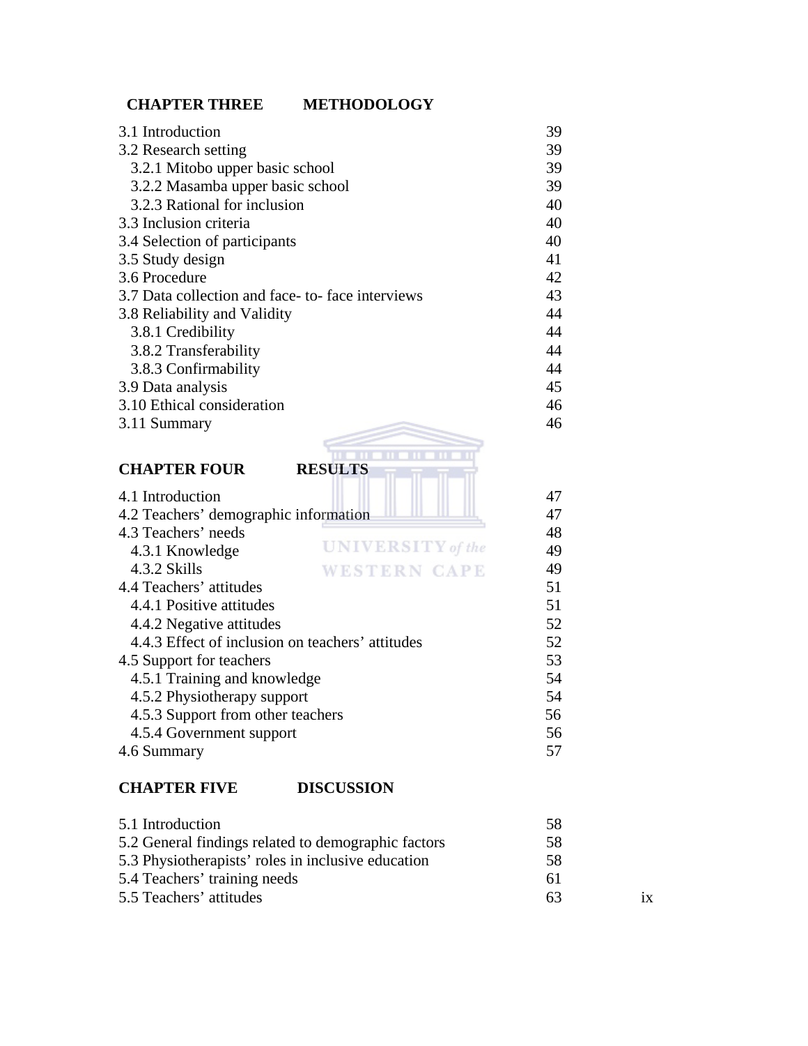**CHAPTER THREE METHODOLOGY**

| | |
|---|---|
| 3.1 Introduction | 39 |
| 3.2 Research setting | 39 |
| 3.2.1 Mitobo upper basic school | 39 |
| 3.2.2 Masamba upper basic school | 39 |
| 3.2.3 Rational for inclusion | 40 |
| 3.3 Inclusion criteria | 40 |
| 3.4 Selection of participants | 40 |
| 3.5 Study design | 41 |
| 3.6 Procedure | 42 |
| 3.7 Data collection and face- to- face interviews | 43 |
| 3.8 Reliability and Validity | 44 |
| 3.8.1 Credibility | 44 |
| 3.8.2 Transferability | 44 |
| 3.8.3 Confirmability | 44 |
| 3.9 Data analysis | 45 |
| 3.10 Ethical consideration | 46 |
| 3.11 Summary | 46 |

**CHAPTER FOUR RESULTS**

| | |
|---|---|
| 4.1 Introduction | 47 |
| 4.2 Teachers' demographic information | 47 |
| 4.3 Teachers' needs | 48 |
| 4.3.1 Knowledge | 49 |
| 4.3.2 Skills | 49 |
| 4.4 Teachers' attitudes | 51 |
| 4.4.1 Positive attitudes | 51 |
| 4.4.2 Negative attitudes | 52 |
| 4.4.3 Effect of inclusion on teachers' attitudes | 52 |
| 4.5 Support for teachers | 53 |
| 4.5.1 Training and knowledge | 54 |
| 4.5.2 Physiotherapy support | 54 |
| 4.5.3 Support from other teachers | 56 |
| 4.5.4 Government support | 56 |
| 4.6 Summary | 57 |

**CHAPTER FIVE DISCUSSION**

| | |
|---|---|
| 5.1 Introduction | 58 |
| 5.2 General findings related to demographic factors | 58 |
| 5.3 Physiotherapists' roles in inclusive education | 58 |
| 5.4 Teachers' training needs | 61 |
| 5.5 Teachers' attitudes | 63 |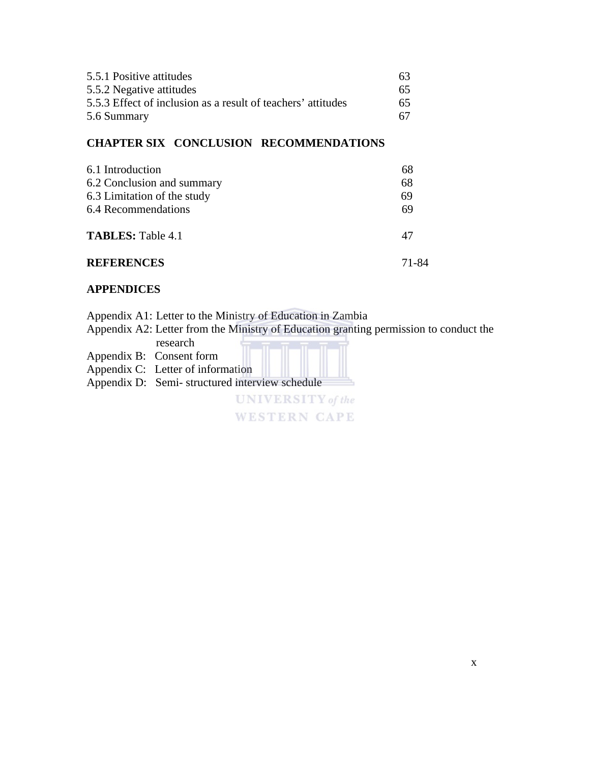5.5.1 Positive attitudes 63
5.5.2 Negative attitudes 65
5.5.3 Effect of inclusion as a result of teachers' attitudes 65
5.6 Summary 67

**CHAPTER SIX CONCLUSION RECOMMENDATIONS**

6.1 Introduction 68
6.2 Conclusion and summary 68
6.3 Limitation of the study 69
6.4 Recommendations 69

**TABLES:** Table 4.1 47

**REFERENCES** 71-84

**APPENDICES**

Appendix A1: Letter to the Ministry of Education in Zambia
Appendix A2: Letter from the Ministry of Education granting permission to conduct the research
Appendix B: Consent form
Appendix C: Letter of information
Appendix D: Semi- structured interview schedule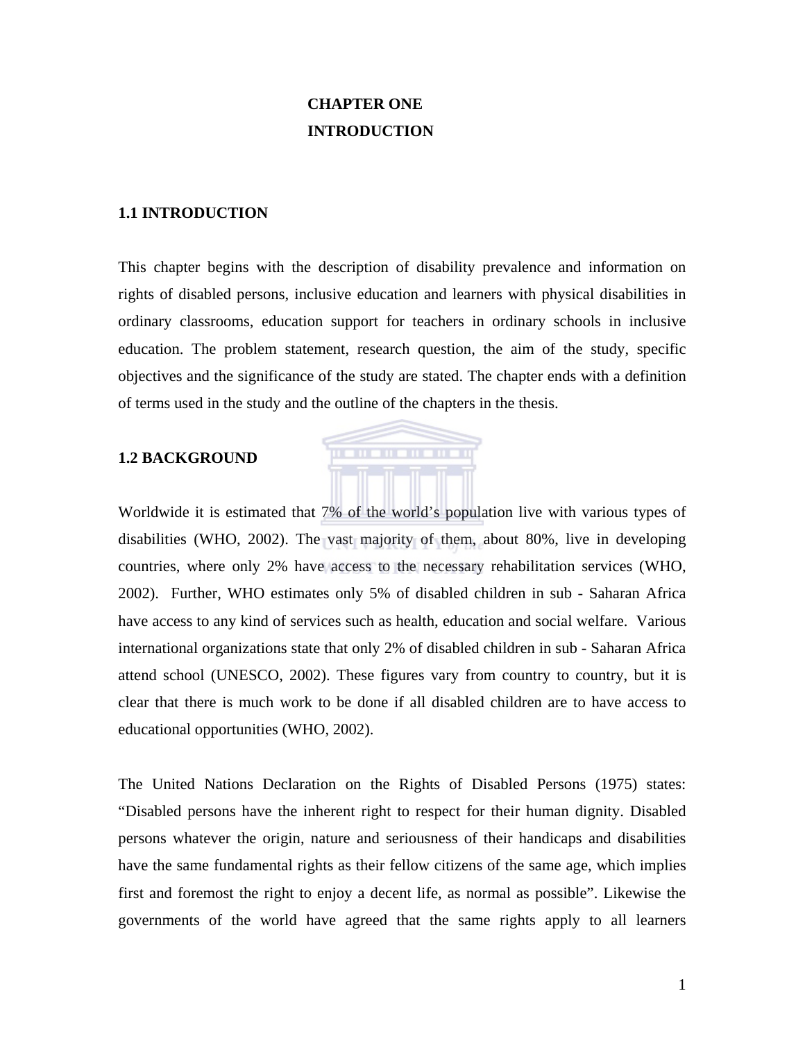# CHAPTER ONE
# INTRODUCTION

## 1.1 INTRODUCTION

This chapter begins with the description of disability prevalence and information on rights of disabled persons, inclusive education and learners with physical disabilities in ordinary classrooms, education support for teachers in ordinary schools in inclusive education. The problem statement, research question, the aim of the study, specific objectives and the significance of the study are stated. The chapter ends with a definition of terms used in the study and the outline of the chapters in the thesis.

## 1.2 BACKGROUND

Worldwide it is estimated that 7% of the world's population live with various types of disabilities (WHO, 2002). The vast majority of them, about 80%, live in developing countries, where only 2% have access to the necessary rehabilitation services (WHO, 2002). Further, WHO estimates only 5% of disabled children in sub - Saharan Africa have access to any kind of services such as health, education and social welfare. Various international organizations state that only 2% of disabled children in sub - Saharan Africa attend school (UNESCO, 2002). These figures vary from country to country, but it is clear that there is much work to be done if all disabled children are to have access to educational opportunities (WHO, 2002).

The United Nations Declaration on the Rights of Disabled Persons (1975) states: "Disabled persons have the inherent right to respect for their human dignity. Disabled persons whatever the origin, nature and seriousness of their handicaps and disabilities have the same fundamental rights as their fellow citizens of the same age, which implies first and foremost the right to enjoy a decent life, as normal as possible". Likewise the governments of the world have agreed that the same rights apply to all learners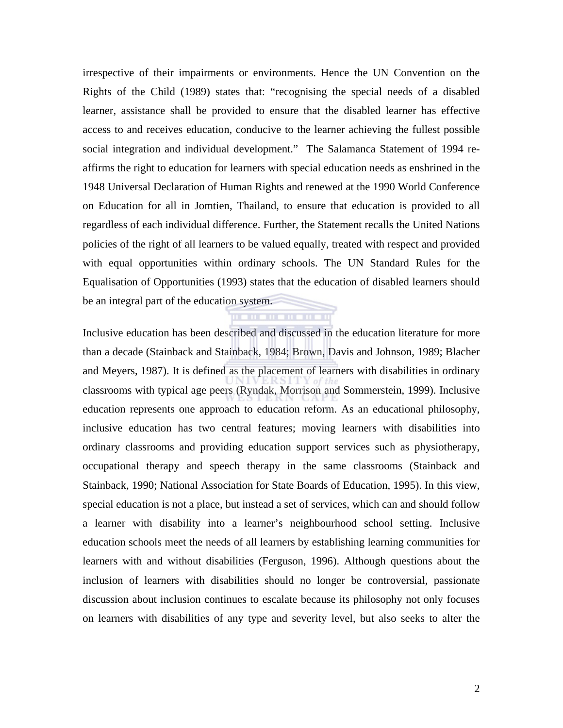irrespective of their impairments or environments. Hence the UN Convention on the Rights of the Child (1989) states that: "recognising the special needs of a disabled learner, assistance shall be provided to ensure that the disabled learner has effective access to and receives education, conducive to the learner achieving the fullest possible social integration and individual development." The Salamanca Statement of 1994 re-affirms the right to education for learners with special education needs as enshrined in the 1948 Universal Declaration of Human Rights and renewed at the 1990 World Conference on Education for all in Jomtien, Thailand, to ensure that education is provided to all regardless of each individual difference. Further, the Statement recalls the United Nations policies of the right of all learners to be valued equally, treated with respect and provided with equal opportunities within ordinary schools. The UN Standard Rules for the Equalisation of Opportunities (1993) states that the education of disabled learners should be an integral part of the education system.

Inclusive education has been described and discussed in the education literature for more than a decade (Stainback and Stainback, 1984; Brown, Davis and Johnson, 1989; Blacher and Meyers, 1987). It is defined as the placement of learners with disabilities in ordinary classrooms with typical age peers (Ryndak, Morrison and Sommerstein, 1999). Inclusive education represents one approach to education reform. As an educational philosophy, inclusive education has two central features; moving learners with disabilities into ordinary classrooms and providing education support services such as physiotherapy, occupational therapy and speech therapy in the same classrooms (Stainback and Stainback, 1990; National Association for State Boards of Education, 1995). In this view, special education is not a place, but instead a set of services, which can and should follow a learner with disability into a learner's neighbourhood school setting. Inclusive education schools meet the needs of all learners by establishing learning communities for learners with and without disabilities (Ferguson, 1996). Although questions about the inclusion of learners with disabilities should no longer be controversial, passionate discussion about inclusion continues to escalate because its philosophy not only focuses on learners with disabilities of any type and severity level, but also seeks to alter the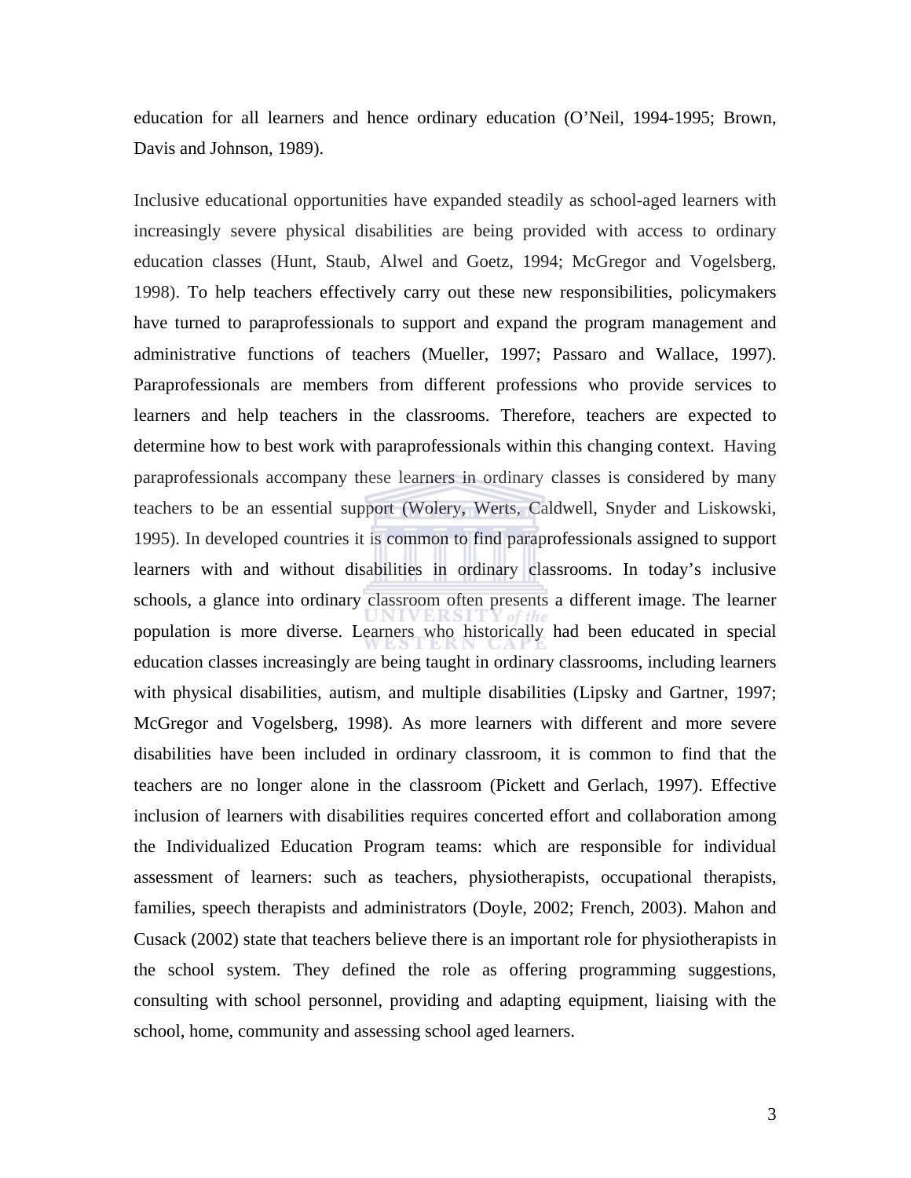education for all learners and hence ordinary education (O'Neil, 1994-1995; Brown, Davis and Johnson, 1989).

Inclusive educational opportunities have expanded steadily as school-aged learners with increasingly severe physical disabilities are being provided with access to ordinary education classes (Hunt, Staub, Alwel and Goetz, 1994; McGregor and Vogelsberg, 1998). To help teachers effectively carry out these new responsibilities, policymakers have turned to paraprofessionals to support and expand the program management and administrative functions of teachers (Mueller, 1997; Passaro and Wallace, 1997). Paraprofessionals are members from different professions who provide services to learners and help teachers in the classrooms. Therefore, teachers are expected to determine how to best work with paraprofessionals within this changing context. Having paraprofessionals accompany these learners in ordinary classes is considered by many teachers to be an essential support (Wolery, Werts, Caldwell, Snyder and Liskowski, 1995). In developed countries it is common to find paraprofessionals assigned to support learners with and without disabilities in ordinary classrooms. In today's inclusive schools, a glance into ordinary classroom often presents a different image. The learner population is more diverse. Learners who historically had been educated in special education classes increasingly are being taught in ordinary classrooms, including learners with physical disabilities, autism, and multiple disabilities (Lipsky and Gartner, 1997; McGregor and Vogelsberg, 1998). As more learners with different and more severe disabilities have been included in ordinary classroom, it is common to find that the teachers are no longer alone in the classroom (Pickett and Gerlach, 1997). Effective inclusion of learners with disabilities requires concerted effort and collaboration among the Individualized Education Program teams: which are responsible for individual assessment of learners: such as teachers, physiotherapists, occupational therapists, families, speech therapists and administrators (Doyle, 2002; French, 2003). Mahon and Cusack (2002) state that teachers believe there is an important role for physiotherapists in the school system. They defined the role as offering programming suggestions, consulting with school personnel, providing and adapting equipment, liaising with the school, home, community and assessing school aged learners.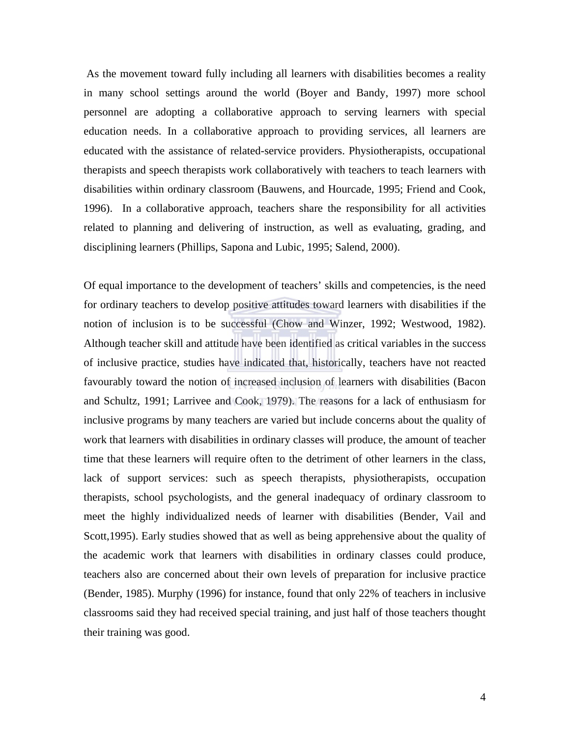As the movement toward fully including all learners with disabilities becomes a reality in many school settings around the world (Boyer and Bandy, 1997) more school personnel are adopting a collaborative approach to serving learners with special education needs. In a collaborative approach to providing services, all learners are educated with the assistance of related-service providers. Physiotherapists, occupational therapists and speech therapists work collaboratively with teachers to teach learners with disabilities within ordinary classroom (Bauwens, and Hourcade, 1995; Friend and Cook, 1996). In a collaborative approach, teachers share the responsibility for all activities related to planning and delivering of instruction, as well as evaluating, grading, and disciplining learners (Phillips, Sapona and Lubic, 1995; Salend, 2000).

Of equal importance to the development of teachers' skills and competencies, is the need for ordinary teachers to develop positive attitudes toward learners with disabilities if the notion of inclusion is to be successful (Chow and Winzer, 1992; Westwood, 1982). Although teacher skill and attitude have been identified as critical variables in the success of inclusive practice, studies have indicated that, historically, teachers have not reacted favourably toward the notion of increased inclusion of learners with disabilities (Bacon and Schultz, 1991; Larrivee and Cook, 1979). The reasons for a lack of enthusiasm for inclusive programs by many teachers are varied but include concerns about the quality of work that learners with disabilities in ordinary classes will produce, the amount of teacher time that these learners will require often to the detriment of other learners in the class, lack of support services: such as speech therapists, physiotherapists, occupation therapists, school psychologists, and the general inadequacy of ordinary classroom to meet the highly individualized needs of learner with disabilities (Bender, Vail and Scott,1995). Early studies showed that as well as being apprehensive about the quality of the academic work that learners with disabilities in ordinary classes could produce, teachers also are concerned about their own levels of preparation for inclusive practice (Bender, 1985). Murphy (1996) for instance, found that only 22% of teachers in inclusive classrooms said they had received special training, and just half of those teachers thought their training was good.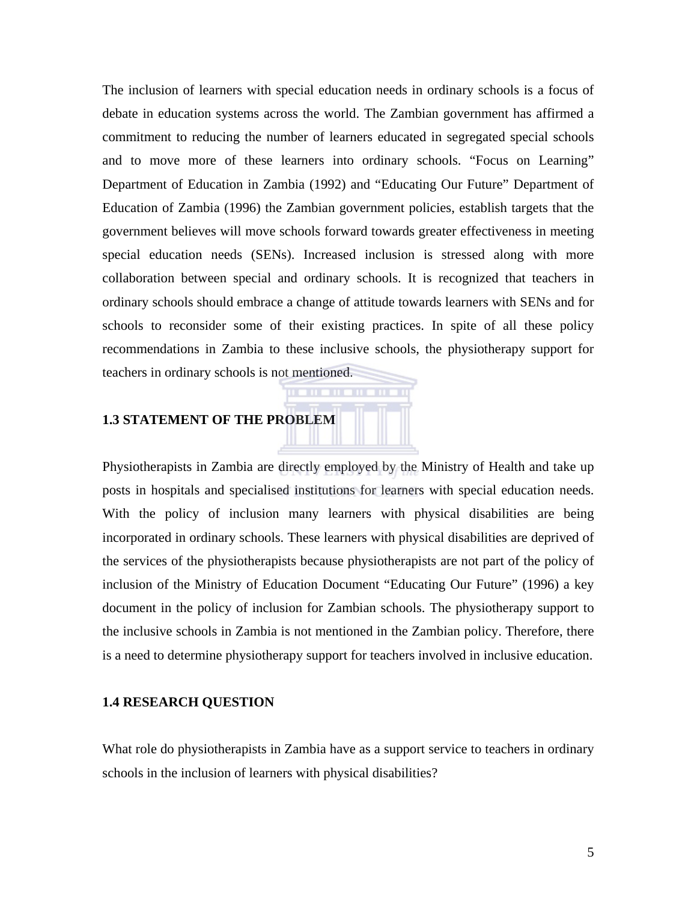The inclusion of learners with special education needs in ordinary schools is a focus of debate in education systems across the world. The Zambian government has affirmed a commitment to reducing the number of learners educated in segregated special schools and to move more of these learners into ordinary schools. "Focus on Learning" Department of Education in Zambia (1992) and "Educating Our Future" Department of Education of Zambia (1996) the Zambian government policies, establish targets that the government believes will move schools forward towards greater effectiveness in meeting special education needs (SENs). Increased inclusion is stressed along with more collaboration between special and ordinary schools. It is recognized that teachers in ordinary schools should embrace a change of attitude towards learners with SENs and for schools to reconsider some of their existing practices. In spite of all these policy recommendations in Zambia to these inclusive schools, the physiotherapy support for teachers in ordinary schools is not mentioned.

## 1.3 STATEMENT OF THE PROBLEM

Physiotherapists in Zambia are directly employed by the Ministry of Health and take up posts in hospitals and specialised institutions for learners with special education needs. With the policy of inclusion many learners with physical disabilities are being incorporated in ordinary schools. These learners with physical disabilities are deprived of the services of the physiotherapists because physiotherapists are not part of the policy of inclusion of the Ministry of Education Document "Educating Our Future" (1996) a key document in the policy of inclusion for Zambian schools. The physiotherapy support to the inclusive schools in Zambia is not mentioned in the Zambian policy. Therefore, there is a need to determine physiotherapy support for teachers involved in inclusive education.

## 1.4 RESEARCH QUESTION

What role do physiotherapists in Zambia have as a support service to teachers in ordinary schools in the inclusion of learners with physical disabilities?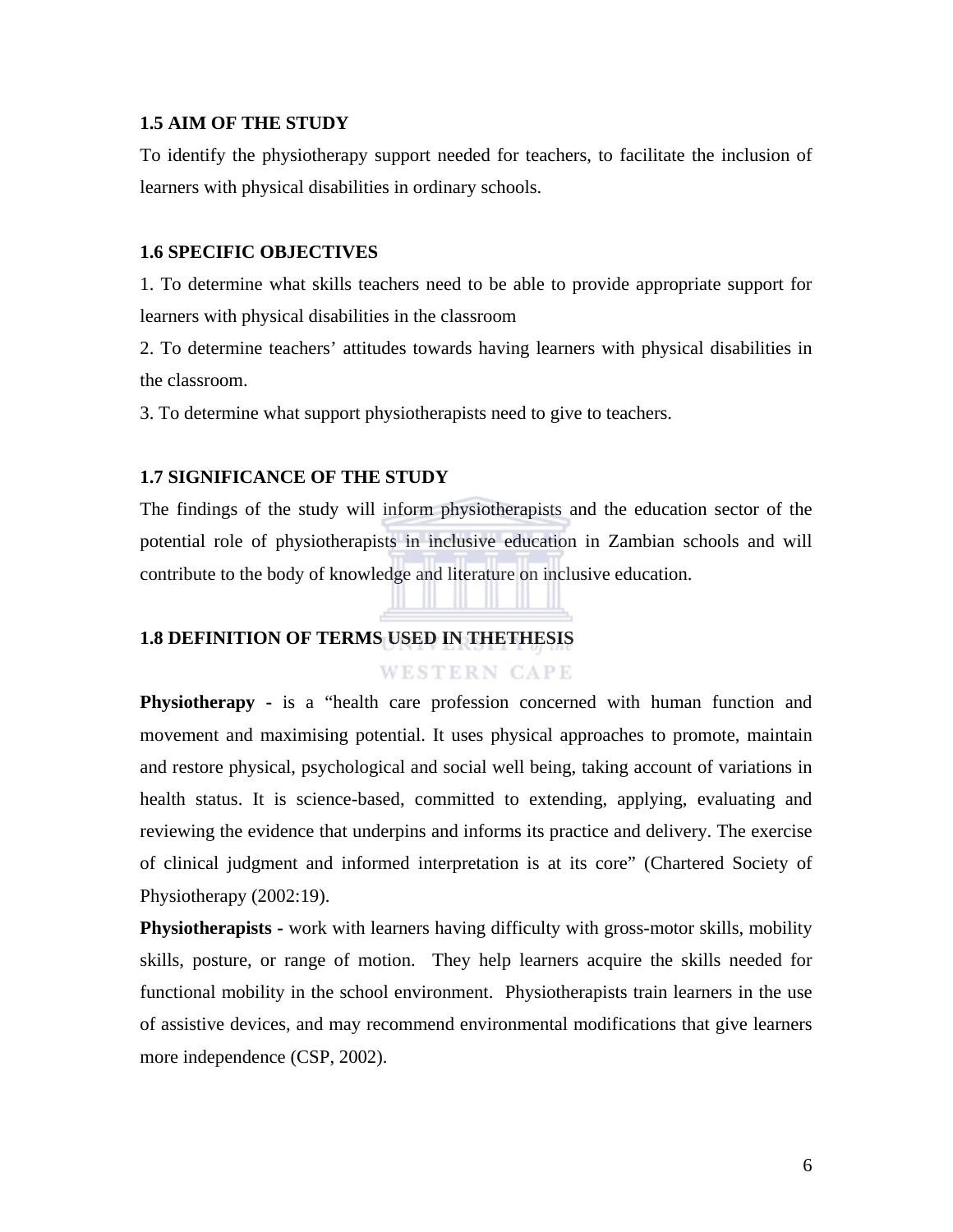## 1.5 AIM OF THE STUDY

To identify the physiotherapy support needed for teachers, to facilitate the inclusion of learners with physical disabilities in ordinary schools.

## 1.6 SPECIFIC OBJECTIVES

1. To determine what skills teachers need to be able to provide appropriate support for learners with physical disabilities in the classroom
2. To determine teachers' attitudes towards having learners with physical disabilities in the classroom.
3. To determine what support physiotherapists need to give to teachers.

## 1.7 SIGNIFICANCE OF THE STUDY

The findings of the study will inform physiotherapists and the education sector of the potential role of physiotherapists in inclusive education in Zambian schools and will contribute to the body of knowledge and literature on inclusive education.

## 1.8 DEFINITION OF TERMS USED IN THETHESIS

**Physiotherapy -** is a "health care profession concerned with human function and movement and maximising potential. It uses physical approaches to promote, maintain and restore physical, psychological and social well being, taking account of variations in health status. It is science-based, committed to extending, applying, evaluating and reviewing the evidence that underpins and informs its practice and delivery. The exercise of clinical judgment and informed interpretation is at its core" (Chartered Society of Physiotherapy (2002:19).

**Physiotherapists -** work with learners having difficulty with gross-motor skills, mobility skills, posture, or range of motion. They help learners acquire the skills needed for functional mobility in the school environment. Physiotherapists train learners in the use of assistive devices, and may recommend environmental modifications that give learners more independence (CSP, 2002).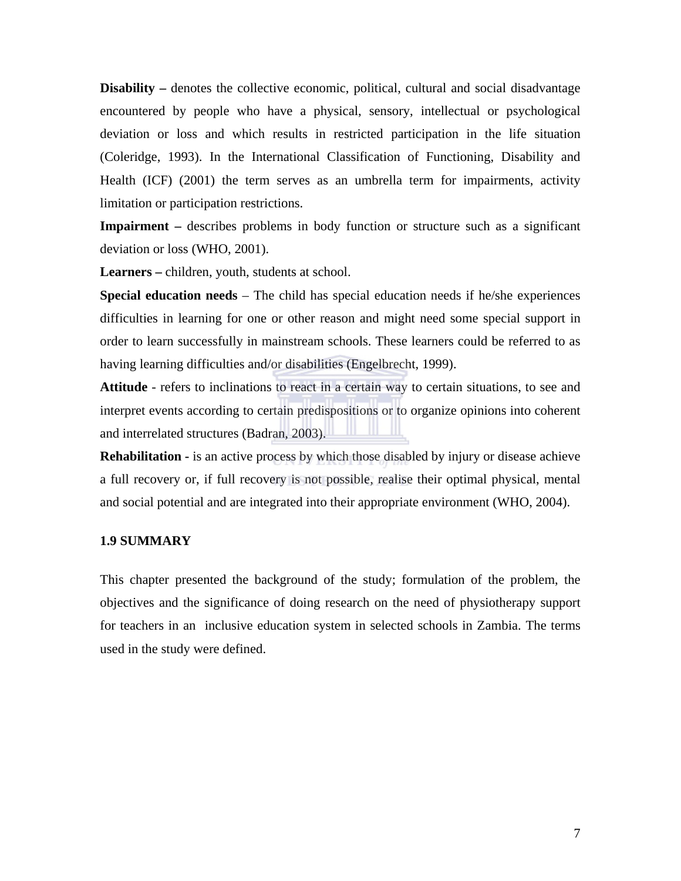**Disability –** denotes the collective economic, political, cultural and social disadvantage encountered by people who have a physical, sensory, intellectual or psychological deviation or loss and which results in restricted participation in the life situation (Coleridge, 1993). In the International Classification of Functioning, Disability and Health (ICF) (2001) the term serves as an umbrella term for impairments, activity limitation or participation restrictions.

**Impairment –** describes problems in body function or structure such as a significant deviation or loss (WHO, 2001).

**Learners –** children, youth, students at school.

**Special education needs** – The child has special education needs if he/she experiences difficulties in learning for one or other reason and might need some special support in order to learn successfully in mainstream schools. These learners could be referred to as having learning difficulties and/or disabilities (Engelbrecht, 1999).

**Attitude** - refers to inclinations to react in a certain way to certain situations, to see and interpret events according to certain predispositions or to organize opinions into coherent and interrelated structures (Badran, 2003).

**Rehabilitation -** is an active process by which those disabled by injury or disease achieve a full recovery or, if full recovery is not possible, realise their optimal physical, mental and social potential and are integrated into their appropriate environment (WHO, 2004).

### 1.9 SUMMARY

This chapter presented the background of the study; formulation of the problem, the objectives and the significance of doing research on the need of physiotherapy support for teachers in an inclusive education system in selected schools in Zambia. The terms used in the study were defined.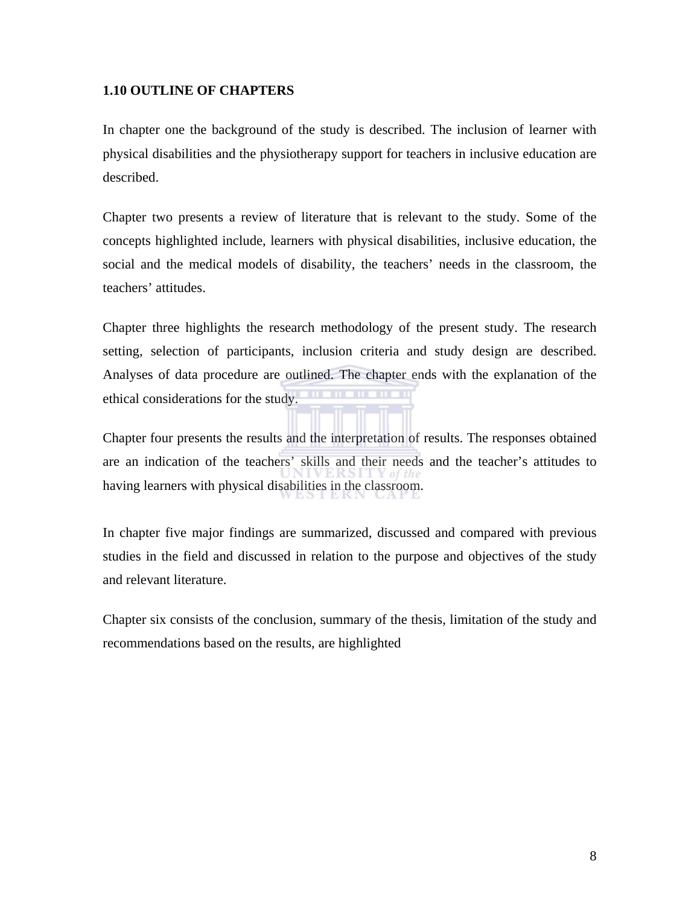## 1.10 OUTLINE OF CHAPTERS

In chapter one the background of the study is described. The inclusion of learner with physical disabilities and the physiotherapy support for teachers in inclusive education are described.

Chapter two presents a review of literature that is relevant to the study. Some of the concepts highlighted include, learners with physical disabilities, inclusive education, the social and the medical models of disability, the teachers' needs in the classroom, the teachers' attitudes.

Chapter three highlights the research methodology of the present study. The research setting, selection of participants, inclusion criteria and study design are described. Analyses of data procedure are outlined. The chapter ends with the explanation of the ethical considerations for the study.

Chapter four presents the results and the interpretation of results. The responses obtained are an indication of the teachers' skills and their needs and the teacher's attitudes to having learners with physical disabilities in the classroom.

In chapter five major findings are summarized, discussed and compared with previous studies in the field and discussed in relation to the purpose and objectives of the study and relevant literature.

Chapter six consists of the conclusion, summary of the thesis, limitation of the study and recommendations based on the results, are highlighted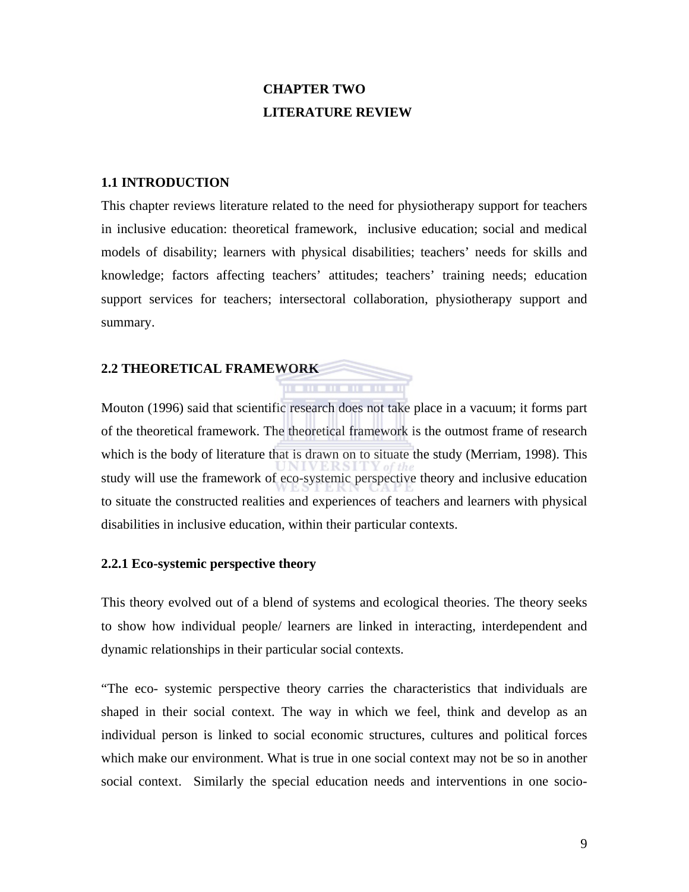# CHAPTER TWO

# LITERATURE REVIEW

## 1.1 INTRODUCTION

This chapter reviews literature related to the need for physiotherapy support for teachers in inclusive education: theoretical framework, inclusive education; social and medical models of disability; learners with physical disabilities; teachers' needs for skills and knowledge; factors affecting teachers' attitudes; teachers' training needs; education support services for teachers; intersectoral collaboration, physiotherapy support and summary.

## 2.2 THEORETICAL FRAMEWORK

Mouton (1996) said that scientific research does not take place in a vacuum; it forms part of the theoretical framework. The theoretical framework is the outmost frame of research which is the body of literature that is drawn on to situate the study (Merriam, 1998). This study will use the framework of eco-systemic perspective theory and inclusive education to situate the constructed realities and experiences of teachers and learners with physical disabilities in inclusive education, within their particular contexts.

### 2.2.1 Eco-systemic perspective theory

This theory evolved out of a blend of systems and ecological theories. The theory seeks to show how individual people/ learners are linked in interacting, interdependent and dynamic relationships in their particular social contexts.

"The eco- systemic perspective theory carries the characteristics that individuals are shaped in their social context. The way in which we feel, think and develop as an individual person is linked to social economic structures, cultures and political forces which make our environment. What is true in one social context may not be so in another social context. Similarly the special education needs and interventions in one socio-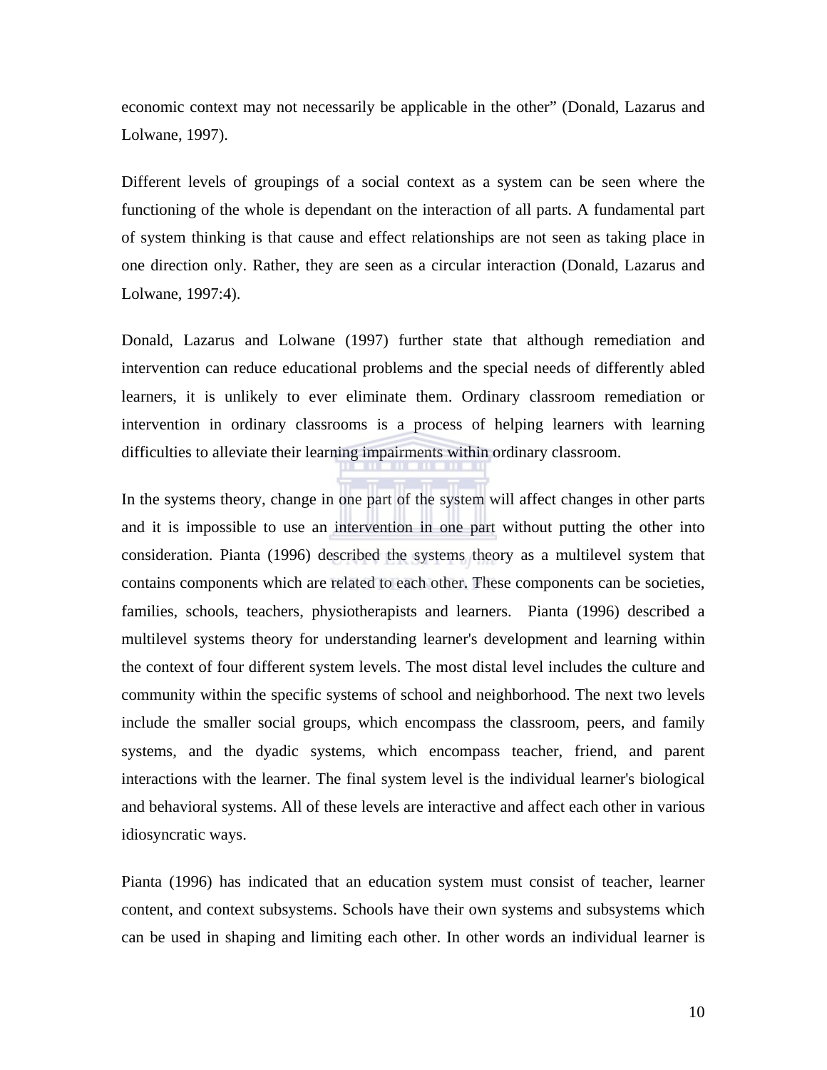economic context may not necessarily be applicable in the other" (Donald, Lazarus and Lolwane, 1997).

Different levels of groupings of a social context as a system can be seen where the functioning of the whole is dependant on the interaction of all parts. A fundamental part of system thinking is that cause and effect relationships are not seen as taking place in one direction only. Rather, they are seen as a circular interaction (Donald, Lazarus and Lolwane, 1997:4).

Donald, Lazarus and Lolwane (1997) further state that although remediation and intervention can reduce educational problems and the special needs of differently abled learners, it is unlikely to ever eliminate them. Ordinary classroom remediation or intervention in ordinary classrooms is a process of helping learners with learning difficulties to alleviate their learning impairments within ordinary classroom.

In the systems theory, change in one part of the system will affect changes in other parts and it is impossible to use an intervention in one part without putting the other into consideration. Pianta (1996) described the systems theory as a multilevel system that contains components which are related to each other. These components can be societies, families, schools, teachers, physiotherapists and learners. Pianta (1996) described a multilevel systems theory for understanding learner's development and learning within the context of four different system levels. The most distal level includes the culture and community within the specific systems of school and neighborhood. The next two levels include the smaller social groups, which encompass the classroom, peers, and family systems, and the dyadic systems, which encompass teacher, friend, and parent interactions with the learner. The final system level is the individual learner's biological and behavioral systems. All of these levels are interactive and affect each other in various idiosyncratic ways.

Pianta (1996) has indicated that an education system must consist of teacher, learner content, and context subsystems. Schools have their own systems and subsystems which can be used in shaping and limiting each other. In other words an individual learner is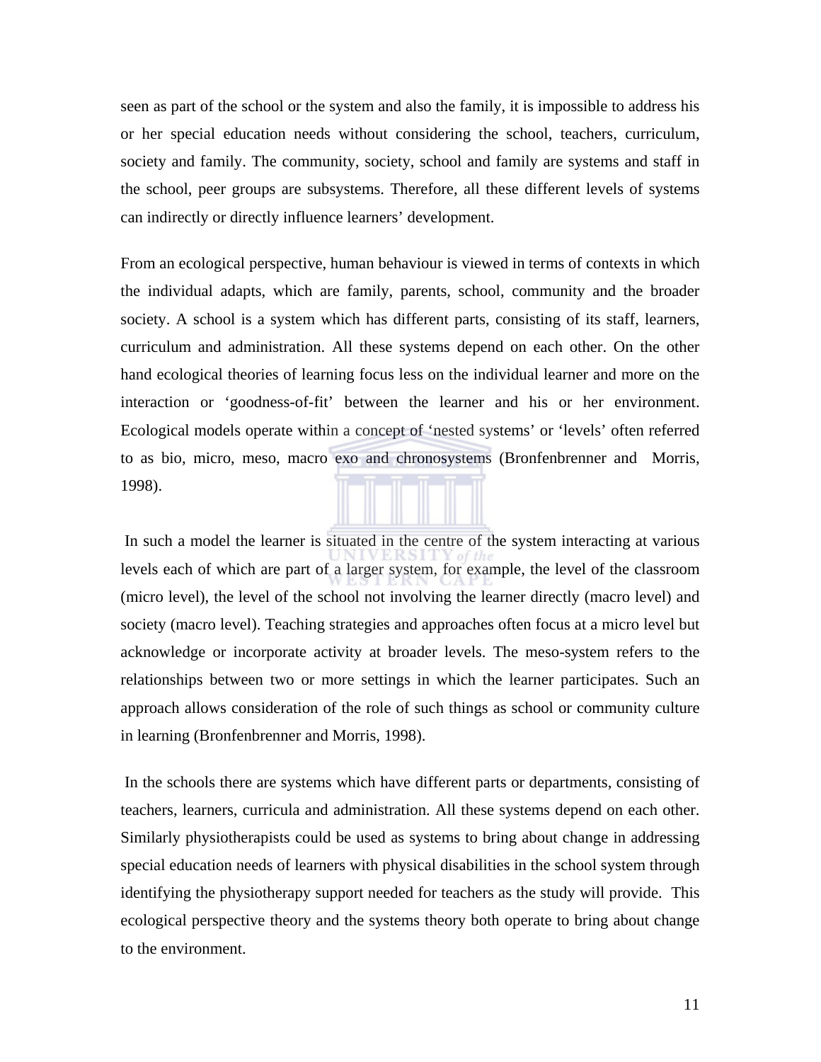seen as part of the school or the system and also the family, it is impossible to address his or her special education needs without considering the school, teachers, curriculum, society and family. The community, society, school and family are systems and staff in the school, peer groups are subsystems. Therefore, all these different levels of systems can indirectly or directly influence learners' development.

From an ecological perspective, human behaviour is viewed in terms of contexts in which the individual adapts, which are family, parents, school, community and the broader society. A school is a system which has different parts, consisting of its staff, learners, curriculum and administration. All these systems depend on each other. On the other hand ecological theories of learning focus less on the individual learner and more on the interaction or 'goodness-of-fit' between the learner and his or her environment. Ecological models operate within a concept of 'nested systems' or 'levels' often referred to as bio, micro, meso, macro exo and chronosystems (Bronfenbrenner and Morris, 1998).

In such a model the learner is situated in the centre of the system interacting at various levels each of which are part of a larger system, for example, the level of the classroom (micro level), the level of the school not involving the learner directly (macro level) and society (macro level). Teaching strategies and approaches often focus at a micro level but acknowledge or incorporate activity at broader levels. The meso-system refers to the relationships between two or more settings in which the learner participates. Such an approach allows consideration of the role of such things as school or community culture in learning (Bronfenbrenner and Morris, 1998).

In the schools there are systems which have different parts or departments, consisting of teachers, learners, curricula and administration. All these systems depend on each other. Similarly physiotherapists could be used as systems to bring about change in addressing special education needs of learners with physical disabilities in the school system through identifying the physiotherapy support needed for teachers as the study will provide. This ecological perspective theory and the systems theory both operate to bring about change to the environment.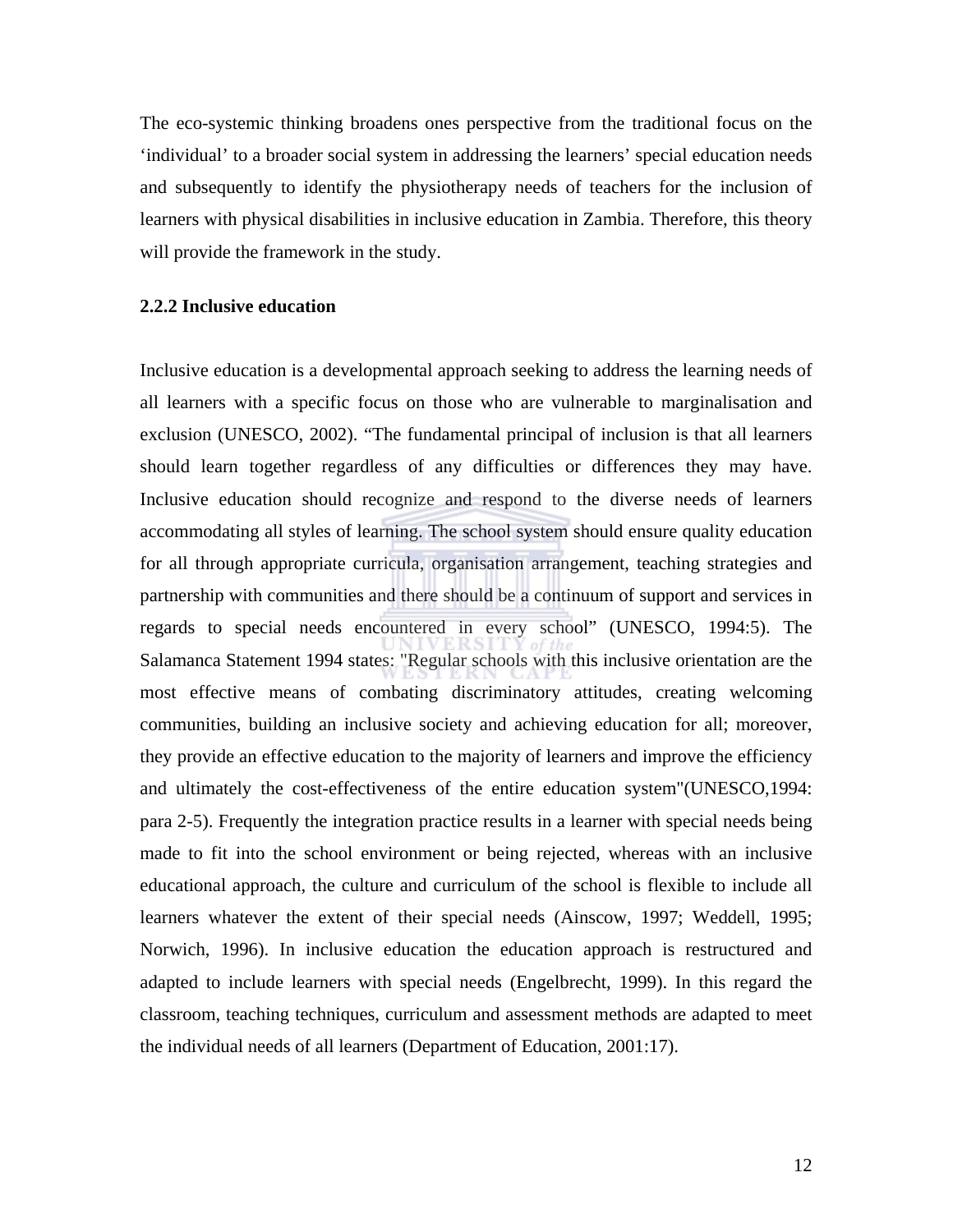The eco-systemic thinking broadens ones perspective from the traditional focus on the ‘individual’ to a broader social system in addressing the learners’ special education needs and subsequently to identify the physiotherapy needs of teachers for the inclusion of learners with physical disabilities in inclusive education in Zambia. Therefore, this theory will provide the framework in the study.

### 2.2.2 Inclusive education

Inclusive education is a developmental approach seeking to address the learning needs of all learners with a specific focus on those who are vulnerable to marginalisation and exclusion (UNESCO, 2002). “The fundamental principal of inclusion is that all learners should learn together regardless of any difficulties or differences they may have. Inclusive education should recognize and respond to the diverse needs of learners accommodating all styles of learning. The school system should ensure quality education for all through appropriate curricula, organisation arrangement, teaching strategies and partnership with communities and there should be a continuum of support and services in regards to special needs encountered in every school” (UNESCO, 1994:5). The Salamanca Statement 1994 states: "Regular schools with this inclusive orientation are the most effective means of combating discriminatory attitudes, creating welcoming communities, building an inclusive society and achieving education for all; moreover, they provide an effective education to the majority of learners and improve the efficiency and ultimately the cost-effectiveness of the entire education system"(UNESCO,1994: para 2-5). Frequently the integration practice results in a learner with special needs being made to fit into the school environment or being rejected, whereas with an inclusive educational approach, the culture and curriculum of the school is flexible to include all learners whatever the extent of their special needs (Ainscow, 1997; Weddell, 1995; Norwich, 1996). In inclusive education the education approach is restructured and adapted to include learners with special needs (Engelbrecht, 1999). In this regard the classroom, teaching techniques, curriculum and assessment methods are adapted to meet the individual needs of all learners (Department of Education, 2001:17).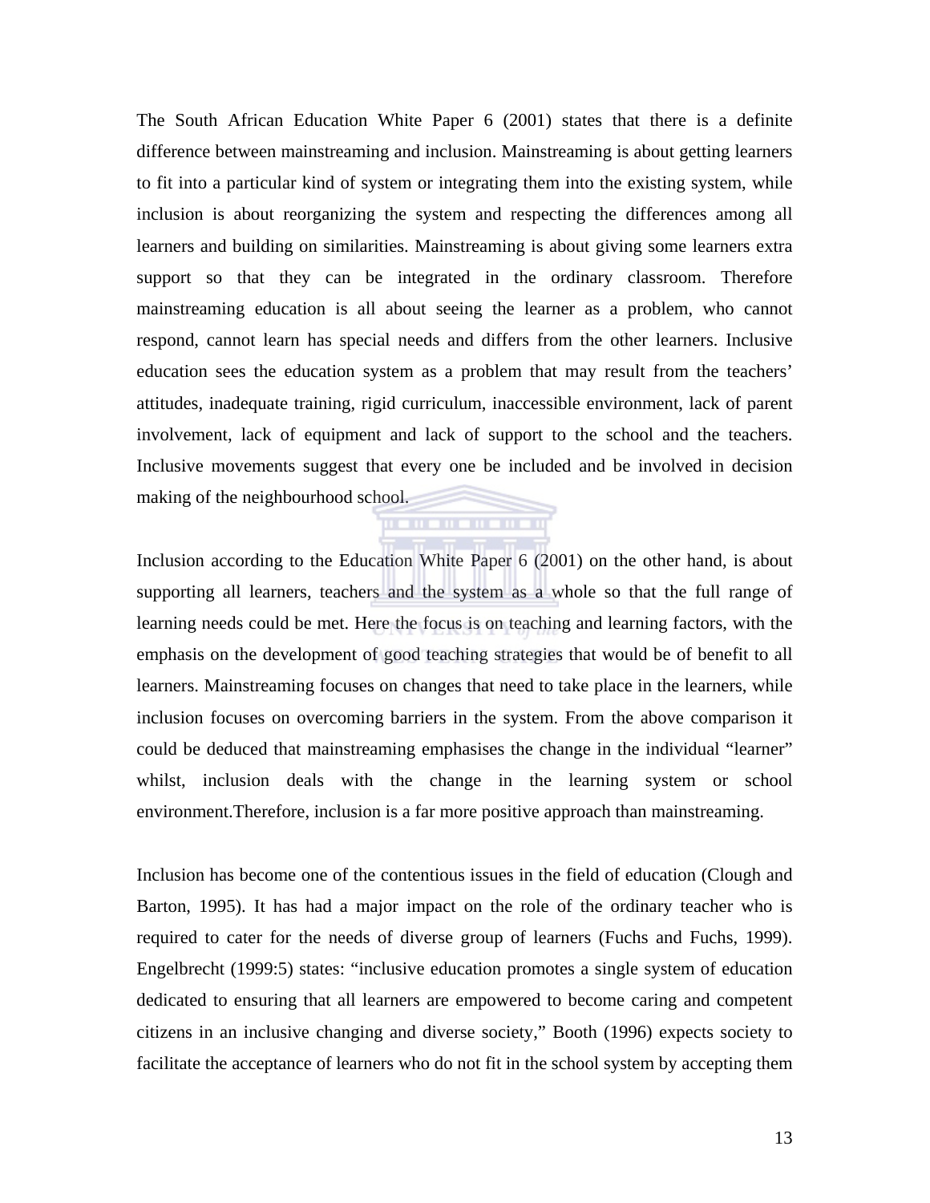The South African Education White Paper 6 (2001) states that there is a definite difference between mainstreaming and inclusion. Mainstreaming is about getting learners to fit into a particular kind of system or integrating them into the existing system, while inclusion is about reorganizing the system and respecting the differences among all learners and building on similarities. Mainstreaming is about giving some learners extra support so that they can be integrated in the ordinary classroom. Therefore mainstreaming education is all about seeing the learner as a problem, who cannot respond, cannot learn has special needs and differs from the other learners. Inclusive education sees the education system as a problem that may result from the teachers' attitudes, inadequate training, rigid curriculum, inaccessible environment, lack of parent involvement, lack of equipment and lack of support to the school and the teachers. Inclusive movements suggest that every one be included and be involved in decision making of the neighbourhood school.

Inclusion according to the Education White Paper 6 (2001) on the other hand, is about supporting all learners, teachers and the system as a whole so that the full range of learning needs could be met. Here the focus is on teaching and learning factors, with the emphasis on the development of good teaching strategies that would be of benefit to all learners. Mainstreaming focuses on changes that need to take place in the learners, while inclusion focuses on overcoming barriers in the system. From the above comparison it could be deduced that mainstreaming emphasises the change in the individual "learner" whilst, inclusion deals with the change in the learning system or school environment.Therefore, inclusion is a far more positive approach than mainstreaming.

Inclusion has become one of the contentious issues in the field of education (Clough and Barton, 1995). It has had a major impact on the role of the ordinary teacher who is required to cater for the needs of diverse group of learners (Fuchs and Fuchs, 1999). Engelbrecht (1999:5) states: "inclusive education promotes a single system of education dedicated to ensuring that all learners are empowered to become caring and competent citizens in an inclusive changing and diverse society," Booth (1996) expects society to facilitate the acceptance of learners who do not fit in the school system by accepting them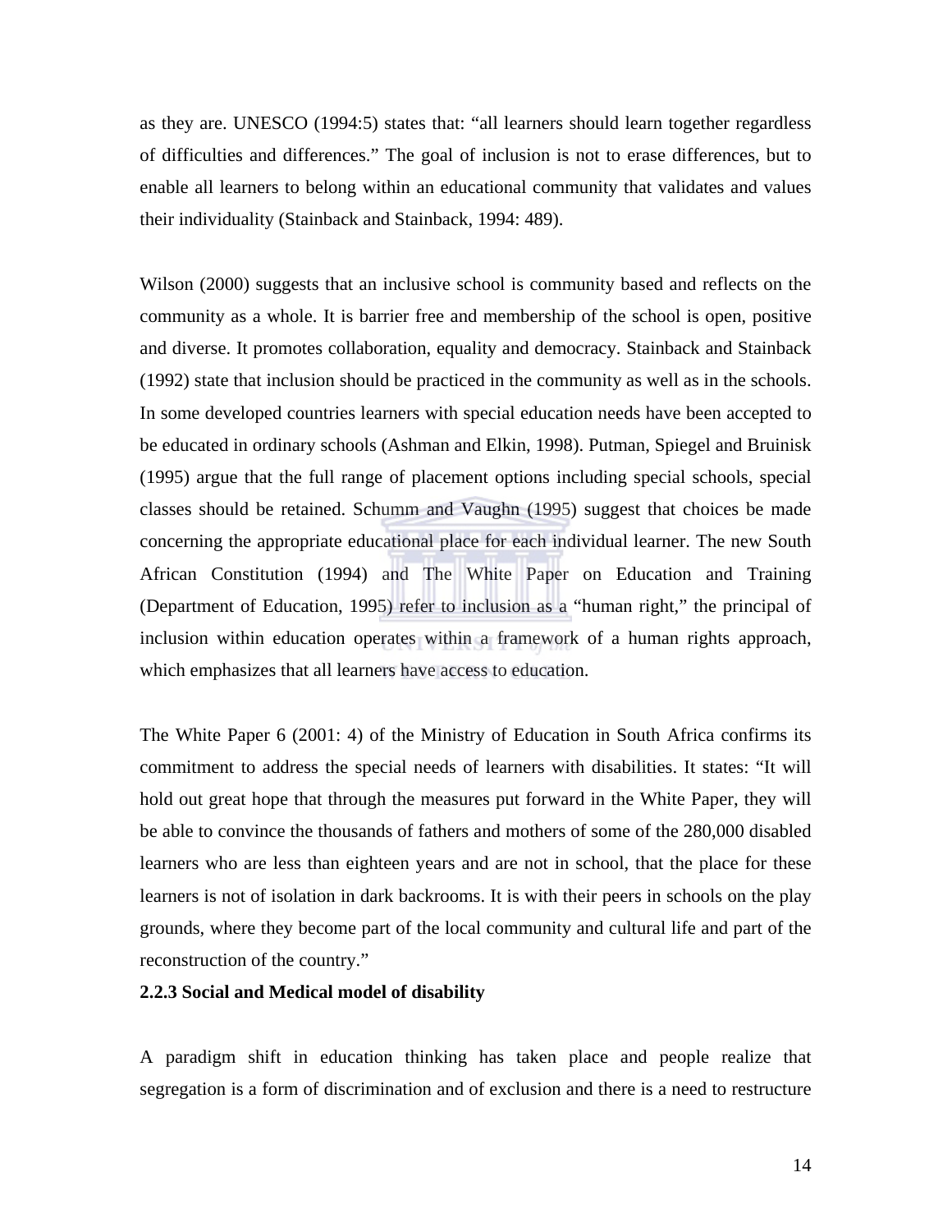as they are. UNESCO (1994:5) states that: “all learners should learn together regardless of difficulties and differences.” The goal of inclusion is not to erase differences, but to enable all learners to belong within an educational community that validates and values their individuality (Stainback and Stainback, 1994: 489).

Wilson (2000) suggests that an inclusive school is community based and reflects on the community as a whole. It is barrier free and membership of the school is open, positive and diverse. It promotes collaboration, equality and democracy. Stainback and Stainback (1992) state that inclusion should be practiced in the community as well as in the schools. In some developed countries learners with special education needs have been accepted to be educated in ordinary schools (Ashman and Elkin, 1998). Putman, Spiegel and Bruinisk (1995) argue that the full range of placement options including special schools, special classes should be retained. Schumm and Vaughn (1995) suggest that choices be made concerning the appropriate educational place for each individual learner. The new South African Constitution (1994) and The White Paper on Education and Training (Department of Education, 1995) refer to inclusion as a “human right,” the principal of inclusion within education operates within a framework of a human rights approach, which emphasizes that all learners have access to education.

The White Paper 6 (2001: 4) of the Ministry of Education in South Africa confirms its commitment to address the special needs of learners with disabilities. It states: “It will hold out great hope that through the measures put forward in the White Paper, they will be able to convince the thousands of fathers and mothers of some of the 280,000 disabled learners who are less than eighteen years and are not in school, that the place for these learners is not of isolation in dark backrooms. It is with their peers in schools on the play grounds, where they become part of the local community and cultural life and part of the reconstruction of the country.”

### 2.2.3 Social and Medical model of disability

A paradigm shift in education thinking has taken place and people realize that segregation is a form of discrimination and of exclusion and there is a need to restructure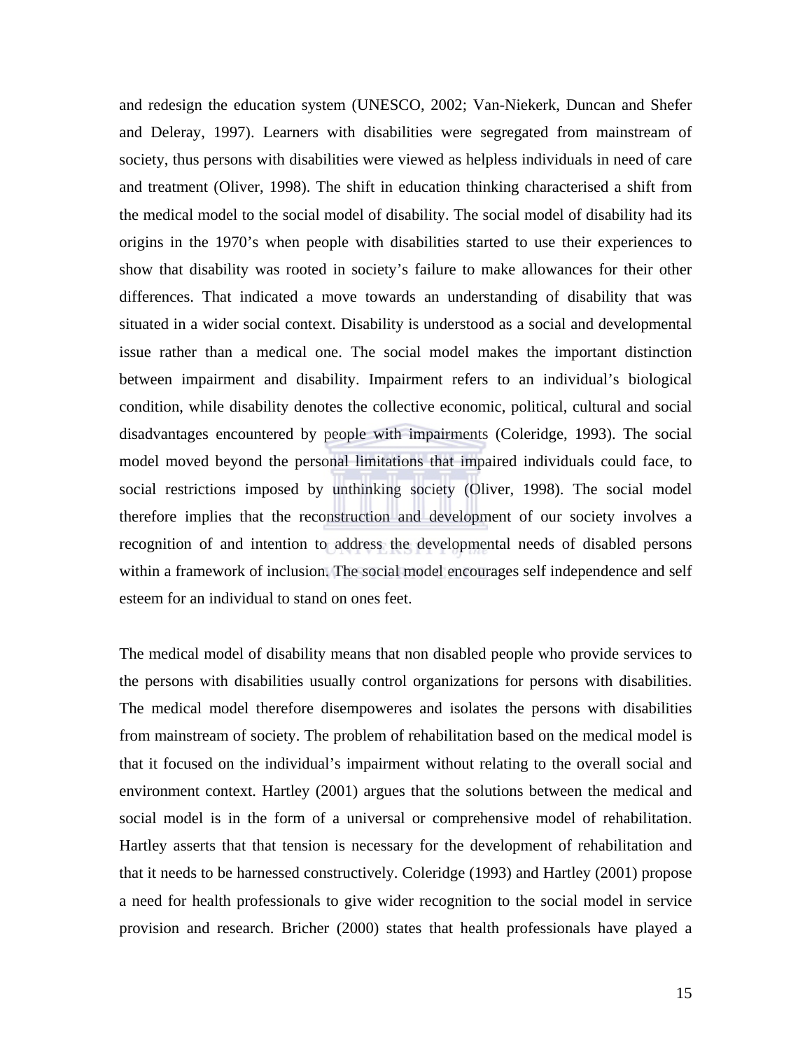and redesign the education system (UNESCO, 2002; Van-Niekerk, Duncan and Shefer and Deleray, 1997). Learners with disabilities were segregated from mainstream of society, thus persons with disabilities were viewed as helpless individuals in need of care and treatment (Oliver, 1998). The shift in education thinking characterised a shift from the medical model to the social model of disability. The social model of disability had its origins in the 1970's when people with disabilities started to use their experiences to show that disability was rooted in society's failure to make allowances for their other differences. That indicated a move towards an understanding of disability that was situated in a wider social context. Disability is understood as a social and developmental issue rather than a medical one. The social model makes the important distinction between impairment and disability. Impairment refers to an individual's biological condition, while disability denotes the collective economic, political, cultural and social disadvantages encountered by people with impairments (Coleridge, 1993). The social model moved beyond the personal limitations that impaired individuals could face, to social restrictions imposed by unthinking society (Oliver, 1998). The social model therefore implies that the reconstruction and development of our society involves a recognition of and intention to address the developmental needs of disabled persons within a framework of inclusion. The social model encourages self independence and self esteem for an individual to stand on ones feet.

The medical model of disability means that non disabled people who provide services to the persons with disabilities usually control organizations for persons with disabilities. The medical model therefore disempoweres and isolates the persons with disabilities from mainstream of society. The problem of rehabilitation based on the medical model is that it focused on the individual's impairment without relating to the overall social and environment context. Hartley (2001) argues that the solutions between the medical and social model is in the form of a universal or comprehensive model of rehabilitation. Hartley asserts that that tension is necessary for the development of rehabilitation and that it needs to be harnessed constructively. Coleridge (1993) and Hartley (2001) propose a need for health professionals to give wider recognition to the social model in service provision and research. Bricher (2000) states that health professionals have played a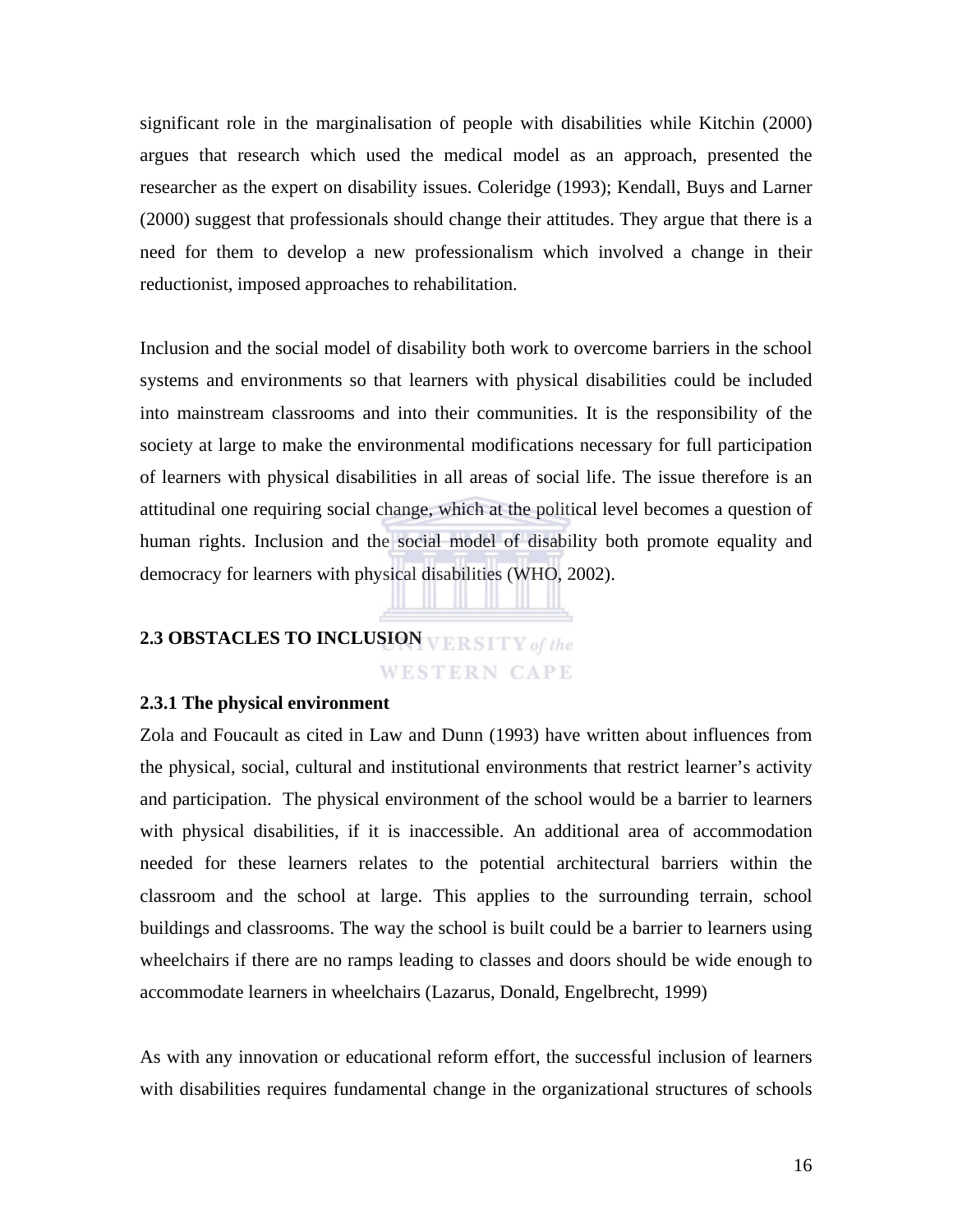significant role in the marginalisation of people with disabilities while Kitchin (2000) argues that research which used the medical model as an approach, presented the researcher as the expert on disability issues. Coleridge (1993); Kendall, Buys and Larner (2000) suggest that professionals should change their attitudes. They argue that there is a need for them to develop a new professionalism which involved a change in their reductionist, imposed approaches to rehabilitation.

Inclusion and the social model of disability both work to overcome barriers in the school systems and environments so that learners with physical disabilities could be included into mainstream classrooms and into their communities. It is the responsibility of the society at large to make the environmental modifications necessary for full participation of learners with physical disabilities in all areas of social life. The issue therefore is an attitudinal one requiring social change, which at the political level becomes a question of human rights. Inclusion and the social model of disability both promote equality and democracy for learners with physical disabilities (WHO, 2002).

## 2.3 OBSTACLES TO INCLUSION

### 2.3.1 The physical environment

Zola and Foucault as cited in Law and Dunn (1993) have written about influences from the physical, social, cultural and institutional environments that restrict learner's activity and participation. The physical environment of the school would be a barrier to learners with physical disabilities, if it is inaccessible. An additional area of accommodation needed for these learners relates to the potential architectural barriers within the classroom and the school at large. This applies to the surrounding terrain, school buildings and classrooms. The way the school is built could be a barrier to learners using wheelchairs if there are no ramps leading to classes and doors should be wide enough to accommodate learners in wheelchairs (Lazarus, Donald, Engelbrecht, 1999)

As with any innovation or educational reform effort, the successful inclusion of learners with disabilities requires fundamental change in the organizational structures of schools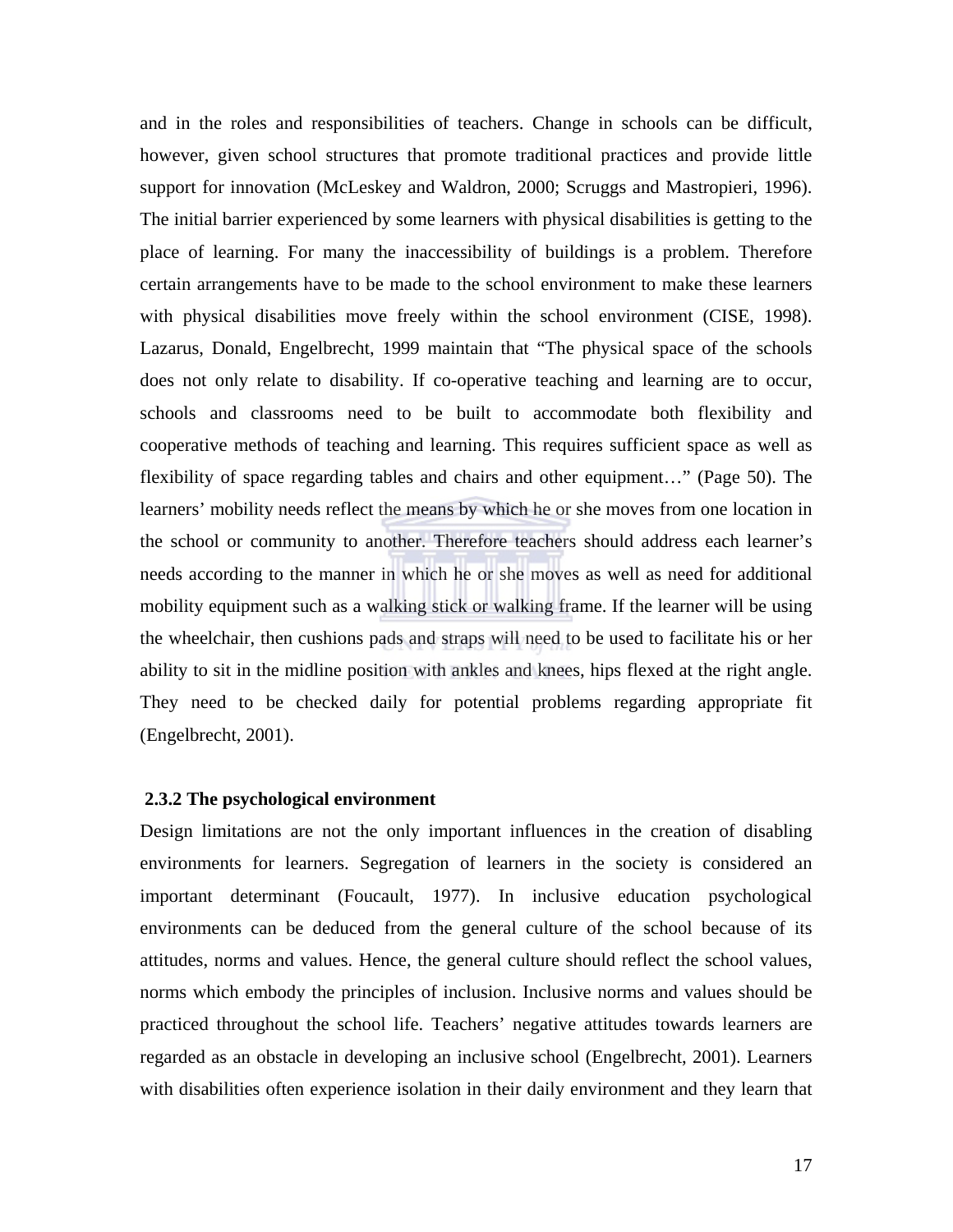and in the roles and responsibilities of teachers. Change in schools can be difficult, however, given school structures that promote traditional practices and provide little support for innovation (McLeskey and Waldron, 2000; Scruggs and Mastropieri, 1996). The initial barrier experienced by some learners with physical disabilities is getting to the place of learning. For many the inaccessibility of buildings is a problem. Therefore certain arrangements have to be made to the school environment to make these learners with physical disabilities move freely within the school environment (CISE, 1998). Lazarus, Donald, Engelbrecht, 1999 maintain that "The physical space of the schools does not only relate to disability. If co-operative teaching and learning are to occur, schools and classrooms need to be built to accommodate both flexibility and cooperative methods of teaching and learning. This requires sufficient space as well as flexibility of space regarding tables and chairs and other equipment…" (Page 50). The learners' mobility needs reflect the means by which he or she moves from one location in the school or community to another. Therefore teachers should address each learner's needs according to the manner in which he or she moves as well as need for additional mobility equipment such as a walking stick or walking frame. If the learner will be using the wheelchair, then cushions pads and straps will need to be used to facilitate his or her ability to sit in the midline position with ankles and knees, hips flexed at the right angle. They need to be checked daily for potential problems regarding appropriate fit (Engelbrecht, 2001).

### 2.3.2 The psychological environment

Design limitations are not the only important influences in the creation of disabling environments for learners. Segregation of learners in the society is considered an important determinant (Foucault, 1977). In inclusive education psychological environments can be deduced from the general culture of the school because of its attitudes, norms and values. Hence, the general culture should reflect the school values, norms which embody the principles of inclusion. Inclusive norms and values should be practiced throughout the school life. Teachers' negative attitudes towards learners are regarded as an obstacle in developing an inclusive school (Engelbrecht, 2001). Learners with disabilities often experience isolation in their daily environment and they learn that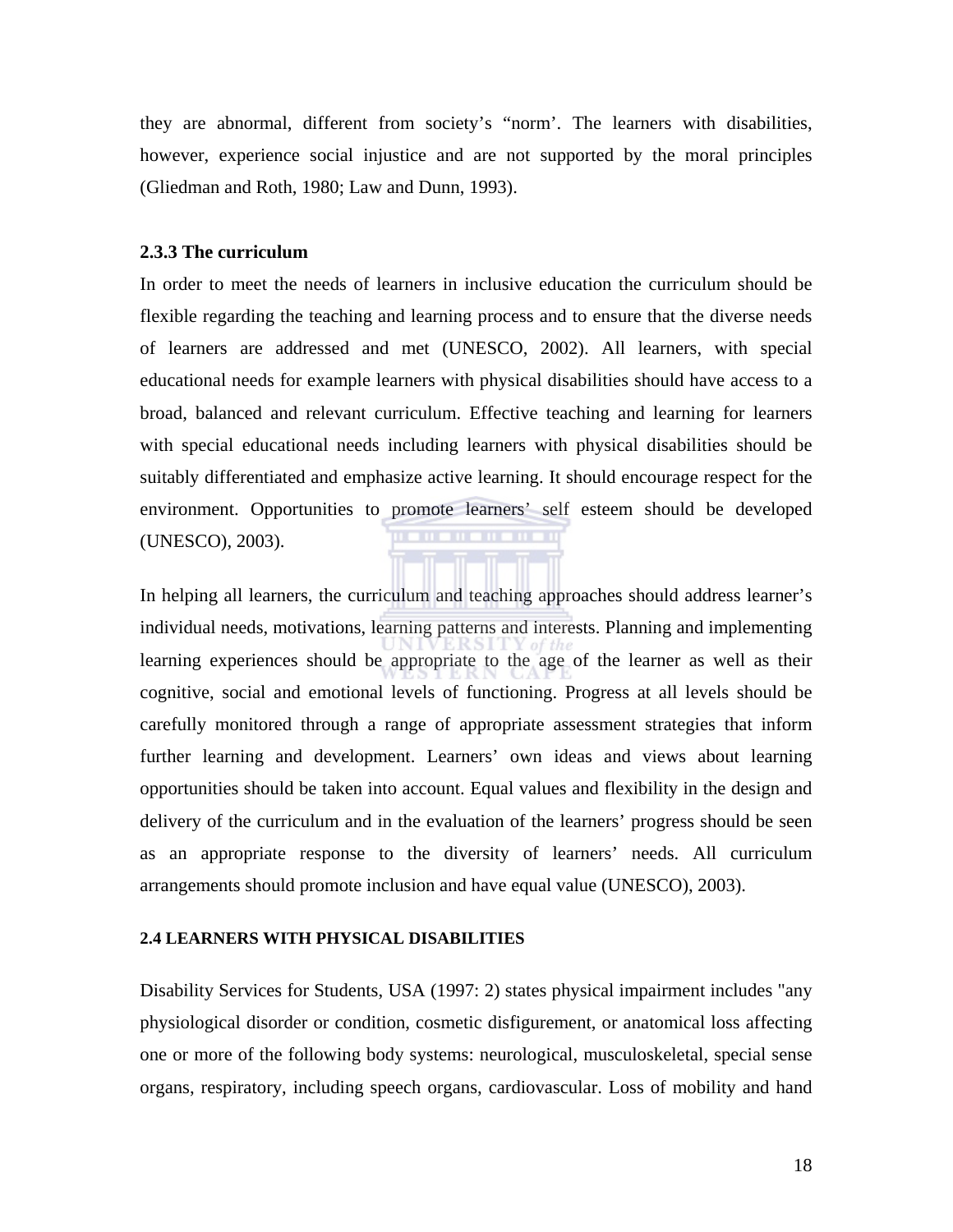they are abnormal, different from society's "norm'. The learners with disabilities, however, experience social injustice and are not supported by the moral principles (Gliedman and Roth, 1980; Law and Dunn, 1993).

### 2.3.3 The curriculum

In order to meet the needs of learners in inclusive education the curriculum should be flexible regarding the teaching and learning process and to ensure that the diverse needs of learners are addressed and met (UNESCO, 2002). All learners, with special educational needs for example learners with physical disabilities should have access to a broad, balanced and relevant curriculum. Effective teaching and learning for learners with special educational needs including learners with physical disabilities should be suitably differentiated and emphasize active learning. It should encourage respect for the environment. Opportunities to promote learners' self esteem should be developed (UNESCO), 2003).

In helping all learners, the curriculum and teaching approaches should address learner's individual needs, motivations, learning patterns and interests. Planning and implementing learning experiences should be appropriate to the age of the learner as well as their cognitive, social and emotional levels of functioning. Progress at all levels should be carefully monitored through a range of appropriate assessment strategies that inform further learning and development. Learners' own ideas and views about learning opportunities should be taken into account. Equal values and flexibility in the design and delivery of the curriculum and in the evaluation of the learners' progress should be seen as an appropriate response to the diversity of learners' needs. All curriculum arrangements should promote inclusion and have equal value (UNESCO), 2003).

## 2.4 LEARNERS WITH PHYSICAL DISABILITIES

Disability Services for Students, USA (1997: 2) states physical impairment includes "any physiological disorder or condition, cosmetic disfigurement, or anatomical loss affecting one or more of the following body systems: neurological, musculoskeletal, special sense organs, respiratory, including speech organs, cardiovascular. Loss of mobility and hand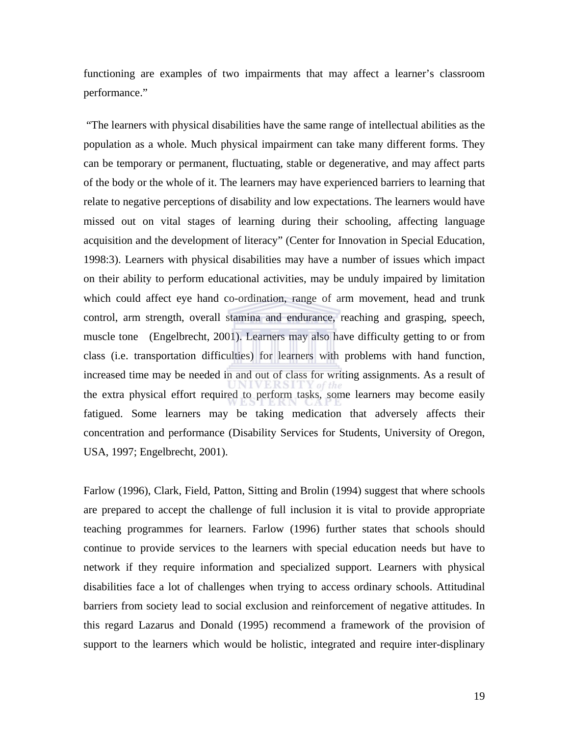functioning are examples of two impairments that may affect a learner's classroom performance."

"The learners with physical disabilities have the same range of intellectual abilities as the population as a whole. Much physical impairment can take many different forms. They can be temporary or permanent, fluctuating, stable or degenerative, and may affect parts of the body or the whole of it. The learners may have experienced barriers to learning that relate to negative perceptions of disability and low expectations. The learners would have missed out on vital stages of learning during their schooling, affecting language acquisition and the development of literacy" (Center for Innovation in Special Education, 1998:3). Learners with physical disabilities may have a number of issues which impact on their ability to perform educational activities, may be unduly impaired by limitation which could affect eye hand co-ordination, range of arm movement, head and trunk control, arm strength, overall stamina and endurance, reaching and grasping, speech, muscle tone (Engelbrecht, 2001). Learners may also have difficulty getting to or from class (i.e. transportation difficulties) for learners with problems with hand function, increased time may be needed in and out of class for writing assignments. As a result of the extra physical effort required to perform tasks, some learners may become easily fatigued. Some learners may be taking medication that adversely affects their concentration and performance (Disability Services for Students, University of Oregon, USA, 1997; Engelbrecht, 2001).

Farlow (1996), Clark, Field, Patton, Sitting and Brolin (1994) suggest that where schools are prepared to accept the challenge of full inclusion it is vital to provide appropriate teaching programmes for learners. Farlow (1996) further states that schools should continue to provide services to the learners with special education needs but have to network if they require information and specialized support. Learners with physical disabilities face a lot of challenges when trying to access ordinary schools. Attitudinal barriers from society lead to social exclusion and reinforcement of negative attitudes. In this regard Lazarus and Donald (1995) recommend a framework of the provision of support to the learners which would be holistic, integrated and require inter-displinary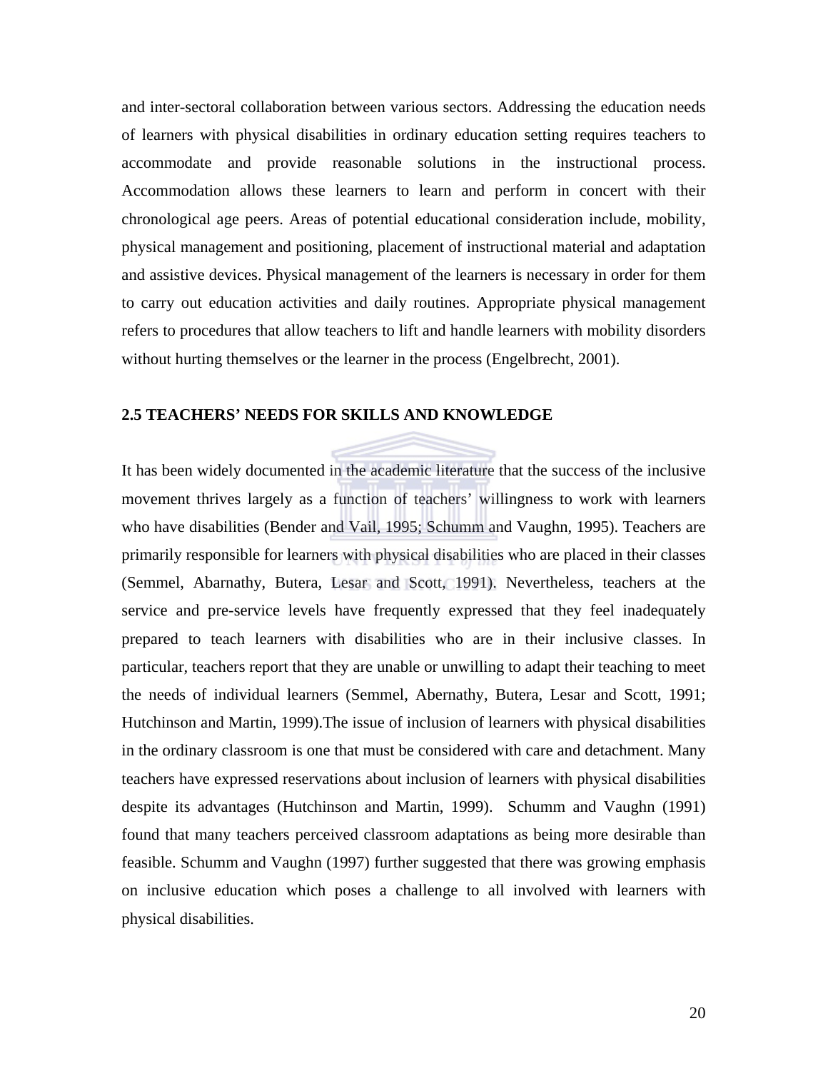and inter-sectoral collaboration between various sectors. Addressing the education needs of learners with physical disabilities in ordinary education setting requires teachers to accommodate and provide reasonable solutions in the instructional process. Accommodation allows these learners to learn and perform in concert with their chronological age peers. Areas of potential educational consideration include, mobility, physical management and positioning, placement of instructional material and adaptation and assistive devices. Physical management of the learners is necessary in order for them to carry out education activities and daily routines. Appropriate physical management refers to procedures that allow teachers to lift and handle learners with mobility disorders without hurting themselves or the learner in the process (Engelbrecht, 2001).

## 2.5 TEACHERS' NEEDS FOR SKILLS AND KNOWLEDGE

It has been widely documented in the academic literature that the success of the inclusive movement thrives largely as a function of teachers' willingness to work with learners who have disabilities (Bender and Vail, 1995; Schumm and Vaughn, 1995). Teachers are primarily responsible for learners with physical disabilities who are placed in their classes (Semmel, Abarnathy, Butera, Lesar and Scott, 1991). Nevertheless, teachers at the service and pre-service levels have frequently expressed that they feel inadequately prepared to teach learners with disabilities who are in their inclusive classes. In particular, teachers report that they are unable or unwilling to adapt their teaching to meet the needs of individual learners (Semmel, Abernathy, Butera, Lesar and Scott, 1991; Hutchinson and Martin, 1999).The issue of inclusion of learners with physical disabilities in the ordinary classroom is one that must be considered with care and detachment. Many teachers have expressed reservations about inclusion of learners with physical disabilities despite its advantages (Hutchinson and Martin, 1999). Schumm and Vaughn (1991) found that many teachers perceived classroom adaptations as being more desirable than feasible. Schumm and Vaughn (1997) further suggested that there was growing emphasis on inclusive education which poses a challenge to all involved with learners with physical disabilities.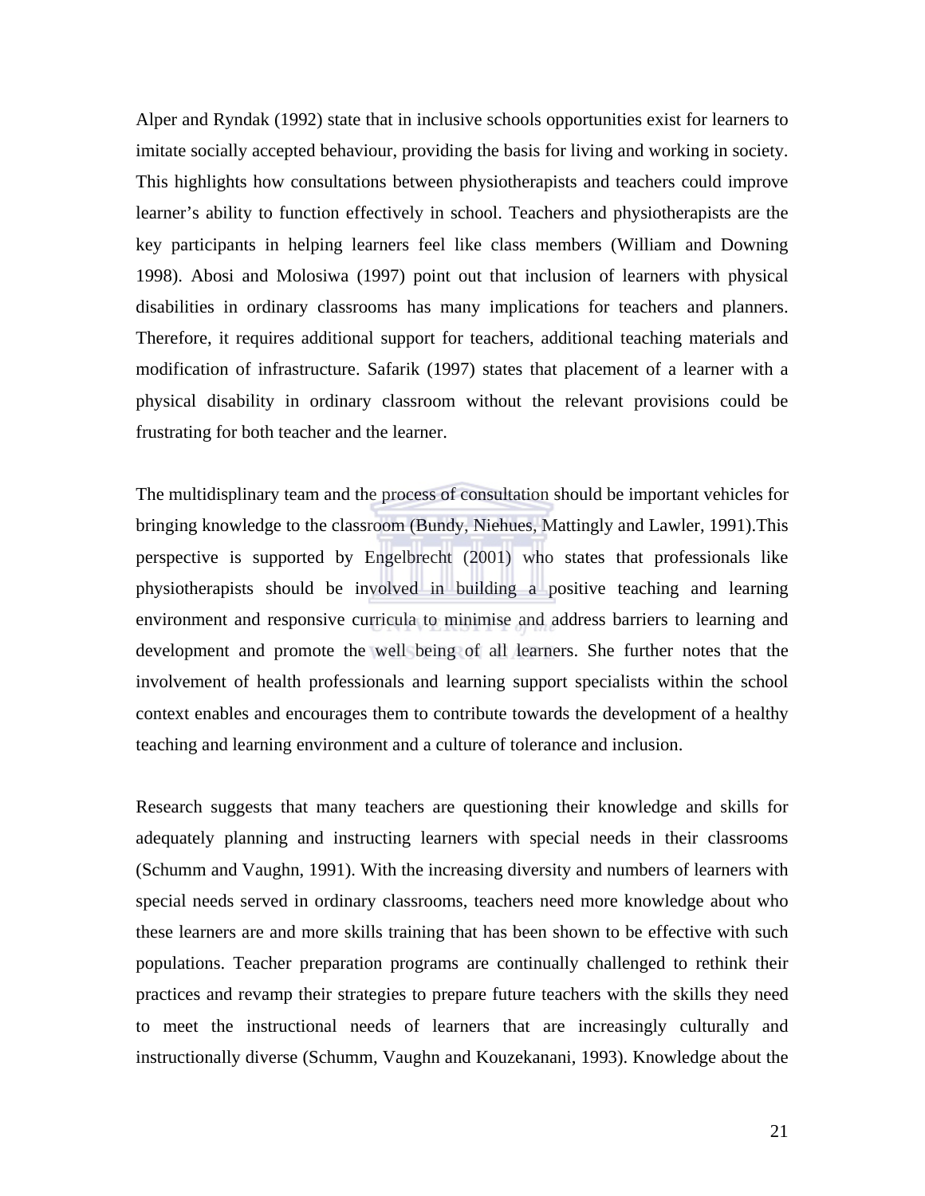Alper and Ryndak (1992) state that in inclusive schools opportunities exist for learners to imitate socially accepted behaviour, providing the basis for living and working in society. This highlights how consultations between physiotherapists and teachers could improve learner's ability to function effectively in school. Teachers and physiotherapists are the key participants in helping learners feel like class members (William and Downing 1998). Abosi and Molosiwa (1997) point out that inclusion of learners with physical disabilities in ordinary classrooms has many implications for teachers and planners. Therefore, it requires additional support for teachers, additional teaching materials and modification of infrastructure. Safarik (1997) states that placement of a learner with a physical disability in ordinary classroom without the relevant provisions could be frustrating for both teacher and the learner.

The multidisplinary team and the process of consultation should be important vehicles for bringing knowledge to the classroom (Bundy, Niehues, Mattingly and Lawler, 1991).This perspective is supported by Engelbrecht (2001) who states that professionals like physiotherapists should be involved in building a positive teaching and learning environment and responsive curricula to minimise and address barriers to learning and development and promote the well being of all learners. She further notes that the involvement of health professionals and learning support specialists within the school context enables and encourages them to contribute towards the development of a healthy teaching and learning environment and a culture of tolerance and inclusion.

Research suggests that many teachers are questioning their knowledge and skills for adequately planning and instructing learners with special needs in their classrooms (Schumm and Vaughn, 1991). With the increasing diversity and numbers of learners with special needs served in ordinary classrooms, teachers need more knowledge about who these learners are and more skills training that has been shown to be effective with such populations. Teacher preparation programs are continually challenged to rethink their practices and revamp their strategies to prepare future teachers with the skills they need to meet the instructional needs of learners that are increasingly culturally and instructionally diverse (Schumm, Vaughn and Kouzekanani, 1993). Knowledge about the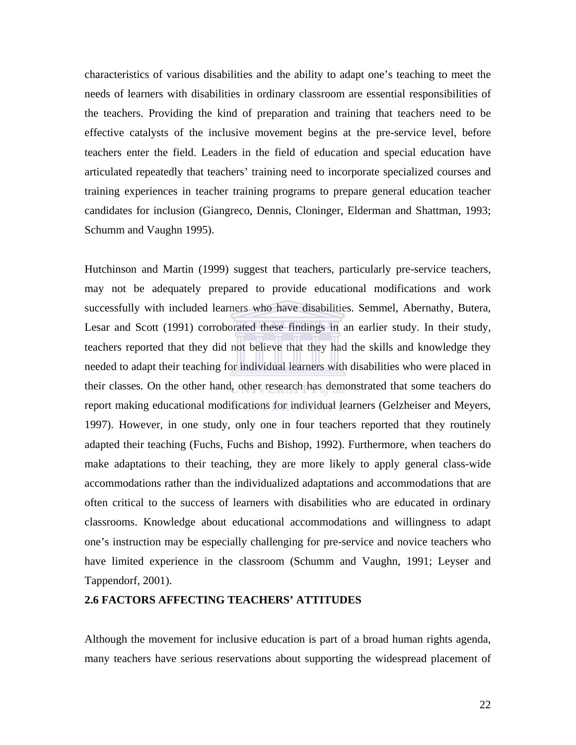characteristics of various disabilities and the ability to adapt one's teaching to meet the needs of learners with disabilities in ordinary classroom are essential responsibilities of the teachers. Providing the kind of preparation and training that teachers need to be effective catalysts of the inclusive movement begins at the pre-service level, before teachers enter the field. Leaders in the field of education and special education have articulated repeatedly that teachers' training need to incorporate specialized courses and training experiences in teacher training programs to prepare general education teacher candidates for inclusion (Giangreco, Dennis, Cloninger, Elderman and Shattman, 1993; Schumm and Vaughn 1995).

Hutchinson and Martin (1999) suggest that teachers, particularly pre-service teachers, may not be adequately prepared to provide educational modifications and work successfully with included learners who have disabilities. Semmel, Abernathy, Butera, Lesar and Scott (1991) corroborated these findings in an earlier study. In their study, teachers reported that they did not believe that they had the skills and knowledge they needed to adapt their teaching for individual learners with disabilities who were placed in their classes. On the other hand, other research has demonstrated that some teachers do report making educational modifications for individual learners (Gelzheiser and Meyers, 1997). However, in one study, only one in four teachers reported that they routinely adapted their teaching (Fuchs, Fuchs and Bishop, 1992). Furthermore, when teachers do make adaptations to their teaching, they are more likely to apply general class-wide accommodations rather than the individualized adaptations and accommodations that are often critical to the success of learners with disabilities who are educated in ordinary classrooms. Knowledge about educational accommodations and willingness to adapt one's instruction may be especially challenging for pre-service and novice teachers who have limited experience in the classroom (Schumm and Vaughn, 1991; Leyser and Tappendorf, 2001).

## 2.6 FACTORS AFFECTING TEACHERS' ATTITUDES

Although the movement for inclusive education is part of a broad human rights agenda, many teachers have serious reservations about supporting the widespread placement of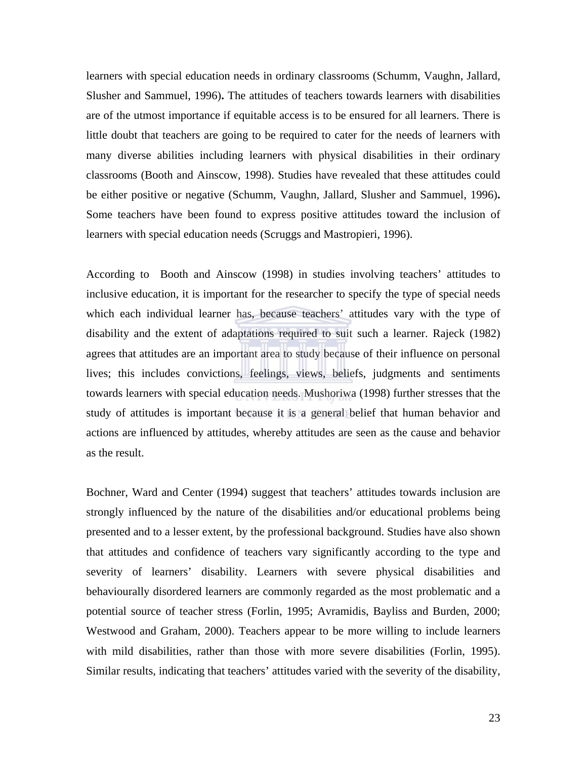learners with special education needs in ordinary classrooms (Schumm, Vaughn, Jallard, Slusher and Sammuel, 1996)**.** The attitudes of teachers towards learners with disabilities are of the utmost importance if equitable access is to be ensured for all learners. There is little doubt that teachers are going to be required to cater for the needs of learners with many diverse abilities including learners with physical disabilities in their ordinary classrooms (Booth and Ainscow, 1998). Studies have revealed that these attitudes could be either positive or negative (Schumm, Vaughn, Jallard, Slusher and Sammuel, 1996)**.** Some teachers have been found to express positive attitudes toward the inclusion of learners with special education needs (Scruggs and Mastropieri, 1996).

According to Booth and Ainscow (1998) in studies involving teachers' attitudes to inclusive education, it is important for the researcher to specify the type of special needs which each individual learner has, because teachers' attitudes vary with the type of disability and the extent of adaptations required to suit such a learner. Rajeck (1982) agrees that attitudes are an important area to study because of their influence on personal lives; this includes convictions, feelings, views, beliefs, judgments and sentiments towards learners with special education needs. Mushoriwa (1998) further stresses that the study of attitudes is important because it is a general belief that human behavior and actions are influenced by attitudes, whereby attitudes are seen as the cause and behavior as the result.

Bochner, Ward and Center (1994) suggest that teachers' attitudes towards inclusion are strongly influenced by the nature of the disabilities and/or educational problems being presented and to a lesser extent, by the professional background. Studies have also shown that attitudes and confidence of teachers vary significantly according to the type and severity of learners' disability. Learners with severe physical disabilities and behaviourally disordered learners are commonly regarded as the most problematic and a potential source of teacher stress (Forlin, 1995; Avramidis, Bayliss and Burden, 2000; Westwood and Graham, 2000). Teachers appear to be more willing to include learners with mild disabilities, rather than those with more severe disabilities (Forlin, 1995). Similar results, indicating that teachers' attitudes varied with the severity of the disability,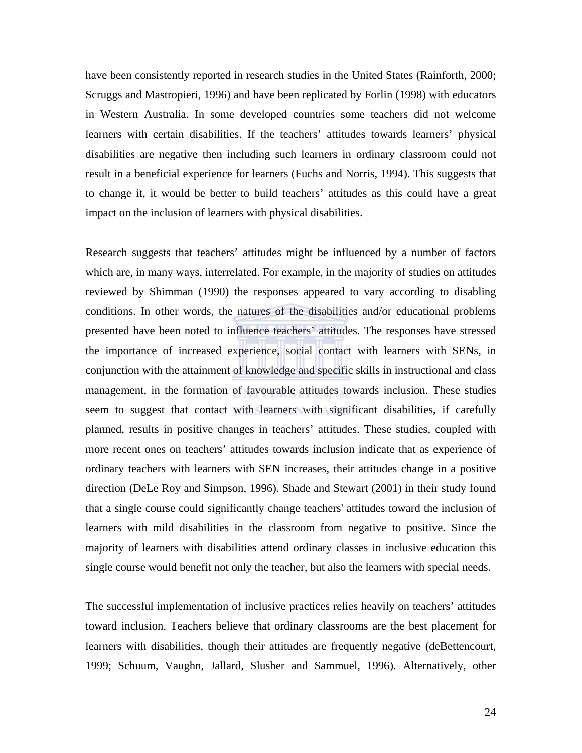have been consistently reported in research studies in the United States (Rainforth, 2000; Scruggs and Mastropieri, 1996) and have been replicated by Forlin (1998) with educators in Western Australia. In some developed countries some teachers did not welcome learners with certain disabilities. If the teachers' attitudes towards learners' physical disabilities are negative then including such learners in ordinary classroom could not result in a beneficial experience for learners (Fuchs and Norris, 1994). This suggests that to change it, it would be better to build teachers' attitudes as this could have a great impact on the inclusion of learners with physical disabilities.

Research suggests that teachers' attitudes might be influenced by a number of factors which are, in many ways, interrelated. For example, in the majority of studies on attitudes reviewed by Shimman (1990) the responses appeared to vary according to disabling conditions. In other words, the natures of the disabilities and/or educational problems presented have been noted to influence teachers' attitudes. The responses have stressed the importance of increased experience, social contact with learners with SENs, in conjunction with the attainment of knowledge and specific skills in instructional and class management, in the formation of favourable attitudes towards inclusion. These studies seem to suggest that contact with learners with significant disabilities, if carefully planned, results in positive changes in teachers' attitudes. These studies, coupled with more recent ones on teachers' attitudes towards inclusion indicate that as experience of ordinary teachers with learners with SEN increases, their attitudes change in a positive direction (DeLe Roy and Simpson, 1996). Shade and Stewart (2001) in their study found that a single course could significantly change teachers' attitudes toward the inclusion of learners with mild disabilities in the classroom from negative to positive. Since the majority of learners with disabilities attend ordinary classes in inclusive education this single course would benefit not only the teacher, but also the learners with special needs.

The successful implementation of inclusive practices relies heavily on teachers' attitudes toward inclusion. Teachers believe that ordinary classrooms are the best placement for learners with disabilities, though their attitudes are frequently negative (deBettencourt, 1999; Schuum, Vaughn, Jallard, Slusher and Sammuel, 1996). Alternatively, other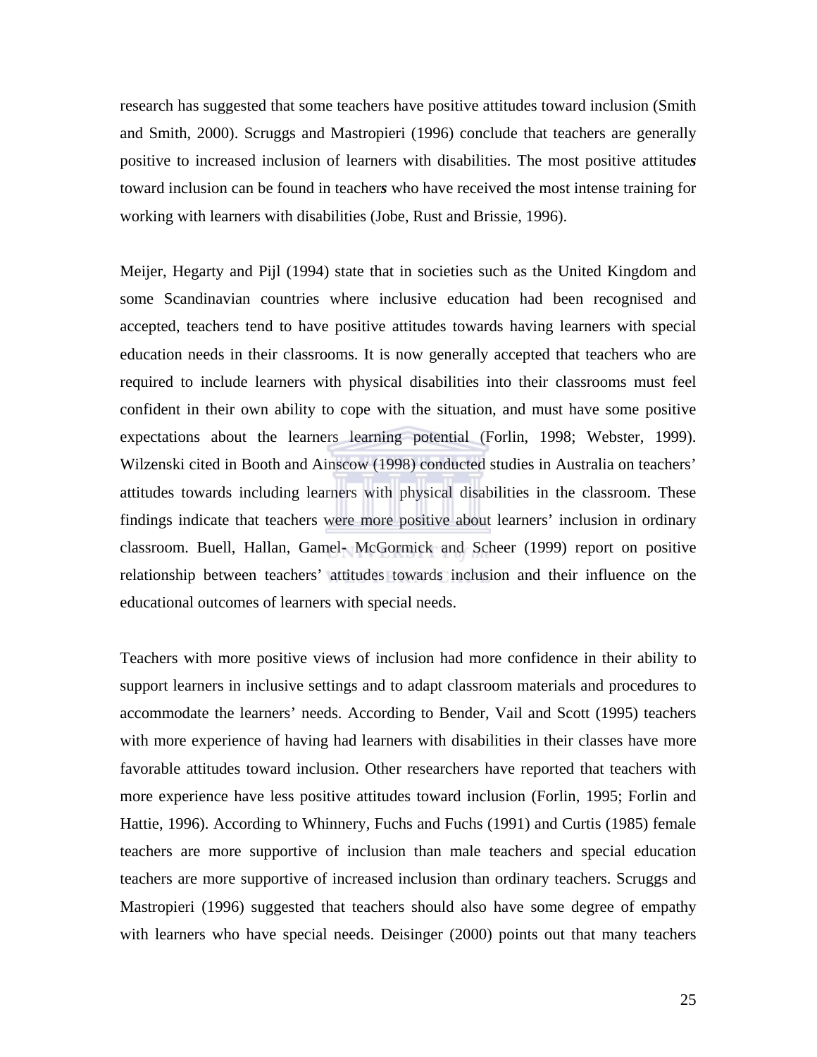research has suggested that some teachers have positive attitudes toward inclusion (Smith and Smith, 2000). Scruggs and Mastropieri (1996) conclude that teachers are generally positive to increased inclusion of learners with disabilities. The most positive attitude*s* toward inclusion can be found in teacher*s* who have received the most intense training for working with learners with disabilities (Jobe, Rust and Brissie, 1996).

Meijer, Hegarty and Pijl (1994) state that in societies such as the United Kingdom and some Scandinavian countries where inclusive education had been recognised and accepted, teachers tend to have positive attitudes towards having learners with special education needs in their classrooms. It is now generally accepted that teachers who are required to include learners with physical disabilities into their classrooms must feel confident in their own ability to cope with the situation, and must have some positive expectations about the learners learning potential (Forlin, 1998; Webster, 1999). Wilzenski cited in Booth and Ainscow (1998) conducted studies in Australia on teachers' attitudes towards including learners with physical disabilities in the classroom. These findings indicate that teachers were more positive about learners' inclusion in ordinary classroom. Buell, Hallan, Gamel- McGormick and Scheer (1999) report on positive relationship between teachers' attitudes towards inclusion and their influence on the educational outcomes of learners with special needs.

Teachers with more positive views of inclusion had more confidence in their ability to support learners in inclusive settings and to adapt classroom materials and procedures to accommodate the learners' needs. According to Bender, Vail and Scott (1995) teachers with more experience of having had learners with disabilities in their classes have more favorable attitudes toward inclusion. Other researchers have reported that teachers with more experience have less positive attitudes toward inclusion (Forlin, 1995; Forlin and Hattie, 1996). According to Whinnery, Fuchs and Fuchs (1991) and Curtis (1985) female teachers are more supportive of inclusion than male teachers and special education teachers are more supportive of increased inclusion than ordinary teachers. Scruggs and Mastropieri (1996) suggested that teachers should also have some degree of empathy with learners who have special needs. Deisinger (2000) points out that many teachers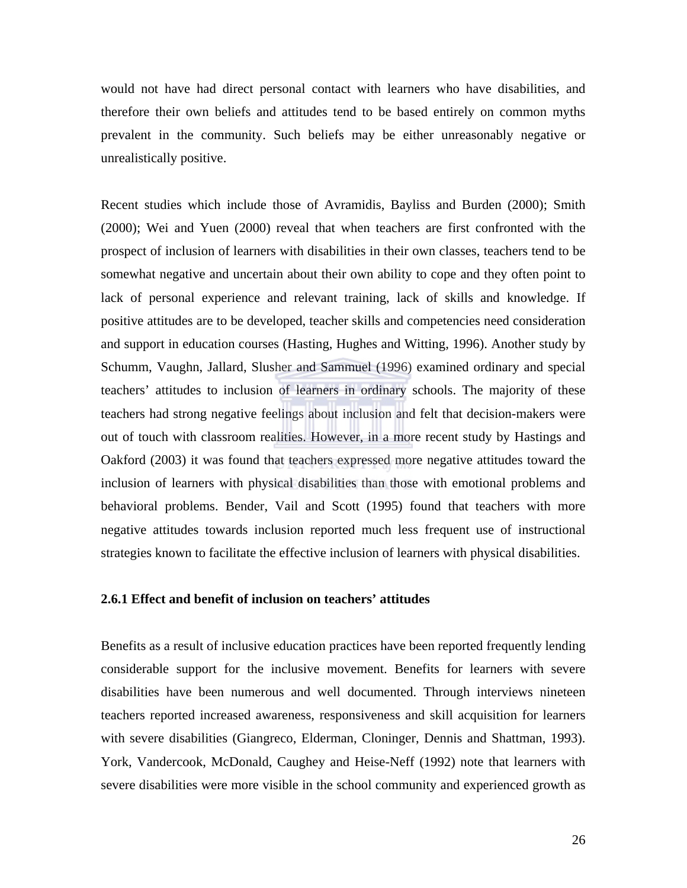would not have had direct personal contact with learners who have disabilities, and therefore their own beliefs and attitudes tend to be based entirely on common myths prevalent in the community. Such beliefs may be either unreasonably negative or unrealistically positive.

Recent studies which include those of Avramidis, Bayliss and Burden (2000); Smith (2000); Wei and Yuen (2000) reveal that when teachers are first confronted with the prospect of inclusion of learners with disabilities in their own classes, teachers tend to be somewhat negative and uncertain about their own ability to cope and they often point to lack of personal experience and relevant training, lack of skills and knowledge. If positive attitudes are to be developed, teacher skills and competencies need consideration and support in education courses (Hasting, Hughes and Witting, 1996). Another study by Schumm, Vaughn, Jallard, Slusher and Sammuel (1996) examined ordinary and special teachers' attitudes to inclusion of learners in ordinary schools. The majority of these teachers had strong negative feelings about inclusion and felt that decision-makers were out of touch with classroom realities. However, in a more recent study by Hastings and Oakford (2003) it was found that teachers expressed more negative attitudes toward the inclusion of learners with physical disabilities than those with emotional problems and behavioral problems. Bender, Vail and Scott (1995) found that teachers with more negative attitudes towards inclusion reported much less frequent use of instructional strategies known to facilitate the effective inclusion of learners with physical disabilities.

### 2.6.1 Effect and benefit of inclusion on teachers' attitudes

Benefits as a result of inclusive education practices have been reported frequently lending considerable support for the inclusive movement. Benefits for learners with severe disabilities have been numerous and well documented. Through interviews nineteen teachers reported increased awareness, responsiveness and skill acquisition for learners with severe disabilities (Giangreco, Elderman, Cloninger, Dennis and Shattman, 1993). York, Vandercook, McDonald, Caughey and Heise-Neff (1992) note that learners with severe disabilities were more visible in the school community and experienced growth as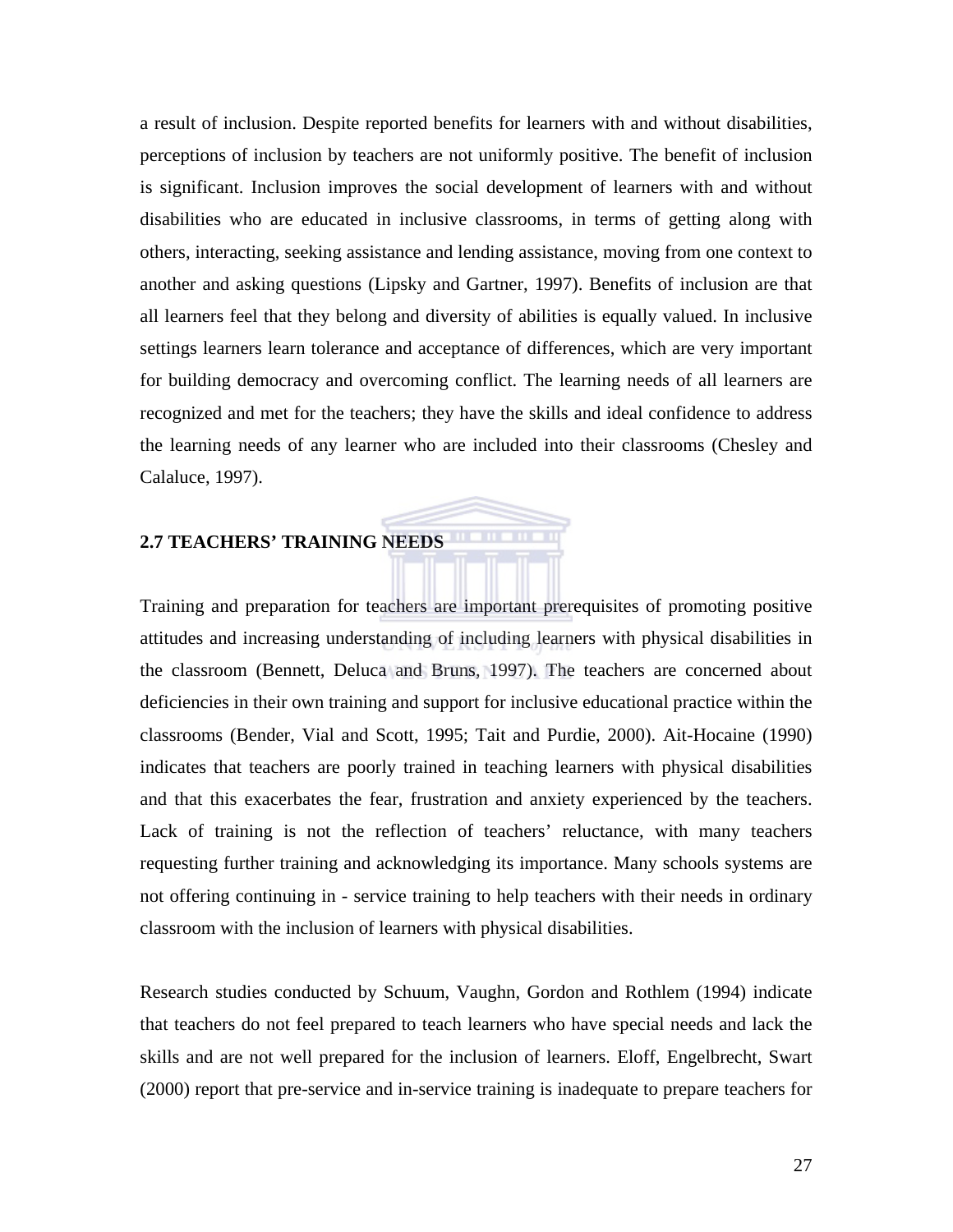a result of inclusion. Despite reported benefits for learners with and without disabilities, perceptions of inclusion by teachers are not uniformly positive. The benefit of inclusion is significant. Inclusion improves the social development of learners with and without disabilities who are educated in inclusive classrooms, in terms of getting along with others, interacting, seeking assistance and lending assistance, moving from one context to another and asking questions (Lipsky and Gartner, 1997). Benefits of inclusion are that all learners feel that they belong and diversity of abilities is equally valued. In inclusive settings learners learn tolerance and acceptance of differences, which are very important for building democracy and overcoming conflict. The learning needs of all learners are recognized and met for the teachers; they have the skills and ideal confidence to address the learning needs of any learner who are included into their classrooms (Chesley and Calaluce, 1997).

## 2.7 TEACHERS' TRAINING NEEDS

Training and preparation for teachers are important prerequisites of promoting positive attitudes and increasing understanding of including learners with physical disabilities in the classroom (Bennett, Deluca and Bruns, 1997). The teachers are concerned about deficiencies in their own training and support for inclusive educational practice within the classrooms (Bender, Vial and Scott, 1995; Tait and Purdie, 2000). Ait-Hocaine (1990) indicates that teachers are poorly trained in teaching learners with physical disabilities and that this exacerbates the fear, frustration and anxiety experienced by the teachers. Lack of training is not the reflection of teachers' reluctance, with many teachers requesting further training and acknowledging its importance. Many schools systems are not offering continuing in - service training to help teachers with their needs in ordinary classroom with the inclusion of learners with physical disabilities.

Research studies conducted by Schuum, Vaughn, Gordon and Rothlem (1994) indicate that teachers do not feel prepared to teach learners who have special needs and lack the skills and are not well prepared for the inclusion of learners. Eloff, Engelbrecht, Swart (2000) report that pre-service and in-service training is inadequate to prepare teachers for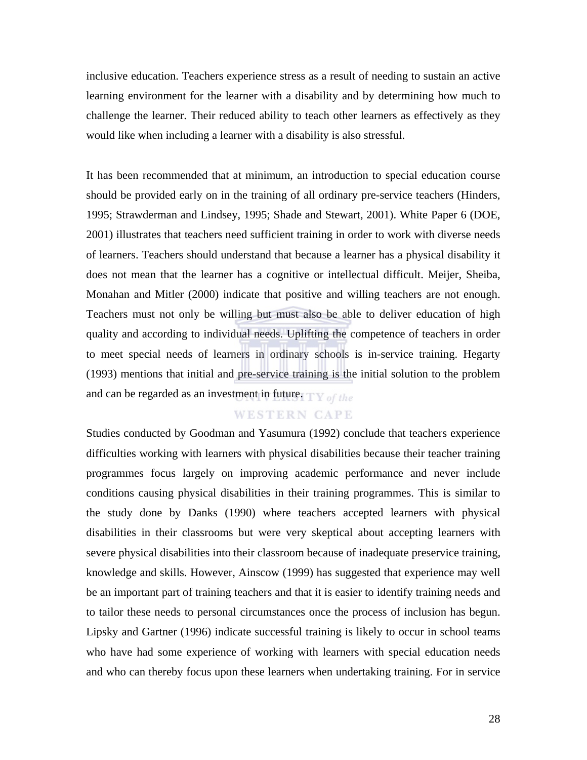inclusive education. Teachers experience stress as a result of needing to sustain an active learning environment for the learner with a disability and by determining how much to challenge the learner. Their reduced ability to teach other learners as effectively as they would like when including a learner with a disability is also stressful.

It has been recommended that at minimum, an introduction to special education course should be provided early on in the training of all ordinary pre-service teachers (Hinders, 1995; Strawderman and Lindsey, 1995; Shade and Stewart, 2001). White Paper 6 (DOE, 2001) illustrates that teachers need sufficient training in order to work with diverse needs of learners. Teachers should understand that because a learner has a physical disability it does not mean that the learner has a cognitive or intellectual difficult. Meijer, Sheiba, Monahan and Mitler (2000) indicate that positive and willing teachers are not enough. Teachers must not only be willing but must also be able to deliver education of high quality and according to individual needs. Uplifting the competence of teachers in order to meet special needs of learners in ordinary schools is in-service training. Hegarty (1993) mentions that initial and pre-service training is the initial solution to the problem and can be regarded as an investment in future.

Studies conducted by Goodman and Yasumura (1992) conclude that teachers experience difficulties working with learners with physical disabilities because their teacher training programmes focus largely on improving academic performance and never include conditions causing physical disabilities in their training programmes. This is similar to the study done by Danks (1990) where teachers accepted learners with physical disabilities in their classrooms but were very skeptical about accepting learners with severe physical disabilities into their classroom because of inadequate preservice training, knowledge and skills. However, Ainscow (1999) has suggested that experience may well be an important part of training teachers and that it is easier to identify training needs and to tailor these needs to personal circumstances once the process of inclusion has begun. Lipsky and Gartner (1996) indicate successful training is likely to occur in school teams who have had some experience of working with learners with special education needs and who can thereby focus upon these learners when undertaking training. For in service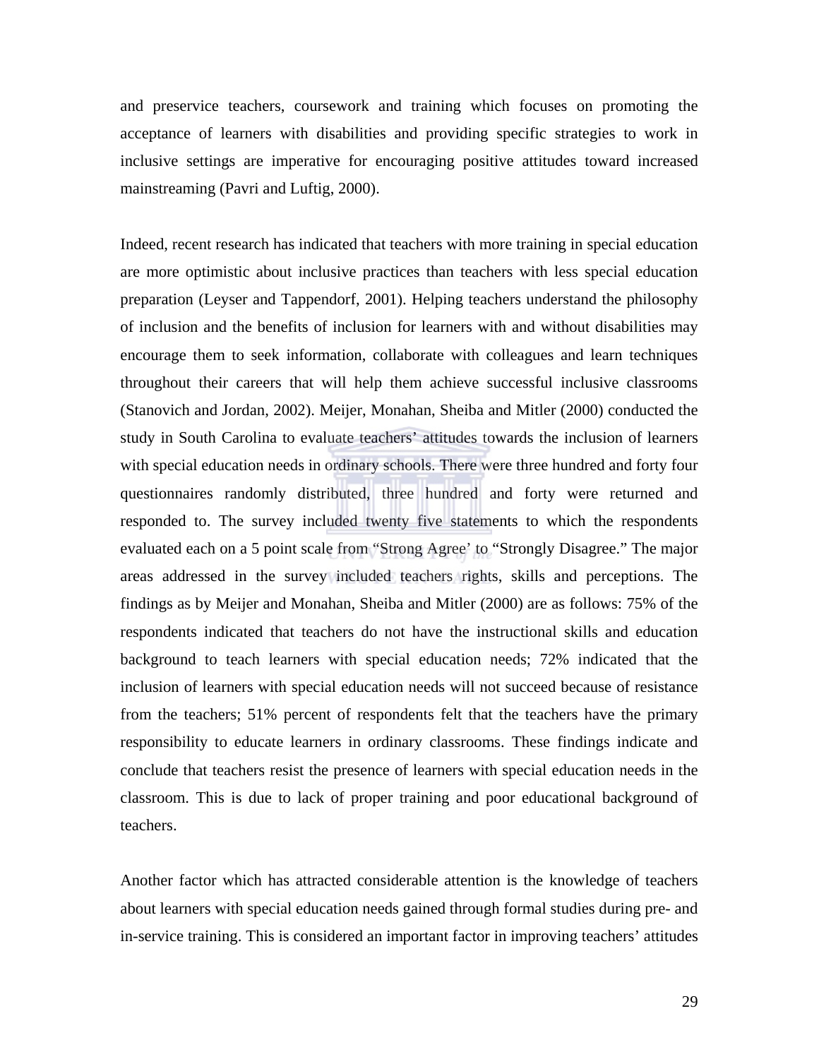and preservice teachers, coursework and training which focuses on promoting the acceptance of learners with disabilities and providing specific strategies to work in inclusive settings are imperative for encouraging positive attitudes toward increased mainstreaming (Pavri and Luftig, 2000).

Indeed, recent research has indicated that teachers with more training in special education are more optimistic about inclusive practices than teachers with less special education preparation (Leyser and Tappendorf, 2001). Helping teachers understand the philosophy of inclusion and the benefits of inclusion for learners with and without disabilities may encourage them to seek information, collaborate with colleagues and learn techniques throughout their careers that will help them achieve successful inclusive classrooms (Stanovich and Jordan, 2002). Meijer, Monahan, Sheiba and Mitler (2000) conducted the study in South Carolina to evaluate teachers' attitudes towards the inclusion of learners with special education needs in ordinary schools. There were three hundred and forty four questionnaires randomly distributed, three hundred and forty were returned and responded to. The survey included twenty five statements to which the respondents evaluated each on a 5 point scale from "Strong Agree' to "Strongly Disagree." The major areas addressed in the survey included teachers rights, skills and perceptions. The findings as by Meijer and Monahan, Sheiba and Mitler (2000) are as follows: 75% of the respondents indicated that teachers do not have the instructional skills and education background to teach learners with special education needs; 72% indicated that the inclusion of learners with special education needs will not succeed because of resistance from the teachers; 51% percent of respondents felt that the teachers have the primary responsibility to educate learners in ordinary classrooms. These findings indicate and conclude that teachers resist the presence of learners with special education needs in the classroom. This is due to lack of proper training and poor educational background of teachers.

Another factor which has attracted considerable attention is the knowledge of teachers about learners with special education needs gained through formal studies during pre- and in-service training. This is considered an important factor in improving teachers' attitudes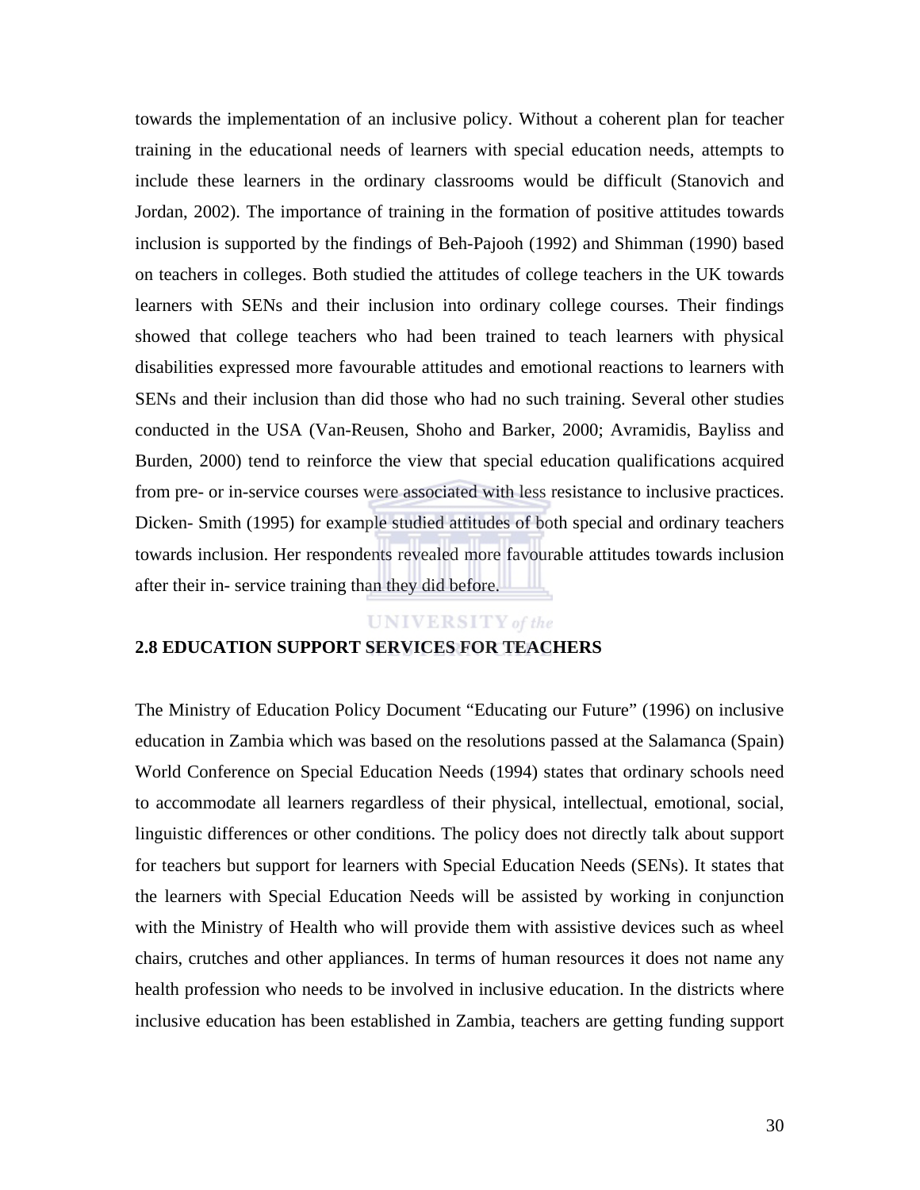towards the implementation of an inclusive policy. Without a coherent plan for teacher training in the educational needs of learners with special education needs, attempts to include these learners in the ordinary classrooms would be difficult (Stanovich and Jordan, 2002). The importance of training in the formation of positive attitudes towards inclusion is supported by the findings of Beh-Pajooh (1992) and Shimman (1990) based on teachers in colleges. Both studied the attitudes of college teachers in the UK towards learners with SENs and their inclusion into ordinary college courses. Their findings showed that college teachers who had been trained to teach learners with physical disabilities expressed more favourable attitudes and emotional reactions to learners with SENs and their inclusion than did those who had no such training. Several other studies conducted in the USA (Van-Reusen, Shoho and Barker, 2000; Avramidis, Bayliss and Burden, 2000) tend to reinforce the view that special education qualifications acquired from pre- or in-service courses were associated with less resistance to inclusive practices. Dicken- Smith (1995) for example studied attitudes of both special and ordinary teachers towards inclusion. Her respondents revealed more favourable attitudes towards inclusion after their in- service training than they did before.

## 2.8 EDUCATION SUPPORT SERVICES FOR TEACHERS

The Ministry of Education Policy Document "Educating our Future" (1996) on inclusive education in Zambia which was based on the resolutions passed at the Salamanca (Spain) World Conference on Special Education Needs (1994) states that ordinary schools need to accommodate all learners regardless of their physical, intellectual, emotional, social, linguistic differences or other conditions. The policy does not directly talk about support for teachers but support for learners with Special Education Needs (SENs). It states that the learners with Special Education Needs will be assisted by working in conjunction with the Ministry of Health who will provide them with assistive devices such as wheel chairs, crutches and other appliances. In terms of human resources it does not name any health profession who needs to be involved in inclusive education. In the districts where inclusive education has been established in Zambia, teachers are getting funding support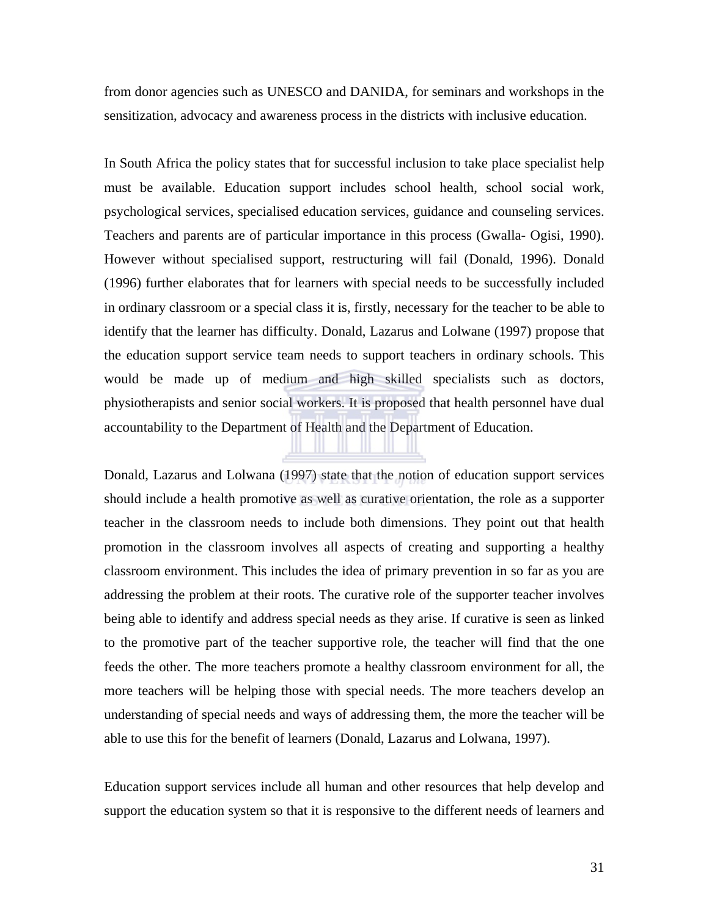from donor agencies such as UNESCO and DANIDA, for seminars and workshops in the sensitization, advocacy and awareness process in the districts with inclusive education.

In South Africa the policy states that for successful inclusion to take place specialist help must be available. Education support includes school health, school social work, psychological services, specialised education services, guidance and counseling services. Teachers and parents are of particular importance in this process (Gwalla- Ogisi, 1990). However without specialised support, restructuring will fail (Donald, 1996). Donald (1996) further elaborates that for learners with special needs to be successfully included in ordinary classroom or a special class it is, firstly, necessary for the teacher to be able to identify that the learner has difficulty. Donald, Lazarus and Lolwane (1997) propose that the education support service team needs to support teachers in ordinary schools. This would be made up of medium and high skilled specialists such as doctors, physiotherapists and senior social workers. It is proposed that health personnel have dual accountability to the Department of Health and the Department of Education.

Donald, Lazarus and Lolwana (1997) state that the notion of education support services should include a health promotive as well as curative orientation, the role as a supporter teacher in the classroom needs to include both dimensions. They point out that health promotion in the classroom involves all aspects of creating and supporting a healthy classroom environment. This includes the idea of primary prevention in so far as you are addressing the problem at their roots. The curative role of the supporter teacher involves being able to identify and address special needs as they arise. If curative is seen as linked to the promotive part of the teacher supportive role, the teacher will find that the one feeds the other. The more teachers promote a healthy classroom environment for all, the more teachers will be helping those with special needs. The more teachers develop an understanding of special needs and ways of addressing them, the more the teacher will be able to use this for the benefit of learners (Donald, Lazarus and Lolwana, 1997).

Education support services include all human and other resources that help develop and support the education system so that it is responsive to the different needs of learners and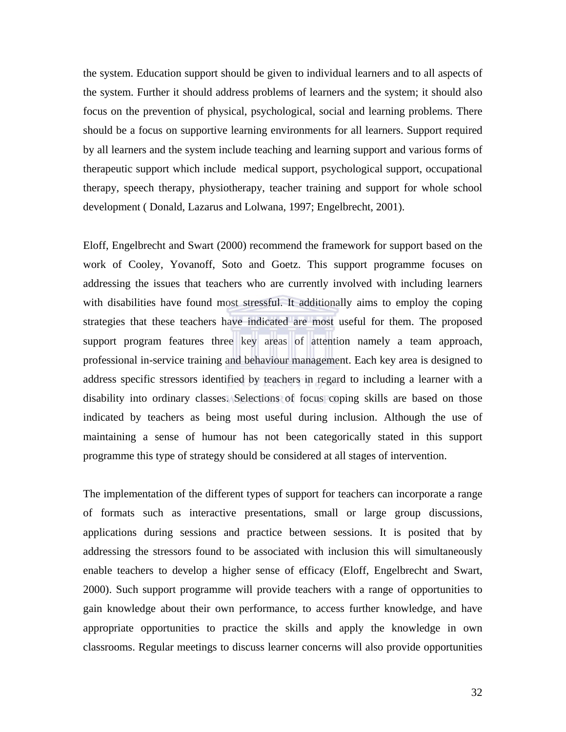the system. Education support should be given to individual learners and to all aspects of the system. Further it should address problems of learners and the system; it should also focus on the prevention of physical, psychological, social and learning problems. There should be a focus on supportive learning environments for all learners. Support required by all learners and the system include teaching and learning support and various forms of therapeutic support which include medical support, psychological support, occupational therapy, speech therapy, physiotherapy, teacher training and support for whole school development ( Donald, Lazarus and Lolwana, 1997; Engelbrecht, 2001).

Eloff, Engelbrecht and Swart (2000) recommend the framework for support based on the work of Cooley, Yovanoff, Soto and Goetz. This support programme focuses on addressing the issues that teachers who are currently involved with including learners with disabilities have found most stressful. It additionally aims to employ the coping strategies that these teachers have indicated are most useful for them. The proposed support program features three key areas of attention namely a team approach, professional in-service training and behaviour management. Each key area is designed to address specific stressors identified by teachers in regard to including a learner with a disability into ordinary classes. Selections of focus coping skills are based on those indicated by teachers as being most useful during inclusion. Although the use of maintaining a sense of humour has not been categorically stated in this support programme this type of strategy should be considered at all stages of intervention.

The implementation of the different types of support for teachers can incorporate a range of formats such as interactive presentations, small or large group discussions, applications during sessions and practice between sessions. It is posited that by addressing the stressors found to be associated with inclusion this will simultaneously enable teachers to develop a higher sense of efficacy (Eloff, Engelbrecht and Swart, 2000). Such support programme will provide teachers with a range of opportunities to gain knowledge about their own performance, to access further knowledge, and have appropriate opportunities to practice the skills and apply the knowledge in own classrooms. Regular meetings to discuss learner concerns will also provide opportunities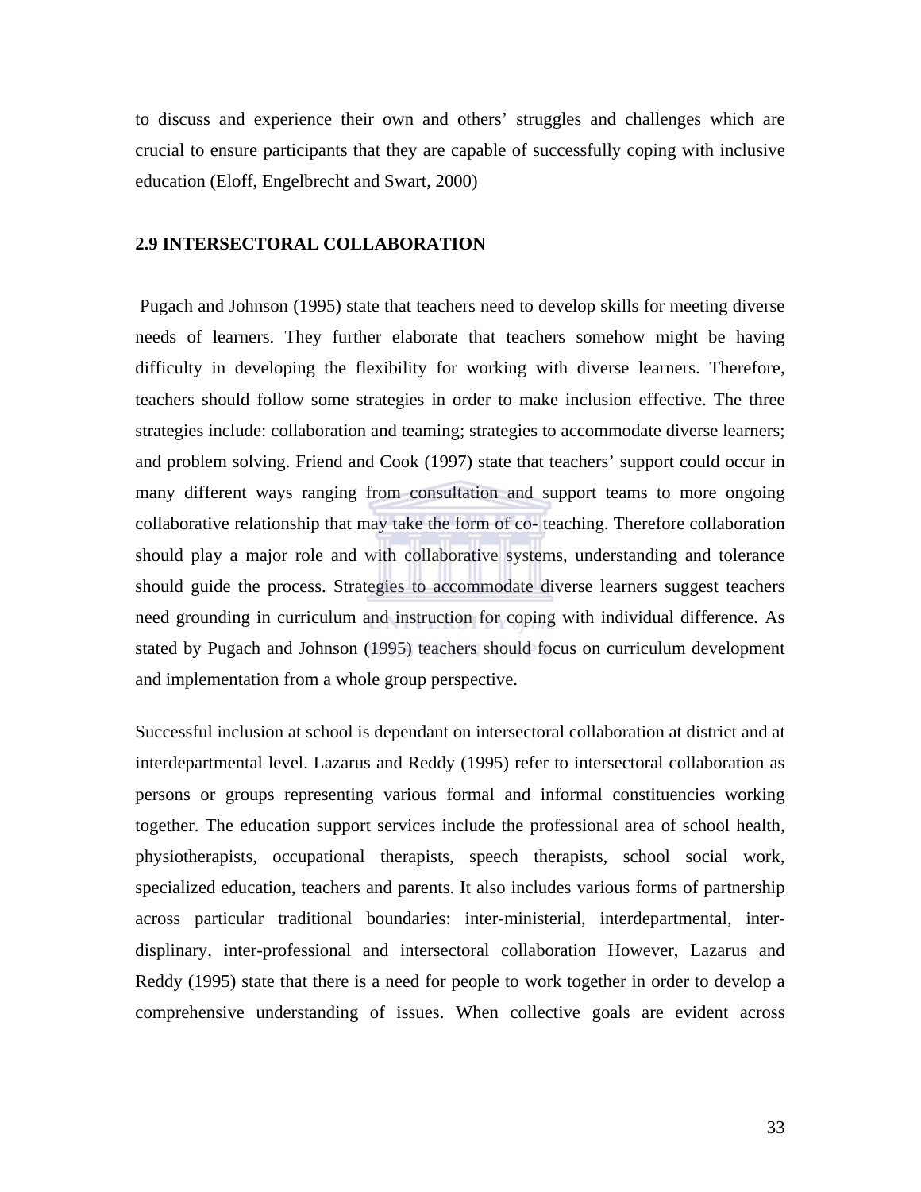to discuss and experience their own and others' struggles and challenges which are crucial to ensure participants that they are capable of successfully coping with inclusive education (Eloff, Engelbrecht and Swart, 2000)

## 2.9 INTERSECTORAL COLLABORATION

Pugach and Johnson (1995) state that teachers need to develop skills for meeting diverse needs of learners. They further elaborate that teachers somehow might be having difficulty in developing the flexibility for working with diverse learners. Therefore, teachers should follow some strategies in order to make inclusion effective. The three strategies include: collaboration and teaming; strategies to accommodate diverse learners; and problem solving. Friend and Cook (1997) state that teachers' support could occur in many different ways ranging from consultation and support teams to more ongoing collaborative relationship that may take the form of co- teaching. Therefore collaboration should play a major role and with collaborative systems, understanding and tolerance should guide the process. Strategies to accommodate diverse learners suggest teachers need grounding in curriculum and instruction for coping with individual difference. As stated by Pugach and Johnson (1995) teachers should focus on curriculum development and implementation from a whole group perspective.

Successful inclusion at school is dependant on intersectoral collaboration at district and at interdepartmental level. Lazarus and Reddy (1995) refer to intersectoral collaboration as persons or groups representing various formal and informal constituencies working together. The education support services include the professional area of school health, physiotherapists, occupational therapists, speech therapists, school social work, specialized education, teachers and parents. It also includes various forms of partnership across particular traditional boundaries: inter-ministerial, interdepartmental, inter-displinary, inter-professional and intersectoral collaboration However, Lazarus and Reddy (1995) state that there is a need for people to work together in order to develop a comprehensive understanding of issues. When collective goals are evident across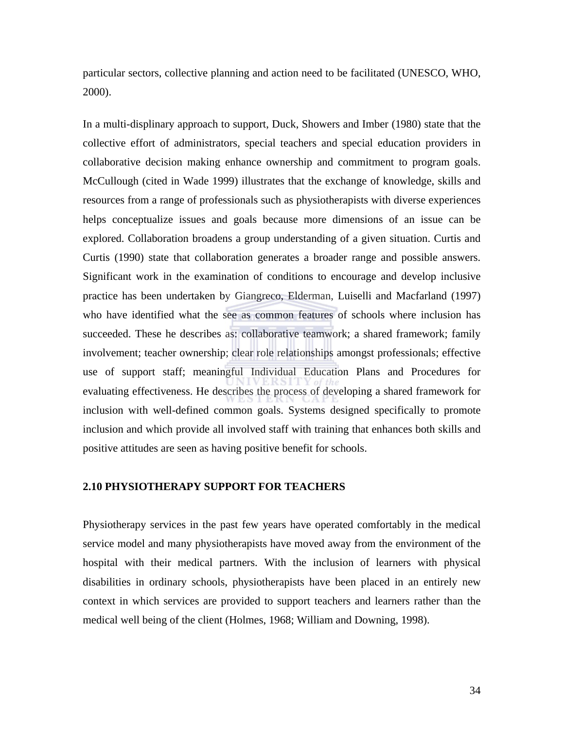particular sectors, collective planning and action need to be facilitated (UNESCO, WHO, 2000).

In a multi-displinary approach to support, Duck, Showers and Imber (1980) state that the collective effort of administrators, special teachers and special education providers in collaborative decision making enhance ownership and commitment to program goals. McCullough (cited in Wade 1999) illustrates that the exchange of knowledge, skills and resources from a range of professionals such as physiotherapists with diverse experiences helps conceptualize issues and goals because more dimensions of an issue can be explored. Collaboration broadens a group understanding of a given situation. Curtis and Curtis (1990) state that collaboration generates a broader range and possible answers. Significant work in the examination of conditions to encourage and develop inclusive practice has been undertaken by Giangreco, Elderman, Luiselli and Macfarland (1997) who have identified what the see as common features of schools where inclusion has succeeded. These he describes as: collaborative teamwork; a shared framework; family involvement; teacher ownership; clear role relationships amongst professionals; effective use of support staff; meaningful Individual Education Plans and Procedures for evaluating effectiveness. He describes the process of developing a shared framework for inclusion with well-defined common goals. Systems designed specifically to promote inclusion and which provide all involved staff with training that enhances both skills and positive attitudes are seen as having positive benefit for schools.

## 2.10 PHYSIOTHERAPY SUPPORT FOR TEACHERS

Physiotherapy services in the past few years have operated comfortably in the medical service model and many physiotherapists have moved away from the environment of the hospital with their medical partners. With the inclusion of learners with physical disabilities in ordinary schools, physiotherapists have been placed in an entirely new context in which services are provided to support teachers and learners rather than the medical well being of the client (Holmes, 1968; William and Downing, 1998).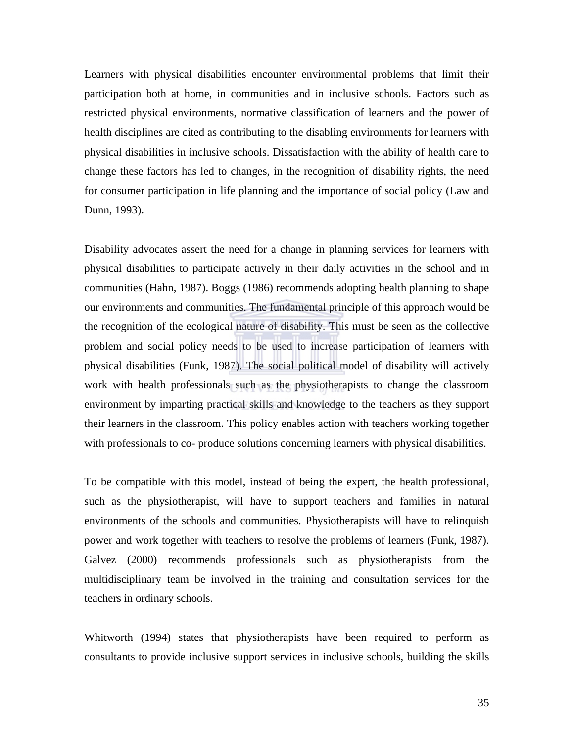Learners with physical disabilities encounter environmental problems that limit their participation both at home, in communities and in inclusive schools. Factors such as restricted physical environments, normative classification of learners and the power of health disciplines are cited as contributing to the disabling environments for learners with physical disabilities in inclusive schools. Dissatisfaction with the ability of health care to change these factors has led to changes, in the recognition of disability rights, the need for consumer participation in life planning and the importance of social policy (Law and Dunn, 1993).

Disability advocates assert the need for a change in planning services for learners with physical disabilities to participate actively in their daily activities in the school and in communities (Hahn, 1987). Boggs (1986) recommends adopting health planning to shape our environments and communities. The fundamental principle of this approach would be the recognition of the ecological nature of disability. This must be seen as the collective problem and social policy needs to be used to increase participation of learners with physical disabilities (Funk, 1987). The social political model of disability will actively work with health professionals such as the physiotherapists to change the classroom environment by imparting practical skills and knowledge to the teachers as they support their learners in the classroom. This policy enables action with teachers working together with professionals to co- produce solutions concerning learners with physical disabilities.

To be compatible with this model, instead of being the expert, the health professional, such as the physiotherapist, will have to support teachers and families in natural environments of the schools and communities. Physiotherapists will have to relinquish power and work together with teachers to resolve the problems of learners (Funk, 1987). Galvez (2000) recommends professionals such as physiotherapists from the multidisciplinary team be involved in the training and consultation services for the teachers in ordinary schools.

Whitworth (1994) states that physiotherapists have been required to perform as consultants to provide inclusive support services in inclusive schools, building the skills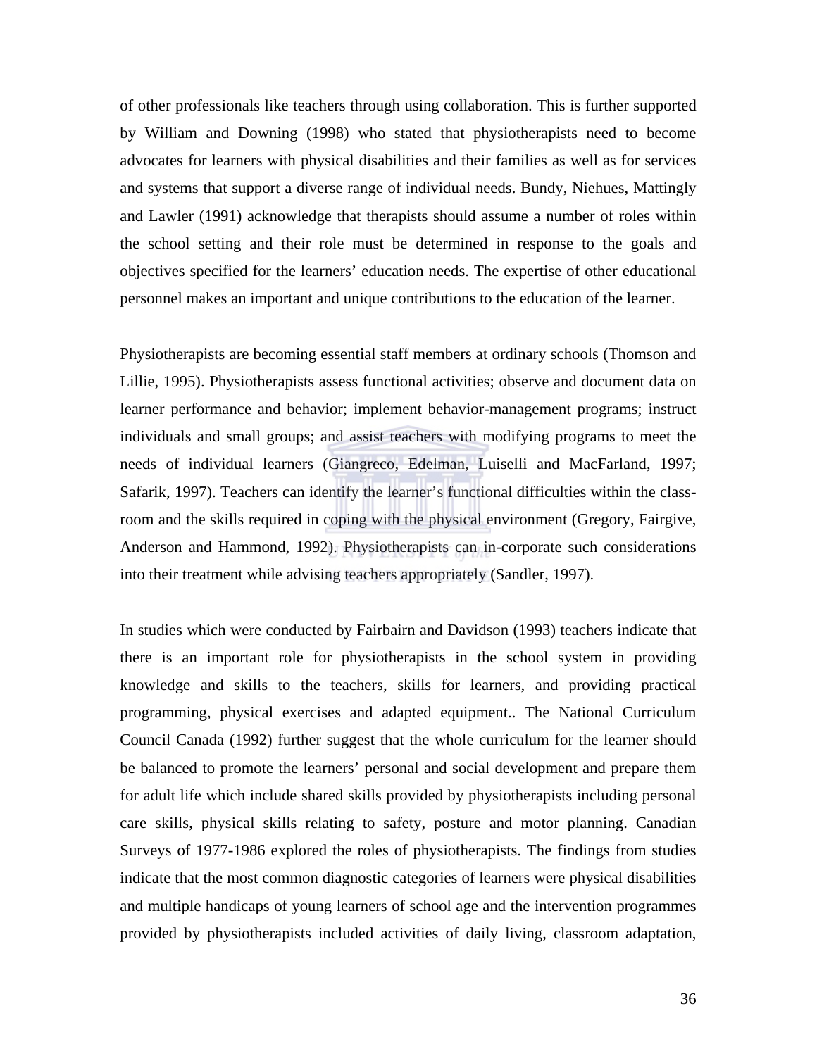of other professionals like teachers through using collaboration. This is further supported by William and Downing (1998) who stated that physiotherapists need to become advocates for learners with physical disabilities and their families as well as for services and systems that support a diverse range of individual needs. Bundy, Niehues, Mattingly and Lawler (1991) acknowledge that therapists should assume a number of roles within the school setting and their role must be determined in response to the goals and objectives specified for the learners' education needs. The expertise of other educational personnel makes an important and unique contributions to the education of the learner.

Physiotherapists are becoming essential staff members at ordinary schools (Thomson and Lillie, 1995). Physiotherapists assess functional activities; observe and document data on learner performance and behavior; implement behavior-management programs; instruct individuals and small groups; and assist teachers with modifying programs to meet the needs of individual learners (Giangreco, Edelman, Luiselli and MacFarland, 1997; Safarik, 1997). Teachers can identify the learner's functional difficulties within the class-room and the skills required in coping with the physical environment (Gregory, Fairgive, Anderson and Hammond, 1992). Physiotherapists can in-corporate such considerations into their treatment while advising teachers appropriately (Sandler, 1997).

In studies which were conducted by Fairbairn and Davidson (1993) teachers indicate that there is an important role for physiotherapists in the school system in providing knowledge and skills to the teachers, skills for learners, and providing practical programming, physical exercises and adapted equipment.. The National Curriculum Council Canada (1992) further suggest that the whole curriculum for the learner should be balanced to promote the learners' personal and social development and prepare them for adult life which include shared skills provided by physiotherapists including personal care skills, physical skills relating to safety, posture and motor planning. Canadian Surveys of 1977-1986 explored the roles of physiotherapists. The findings from studies indicate that the most common diagnostic categories of learners were physical disabilities and multiple handicaps of young learners of school age and the intervention programmes provided by physiotherapists included activities of daily living, classroom adaptation,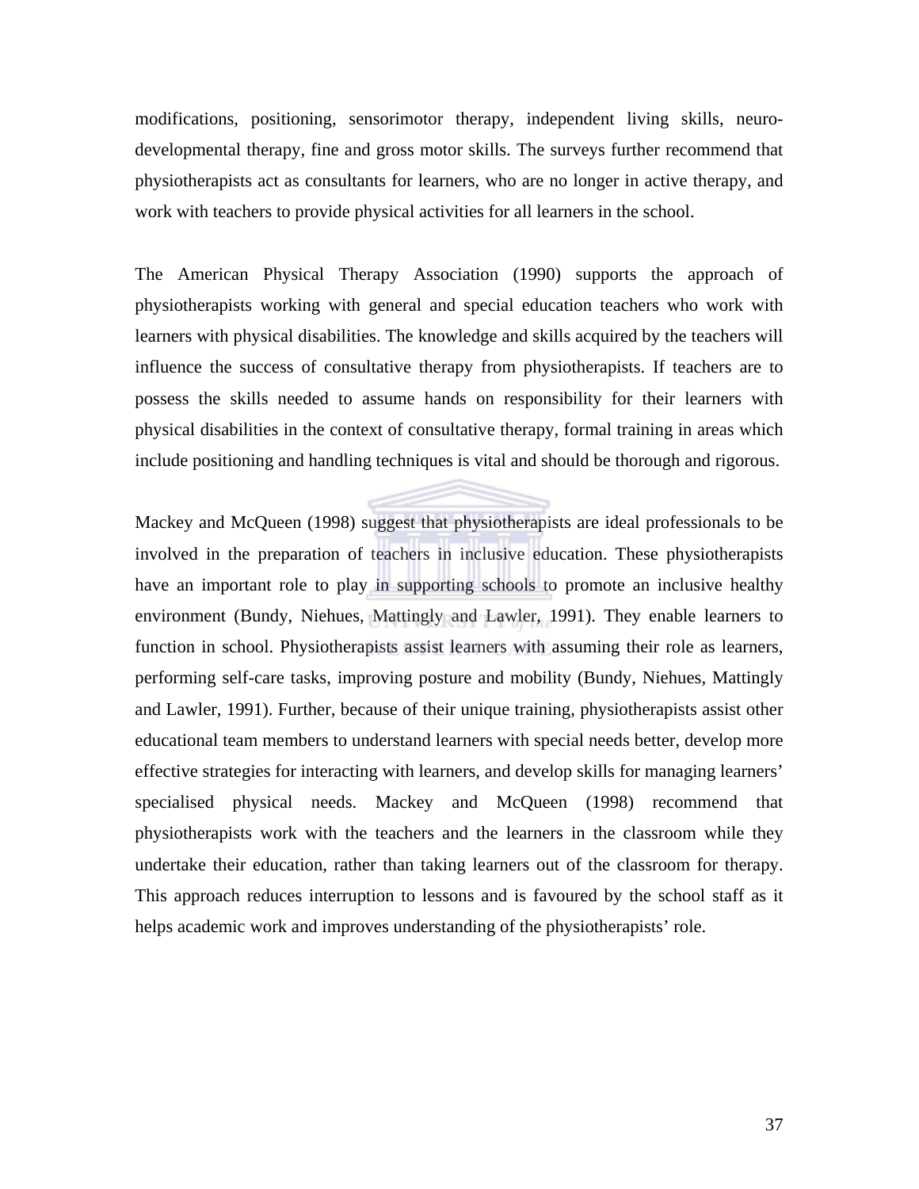modifications, positioning, sensorimotor therapy, independent living skills, neuro-developmental therapy, fine and gross motor skills. The surveys further recommend that physiotherapists act as consultants for learners, who are no longer in active therapy, and work with teachers to provide physical activities for all learners in the school.

The American Physical Therapy Association (1990) supports the approach of physiotherapists working with general and special education teachers who work with learners with physical disabilities. The knowledge and skills acquired by the teachers will influence the success of consultative therapy from physiotherapists. If teachers are to possess the skills needed to assume hands on responsibility for their learners with physical disabilities in the context of consultative therapy, formal training in areas which include positioning and handling techniques is vital and should be thorough and rigorous.

Mackey and McQueen (1998) suggest that physiotherapists are ideal professionals to be involved in the preparation of teachers in inclusive education. These physiotherapists have an important role to play in supporting schools to promote an inclusive healthy environment (Bundy, Niehues, Mattingly and Lawler, 1991). They enable learners to function in school. Physiotherapists assist learners with assuming their role as learners, performing self-care tasks, improving posture and mobility (Bundy, Niehues, Mattingly and Lawler, 1991). Further, because of their unique training, physiotherapists assist other educational team members to understand learners with special needs better, develop more effective strategies for interacting with learners, and develop skills for managing learners' specialised physical needs. Mackey and McQueen (1998) recommend that physiotherapists work with the teachers and the learners in the classroom while they undertake their education, rather than taking learners out of the classroom for therapy. This approach reduces interruption to lessons and is favoured by the school staff as it helps academic work and improves understanding of the physiotherapists' role.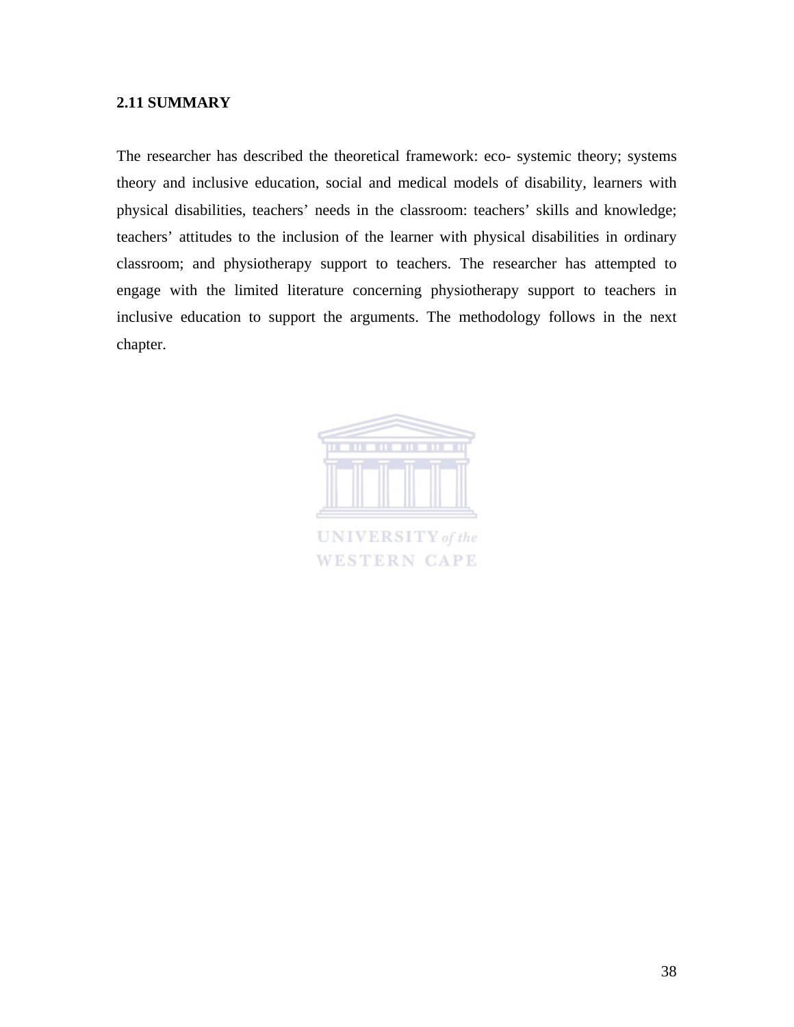## 2.11 SUMMARY

The researcher has described the theoretical framework: eco- systemic theory; systems theory and inclusive education, social and medical models of disability, learners with physical disabilities, teachers' needs in the classroom: teachers' skills and knowledge; teachers' attitudes to the inclusion of the learner with physical disabilities in ordinary classroom; and physiotherapy support to teachers. The researcher has attempted to engage with the limited literature concerning physiotherapy support to teachers in inclusive education to support the arguments. The methodology follows in the next chapter.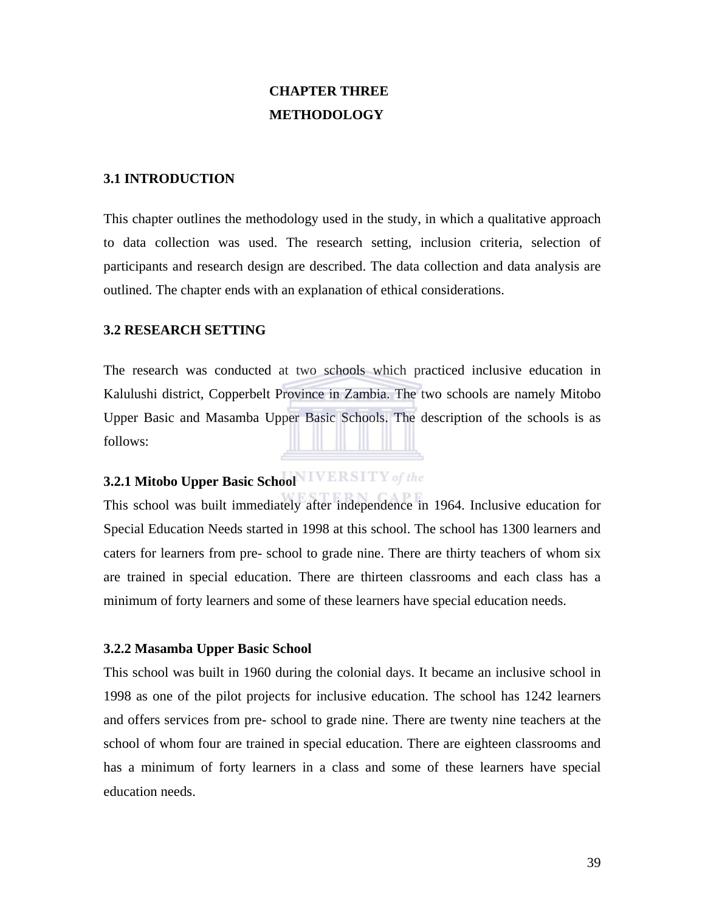# CHAPTER THREE
# METHODOLOGY

## 3.1 INTRODUCTION

This chapter outlines the methodology used in the study, in which a qualitative approach to data collection was used. The research setting, inclusion criteria, selection of participants and research design are described. The data collection and data analysis are outlined. The chapter ends with an explanation of ethical considerations.

## 3.2 RESEARCH SETTING

The research was conducted at two schools which practiced inclusive education in Kalulushi district, Copperbelt Province in Zambia. The two schools are namely Mitobo Upper Basic and Masamba Upper Basic Schools. The description of the schools is as follows:

### 3.2.1 Mitobo Upper Basic School

This school was built immediately after independence in 1964. Inclusive education for Special Education Needs started in 1998 at this school. The school has 1300 learners and caters for learners from pre- school to grade nine. There are thirty teachers of whom six are trained in special education. There are thirteen classrooms and each class has a minimum of forty learners and some of these learners have special education needs.

### 3.2.2 Masamba Upper Basic School

This school was built in 1960 during the colonial days. It became an inclusive school in 1998 as one of the pilot projects for inclusive education. The school has 1242 learners and offers services from pre- school to grade nine. There are twenty nine teachers at the school of whom four are trained in special education. There are eighteen classrooms and has a minimum of forty learners in a class and some of these learners have special education needs.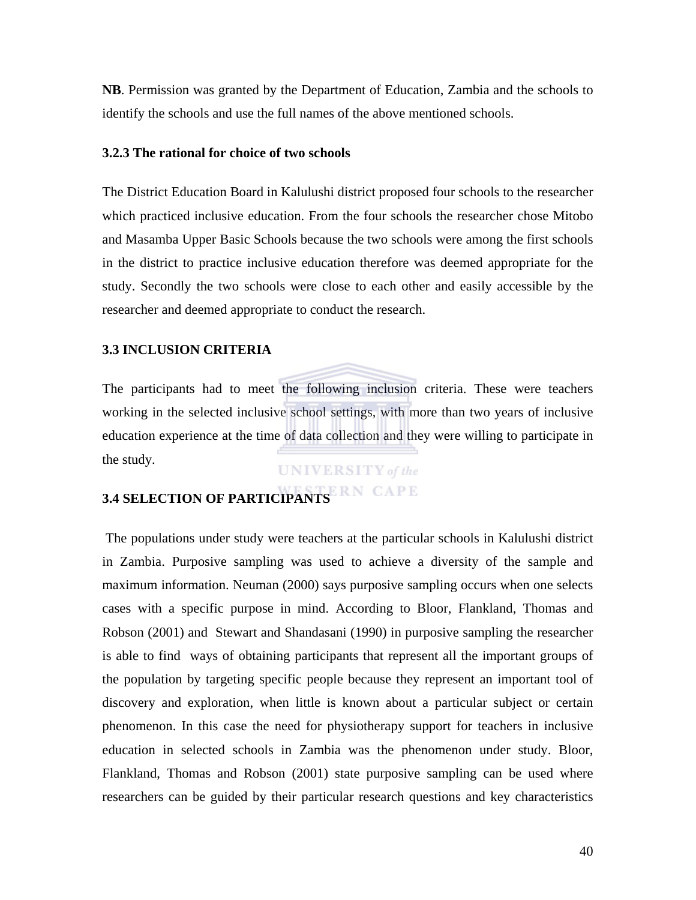**NB**. Permission was granted by the Department of Education, Zambia and the schools to identify the schools and use the full names of the above mentioned schools.

### 3.2.3 The rational for choice of two schools

The District Education Board in Kalulushi district proposed four schools to the researcher which practiced inclusive education. From the four schools the researcher chose Mitobo and Masamba Upper Basic Schools because the two schools were among the first schools in the district to practice inclusive education therefore was deemed appropriate for the study. Secondly the two schools were close to each other and easily accessible by the researcher and deemed appropriate to conduct the research.

## 3.3 INCLUSION CRITERIA

The participants had to meet the following inclusion criteria. These were teachers working in the selected inclusive school settings, with more than two years of inclusive education experience at the time of data collection and they were willing to participate in the study.

## 3.4 SELECTION OF PARTICIPANTS

The populations under study were teachers at the particular schools in Kalulushi district in Zambia. Purposive sampling was used to achieve a diversity of the sample and maximum information. Neuman (2000) says purposive sampling occurs when one selects cases with a specific purpose in mind. According to Bloor, Flankland, Thomas and Robson (2001) and Stewart and Shandasani (1990) in purposive sampling the researcher is able to find ways of obtaining participants that represent all the important groups of the population by targeting specific people because they represent an important tool of discovery and exploration, when little is known about a particular subject or certain phenomenon. In this case the need for physiotherapy support for teachers in inclusive education in selected schools in Zambia was the phenomenon under study. Bloor, Flankland, Thomas and Robson (2001) state purposive sampling can be used where researchers can be guided by their particular research questions and key characteristics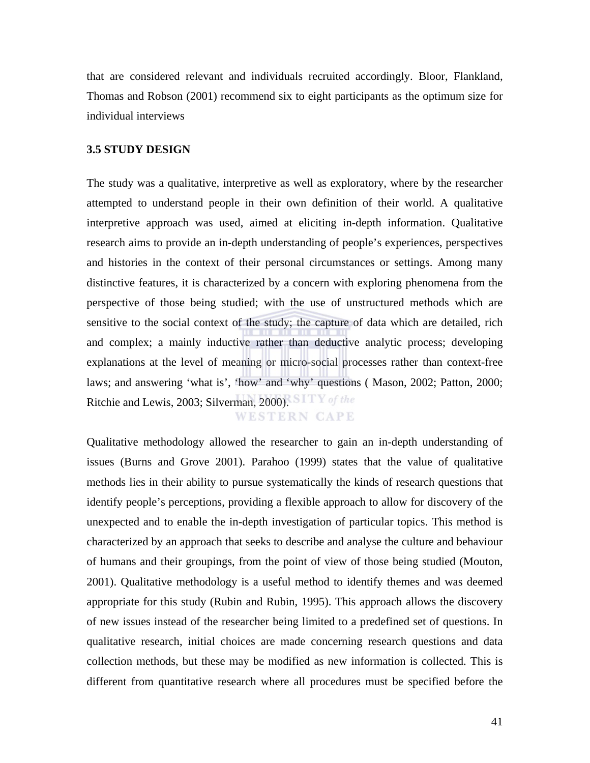that are considered relevant and individuals recruited accordingly. Bloor, Flankland, Thomas and Robson (2001) recommend six to eight participants as the optimum size for individual interviews

### 3.5 STUDY DESIGN

The study was a qualitative, interpretive as well as exploratory, where by the researcher attempted to understand people in their own definition of their world. A qualitative interpretive approach was used, aimed at eliciting in-depth information. Qualitative research aims to provide an in-depth understanding of people's experiences, perspectives and histories in the context of their personal circumstances or settings. Among many distinctive features, it is characterized by a concern with exploring phenomena from the perspective of those being studied; with the use of unstructured methods which are sensitive to the social context of the study; the capture of data which are detailed, rich and complex; a mainly inductive rather than deductive analytic process; developing explanations at the level of meaning or micro-social processes rather than context-free laws; and answering 'what is', 'how' and 'why' questions ( Mason, 2002; Patton, 2000; Ritchie and Lewis, 2003; Silverman, 2000).

Qualitative methodology allowed the researcher to gain an in-depth understanding of issues (Burns and Grove 2001). Parahoo (1999) states that the value of qualitative methods lies in their ability to pursue systematically the kinds of research questions that identify people's perceptions, providing a flexible approach to allow for discovery of the unexpected and to enable the in-depth investigation of particular topics. This method is characterized by an approach that seeks to describe and analyse the culture and behaviour of humans and their groupings, from the point of view of those being studied (Mouton, 2001). Qualitative methodology is a useful method to identify themes and was deemed appropriate for this study (Rubin and Rubin, 1995). This approach allows the discovery of new issues instead of the researcher being limited to a predefined set of questions. In qualitative research, initial choices are made concerning research questions and data collection methods, but these may be modified as new information is collected. This is different from quantitative research where all procedures must be specified before the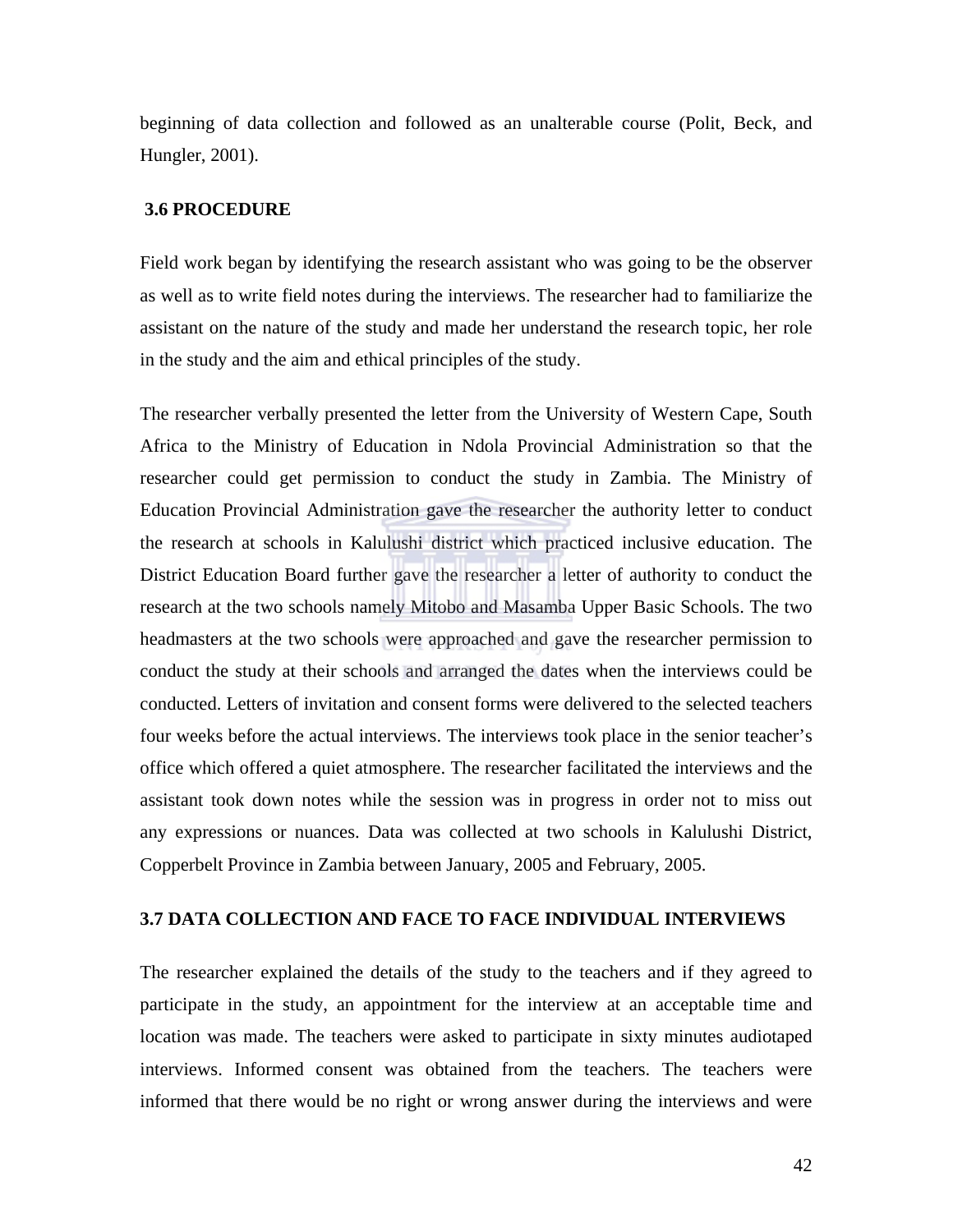beginning of data collection and followed as an unalterable course (Polit, Beck, and Hungler, 2001).

### 3.6 PROCEDURE

Field work began by identifying the research assistant who was going to be the observer as well as to write field notes during the interviews. The researcher had to familiarize the assistant on the nature of the study and made her understand the research topic, her role in the study and the aim and ethical principles of the study.

The researcher verbally presented the letter from the University of Western Cape, South Africa to the Ministry of Education in Ndola Provincial Administration so that the researcher could get permission to conduct the study in Zambia. The Ministry of Education Provincial Administration gave the researcher the authority letter to conduct the research at schools in Kalulushi district which practiced inclusive education. The District Education Board further gave the researcher a letter of authority to conduct the research at the two schools namely Mitobo and Masamba Upper Basic Schools. The two headmasters at the two schools were approached and gave the researcher permission to conduct the study at their schools and arranged the dates when the interviews could be conducted. Letters of invitation and consent forms were delivered to the selected teachers four weeks before the actual interviews. The interviews took place in the senior teacher's office which offered a quiet atmosphere. The researcher facilitated the interviews and the assistant took down notes while the session was in progress in order not to miss out any expressions or nuances. Data was collected at two schools in Kalulushi District, Copperbelt Province in Zambia between January, 2005 and February, 2005.

### 3.7 DATA COLLECTION AND FACE TO FACE INDIVIDUAL INTERVIEWS

The researcher explained the details of the study to the teachers and if they agreed to participate in the study, an appointment for the interview at an acceptable time and location was made. The teachers were asked to participate in sixty minutes audiotaped interviews. Informed consent was obtained from the teachers. The teachers were informed that there would be no right or wrong answer during the interviews and were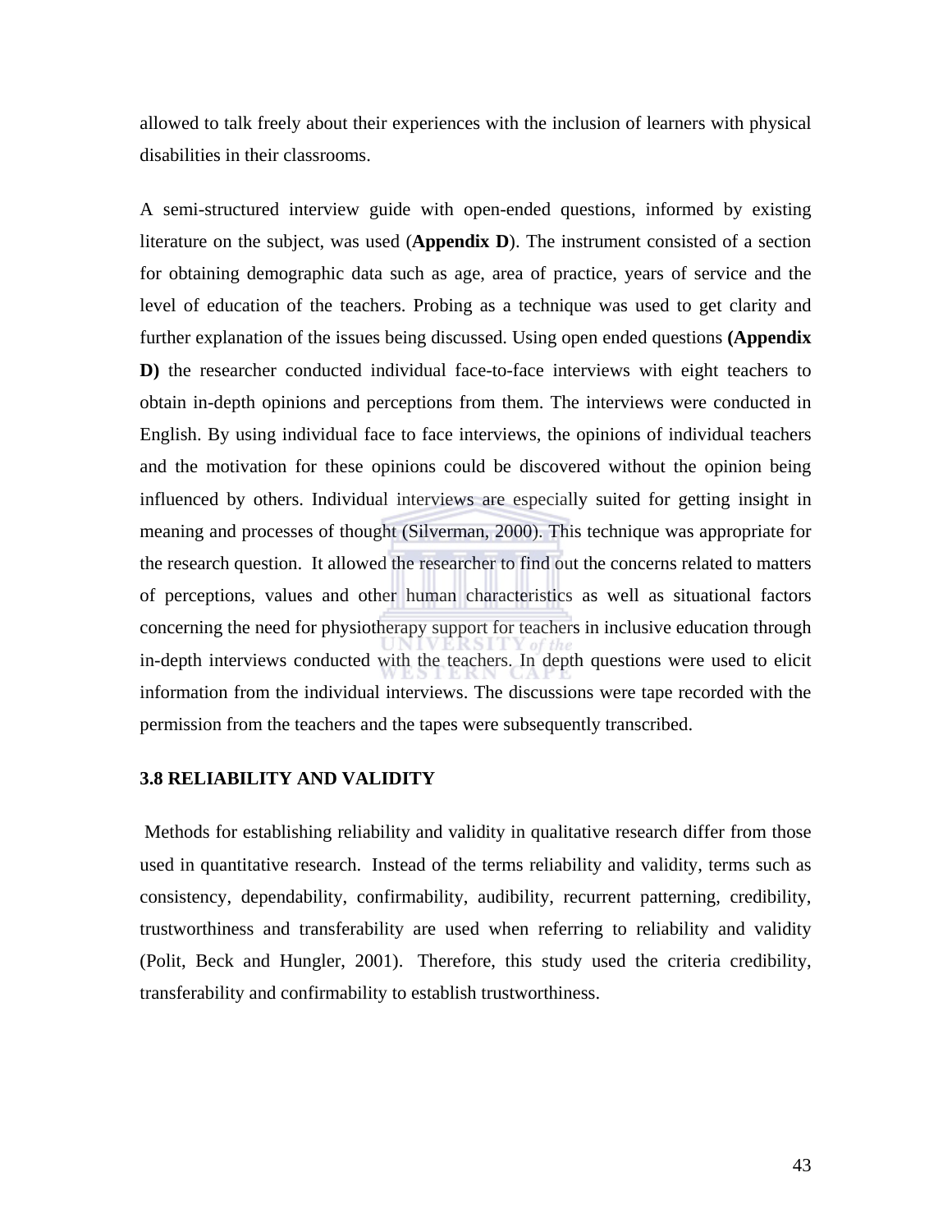allowed to talk freely about their experiences with the inclusion of learners with physical disabilities in their classrooms.

A semi-structured interview guide with open-ended questions, informed by existing literature on the subject, was used (**Appendix D**). The instrument consisted of a section for obtaining demographic data such as age, area of practice, years of service and the level of education of the teachers. Probing as a technique was used to get clarity and further explanation of the issues being discussed. Using open ended questions **(Appendix D)** the researcher conducted individual face-to-face interviews with eight teachers to obtain in-depth opinions and perceptions from them. The interviews were conducted in English. By using individual face to face interviews, the opinions of individual teachers and the motivation for these opinions could be discovered without the opinion being influenced by others. Individual interviews are especially suited for getting insight in meaning and processes of thought (Silverman, 2000). This technique was appropriate for the research question. It allowed the researcher to find out the concerns related to matters of perceptions, values and other human characteristics as well as situational factors concerning the need for physiotherapy support for teachers in inclusive education through in-depth interviews conducted with the teachers. In depth questions were used to elicit information from the individual interviews. The discussions were tape recorded with the permission from the teachers and the tapes were subsequently transcribed.

### 3.8 RELIABILITY AND VALIDITY

Methods for establishing reliability and validity in qualitative research differ from those used in quantitative research. Instead of the terms reliability and validity, terms such as consistency, dependability, confirmability, audibility, recurrent patterning, credibility, trustworthiness and transferability are used when referring to reliability and validity (Polit, Beck and Hungler, 2001). Therefore, this study used the criteria credibility, transferability and confirmability to establish trustworthiness.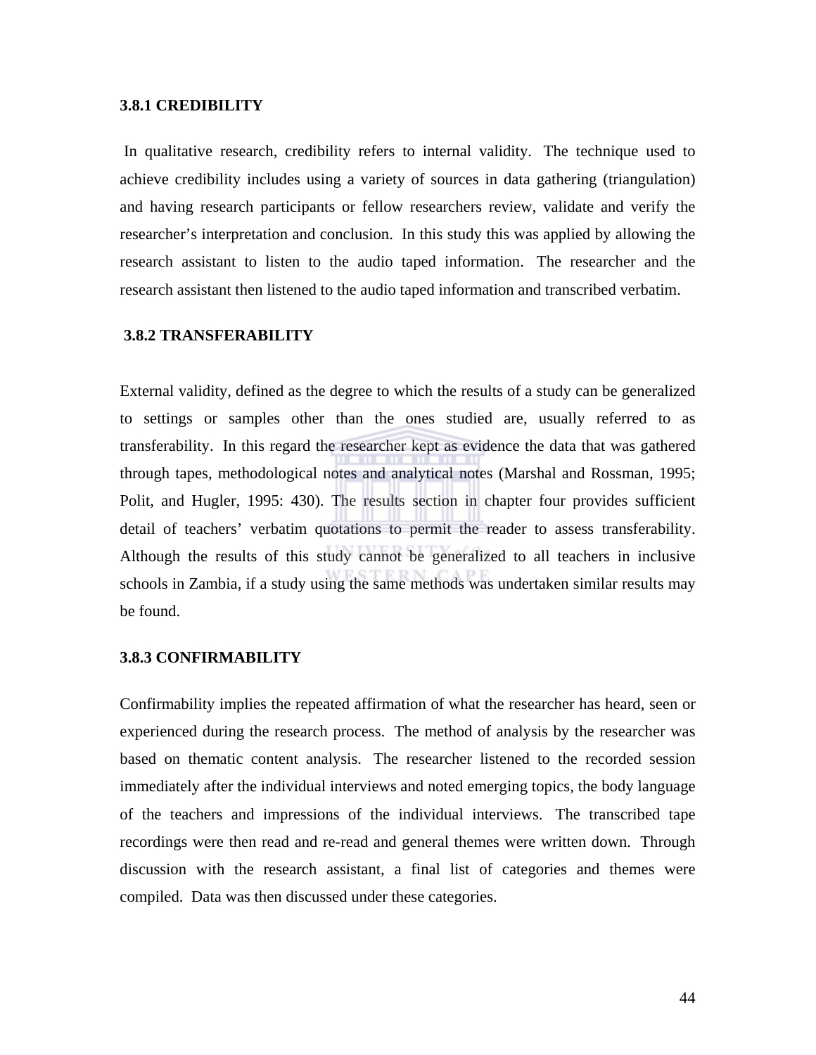### 3.8.1 CREDIBILITY

In qualitative research, credibility refers to internal validity. The technique used to achieve credibility includes using a variety of sources in data gathering (triangulation) and having research participants or fellow researchers review, validate and verify the researcher's interpretation and conclusion. In this study this was applied by allowing the research assistant to listen to the audio taped information. The researcher and the research assistant then listened to the audio taped information and transcribed verbatim.

### 3.8.2 TRANSFERABILITY

External validity, defined as the degree to which the results of a study can be generalized to settings or samples other than the ones studied are, usually referred to as transferability. In this regard the researcher kept as evidence the data that was gathered through tapes, methodological notes and analytical notes (Marshal and Rossman, 1995; Polit, and Hugler, 1995: 430). The results section in chapter four provides sufficient detail of teachers' verbatim quotations to permit the reader to assess transferability. Although the results of this study cannot be generalized to all teachers in inclusive schools in Zambia, if a study using the same methods was undertaken similar results may be found.

### 3.8.3 CONFIRMABILITY

Confirmability implies the repeated affirmation of what the researcher has heard, seen or experienced during the research process. The method of analysis by the researcher was based on thematic content analysis. The researcher listened to the recorded session immediately after the individual interviews and noted emerging topics, the body language of the teachers and impressions of the individual interviews. The transcribed tape recordings were then read and re-read and general themes were written down. Through discussion with the research assistant, a final list of categories and themes were compiled. Data was then discussed under these categories.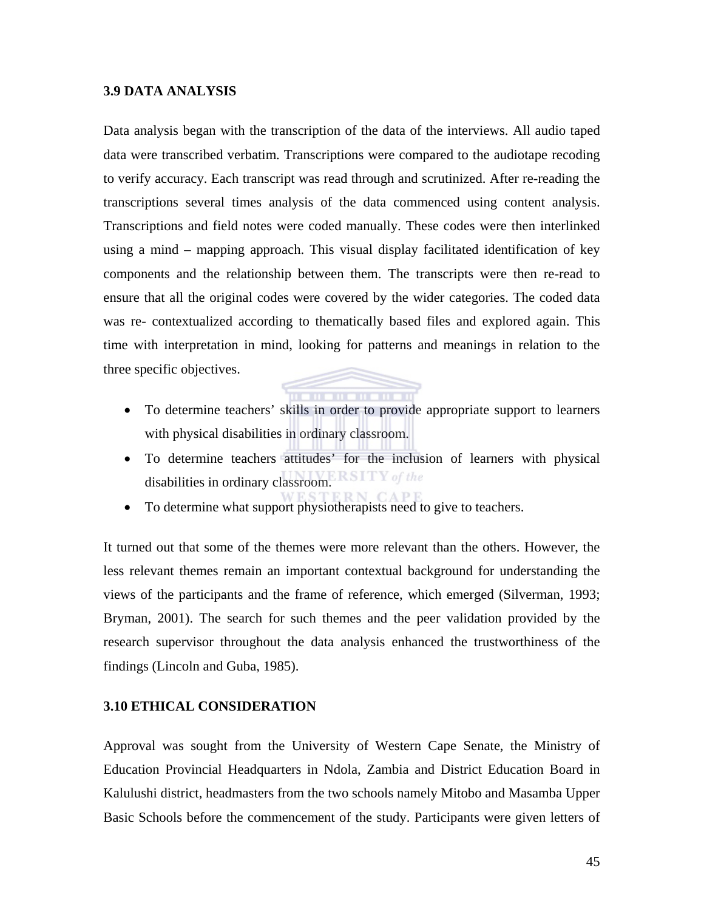### 3.9 DATA ANALYSIS

Data analysis began with the transcription of the data of the interviews. All audio taped data were transcribed verbatim. Transcriptions were compared to the audiotape recoding to verify accuracy. Each transcript was read through and scrutinized. After re-reading the transcriptions several times analysis of the data commenced using content analysis. Transcriptions and field notes were coded manually. These codes were then interlinked using a mind – mapping approach. This visual display facilitated identification of key components and the relationship between them. The transcripts were then re-read to ensure that all the original codes were covered by the wider categories. The coded data was re- contextualized according to thematically based files and explored again. This time with interpretation in mind, looking for patterns and meanings in relation to the three specific objectives.

- To determine teachers' skills in order to provide appropriate support to learners with physical disabilities in ordinary classroom.
- To determine teachers attitudes' for the inclusion of learners with physical disabilities in ordinary classroom.
- To determine what support physiotherapists need to give to teachers.

It turned out that some of the themes were more relevant than the others. However, the less relevant themes remain an important contextual background for understanding the views of the participants and the frame of reference, which emerged (Silverman, 1993; Bryman, 2001). The search for such themes and the peer validation provided by the research supervisor throughout the data analysis enhanced the trustworthiness of the findings (Lincoln and Guba, 1985).

### 3.10 ETHICAL CONSIDERATION

Approval was sought from the University of Western Cape Senate, the Ministry of Education Provincial Headquarters in Ndola, Zambia and District Education Board in Kalulushi district, headmasters from the two schools namely Mitobo and Masamba Upper Basic Schools before the commencement of the study. Participants were given letters of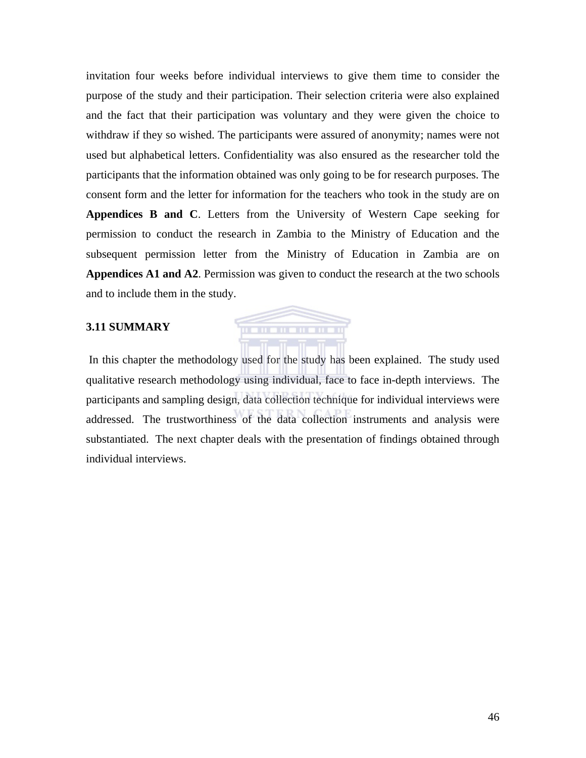invitation four weeks before individual interviews to give them time to consider the purpose of the study and their participation. Their selection criteria were also explained and the fact that their participation was voluntary and they were given the choice to withdraw if they so wished. The participants were assured of anonymity; names were not used but alphabetical letters. Confidentiality was also ensured as the researcher told the participants that the information obtained was only going to be for research purposes. The consent form and the letter for information for the teachers who took in the study are on **Appendices B and C**. Letters from the University of Western Cape seeking for permission to conduct the research in Zambia to the Ministry of Education and the subsequent permission letter from the Ministry of Education in Zambia are on **Appendices A1 and A2**. Permission was given to conduct the research at the two schools and to include them in the study.

### 3.11 SUMMARY

In this chapter the methodology used for the study has been explained. The study used qualitative research methodology using individual, face to face in-depth interviews. The participants and sampling design, data collection technique for individual interviews were addressed. The trustworthiness of the data collection instruments and analysis were substantiated. The next chapter deals with the presentation of findings obtained through individual interviews.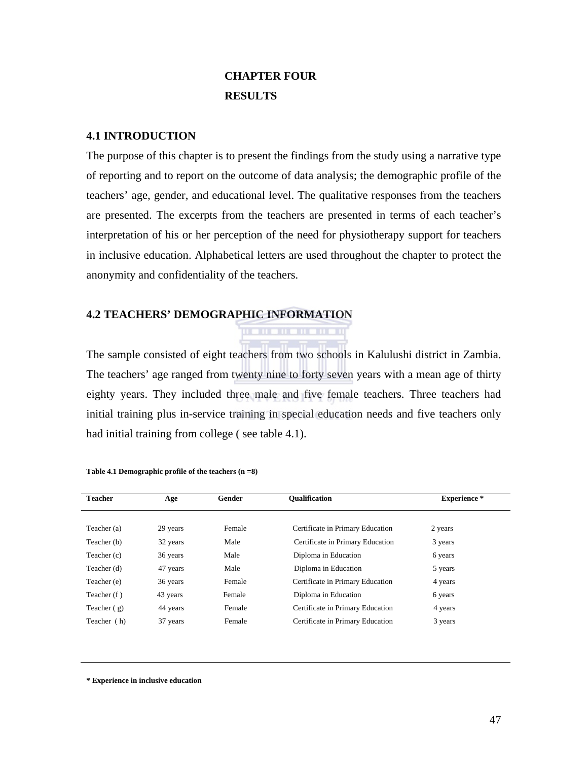# CHAPTER FOUR
# RESULTS

## 4.1 INTRODUCTION

The purpose of this chapter is to present the findings from the study using a narrative type of reporting and to report on the outcome of data analysis; the demographic profile of the teachers' age, gender, and educational level. The qualitative responses from the teachers are presented. The excerpts from the teachers are presented in terms of each teacher's interpretation of his or her perception of the need for physiotherapy support for teachers in inclusive education. Alphabetical letters are used throughout the chapter to protect the anonymity and confidentiality of the teachers.

## 4.2 TEACHERS' DEMOGRAPHIC INFORMATION

The sample consisted of eight teachers from two schools in Kalulushi district in Zambia. The teachers' age ranged from twenty nine to forty seven years with a mean age of thirty eighty years. They included three male and five female teachers. Three teachers had initial training plus in-service training in special education needs and five teachers only had initial training from college ( see table 4.1).

**Table 4.1 Demographic profile of the teachers (n =8)**

| Teacher | Age | Gender | Qualification | Experience * |
|---|---|---|---|---|
| Teacher (a) | 29 years | Female | Certificate in Primary Education | 2 years |
| Teacher (b) | 32 years | Male | Certificate in Primary Education | 3 years |
| Teacher (c) | 36 years | Male | Diploma in Education | 6 years |
| Teacher (d) | 47 years | Male | Diploma in Education | 5 years |
| Teacher (e) | 36 years | Female | Certificate in Primary Education | 4 years |
| Teacher (f ) | 43 years | Female | Diploma in Education | 6 years |
| Teacher ( g) | 44 years | Female | Certificate in Primary Education | 4 years |
| Teacher ( h) | 37 years | Female | Certificate in Primary Education | 3 years |

**\* Experience in inclusive education**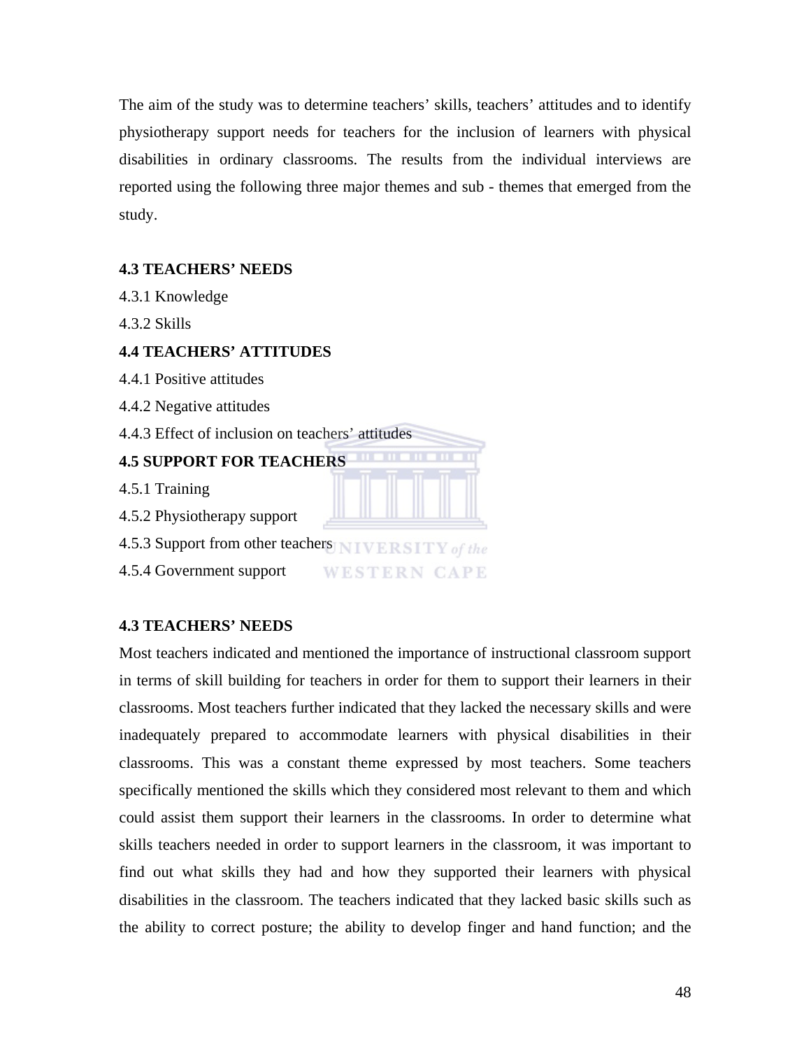The aim of the study was to determine teachers' skills, teachers' attitudes and to identify physiotherapy support needs for teachers for the inclusion of learners with physical disabilities in ordinary classrooms. The results from the individual interviews are reported using the following three major themes and sub - themes that emerged from the study.

**4.3 TEACHERS' NEEDS**

4.3.1 Knowledge

4.3.2 Skills

**4.4 TEACHERS' ATTITUDES**

4.4.1 Positive attitudes

4.4.2 Negative attitudes

4.4.3 Effect of inclusion on teachers' attitudes

**4.5 SUPPORT FOR TEACHERS**

4.5.1 Training

4.5.2 Physiotherapy support

4.5.3 Support from other teachers

4.5.4 Government support

## 4.3 TEACHERS' NEEDS

Most teachers indicated and mentioned the importance of instructional classroom support in terms of skill building for teachers in order for them to support their learners in their classrooms. Most teachers further indicated that they lacked the necessary skills and were inadequately prepared to accommodate learners with physical disabilities in their classrooms. This was a constant theme expressed by most teachers. Some teachers specifically mentioned the skills which they considered most relevant to them and which could assist them support their learners in the classrooms. In order to determine what skills teachers needed in order to support learners in the classroom, it was important to find out what skills they had and how they supported their learners with physical disabilities in the classroom. The teachers indicated that they lacked basic skills such as the ability to correct posture; the ability to develop finger and hand function; and the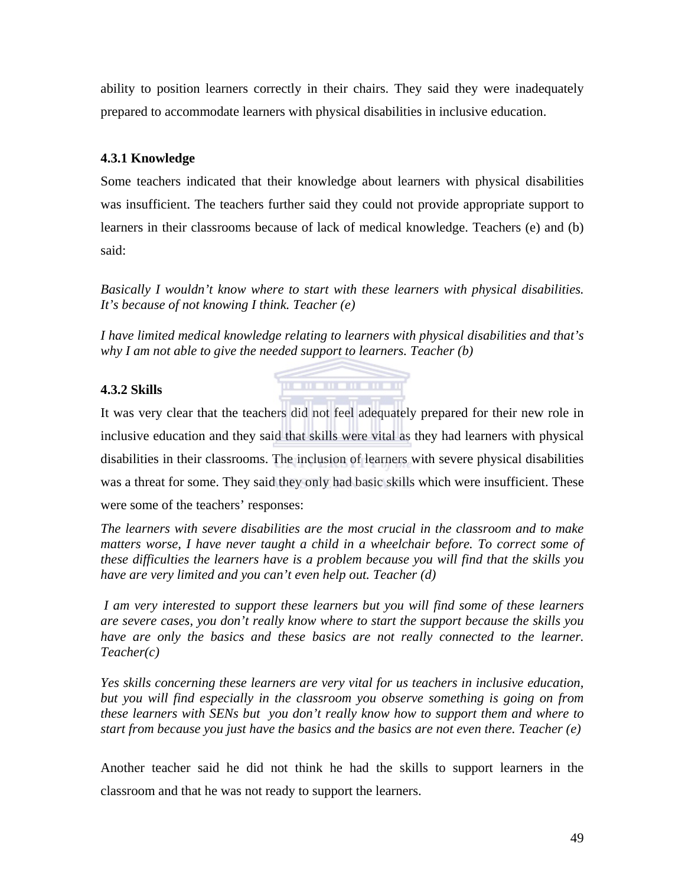ability to position learners correctly in their chairs. They said they were inadequately prepared to accommodate learners with physical disabilities in inclusive education.

### 4.3.1 Knowledge

Some teachers indicated that their knowledge about learners with physical disabilities was insufficient. The teachers further said they could not provide appropriate support to learners in their classrooms because of lack of medical knowledge. Teachers (e) and (b) said:

*Basically I wouldn't know where to start with these learners with physical disabilities. It's because of not knowing I think. Teacher (e)*

*I have limited medical knowledge relating to learners with physical disabilities and that's why I am not able to give the needed support to learners. Teacher (b)*

### 4.3.2 Skills

It was very clear that the teachers did not feel adequately prepared for their new role in inclusive education and they said that skills were vital as they had learners with physical disabilities in their classrooms. The inclusion of learners with severe physical disabilities was a threat for some. They said they only had basic skills which were insufficient. These were some of the teachers' responses:

*The learners with severe disabilities are the most crucial in the classroom and to make matters worse, I have never taught a child in a wheelchair before. To correct some of these difficulties the learners have is a problem because you will find that the skills you have are very limited and you can't even help out. Teacher (d)*

*I am very interested to support these learners but you will find some of these learners are severe cases, you don't really know where to start the support because the skills you have are only the basics and these basics are not really connected to the learner. Teacher(c)*

*Yes skills concerning these learners are very vital for us teachers in inclusive education, but you will find especially in the classroom you observe something is going on from these learners with SENs but you don't really know how to support them and where to start from because you just have the basics and the basics are not even there. Teacher (e)*

Another teacher said he did not think he had the skills to support learners in the classroom and that he was not ready to support the learners.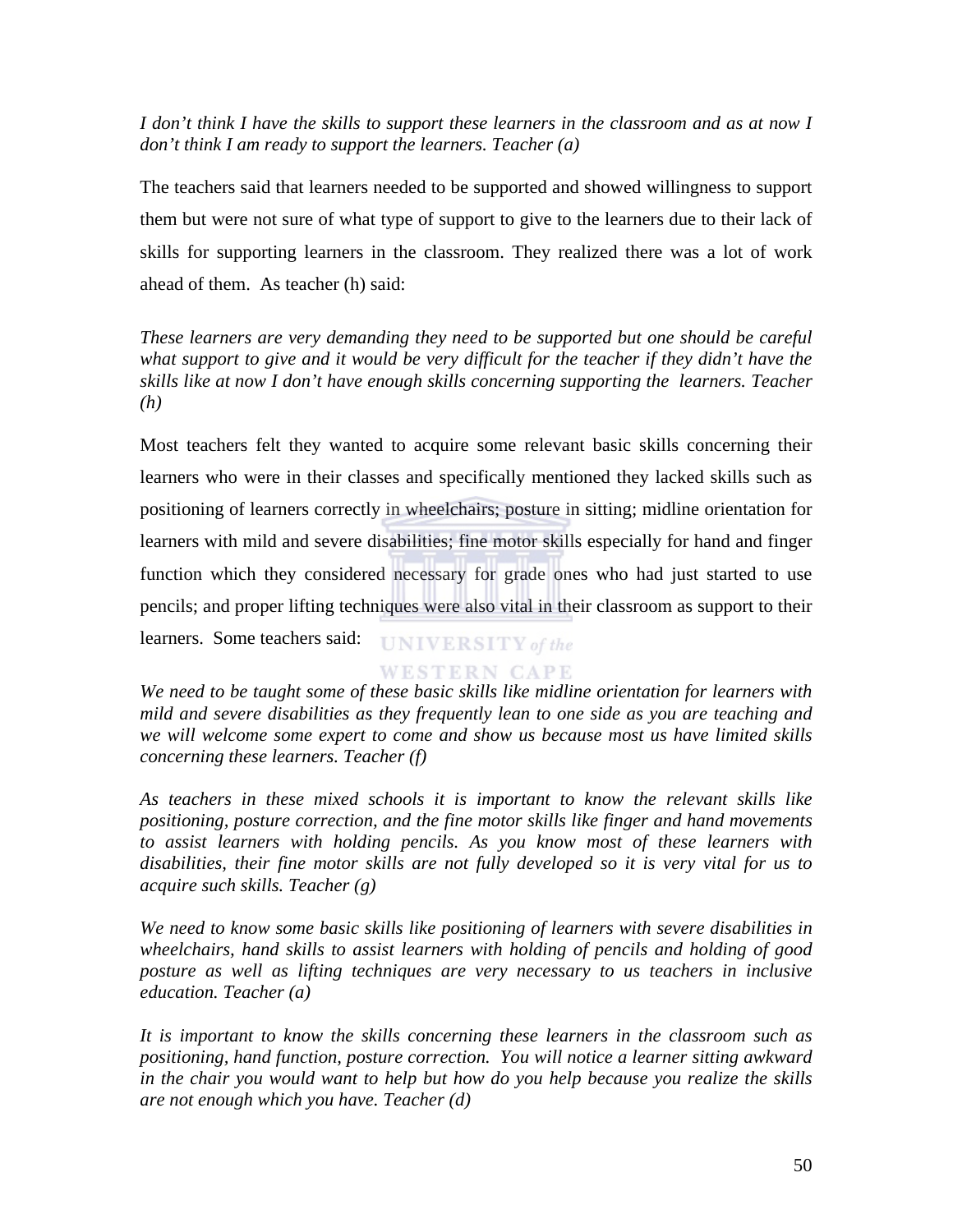*I don't think I have the skills to support these learners in the classroom and as at now I don't think I am ready to support the learners. Teacher (a)*

The teachers said that learners needed to be supported and showed willingness to support them but were not sure of what type of support to give to the learners due to their lack of skills for supporting learners in the classroom. They realized there was a lot of work ahead of them. As teacher (h) said:

*These learners are very demanding they need to be supported but one should be careful what support to give and it would be very difficult for the teacher if they didn't have the skills like at now I don't have enough skills concerning supporting the learners. Teacher (h)*

Most teachers felt they wanted to acquire some relevant basic skills concerning their learners who were in their classes and specifically mentioned they lacked skills such as positioning of learners correctly in wheelchairs; posture in sitting; midline orientation for learners with mild and severe disabilities; fine motor skills especially for hand and finger function which they considered necessary for grade ones who had just started to use pencils; and proper lifting techniques were also vital in their classroom as support to their learners. Some teachers said:

*We need to be taught some of these basic skills like midline orientation for learners with mild and severe disabilities as they frequently lean to one side as you are teaching and we will welcome some expert to come and show us because most us have limited skills concerning these learners. Teacher (f)*

*As teachers in these mixed schools it is important to know the relevant skills like positioning, posture correction, and the fine motor skills like finger and hand movements to assist learners with holding pencils. As you know most of these learners with disabilities, their fine motor skills are not fully developed so it is very vital for us to acquire such skills. Teacher (g)*

*We need to know some basic skills like positioning of learners with severe disabilities in wheelchairs, hand skills to assist learners with holding of pencils and holding of good posture as well as lifting techniques are very necessary to us teachers in inclusive education. Teacher (a)*

*It is important to know the skills concerning these learners in the classroom such as positioning, hand function, posture correction. You will notice a learner sitting awkward in the chair you would want to help but how do you help because you realize the skills are not enough which you have. Teacher (d)*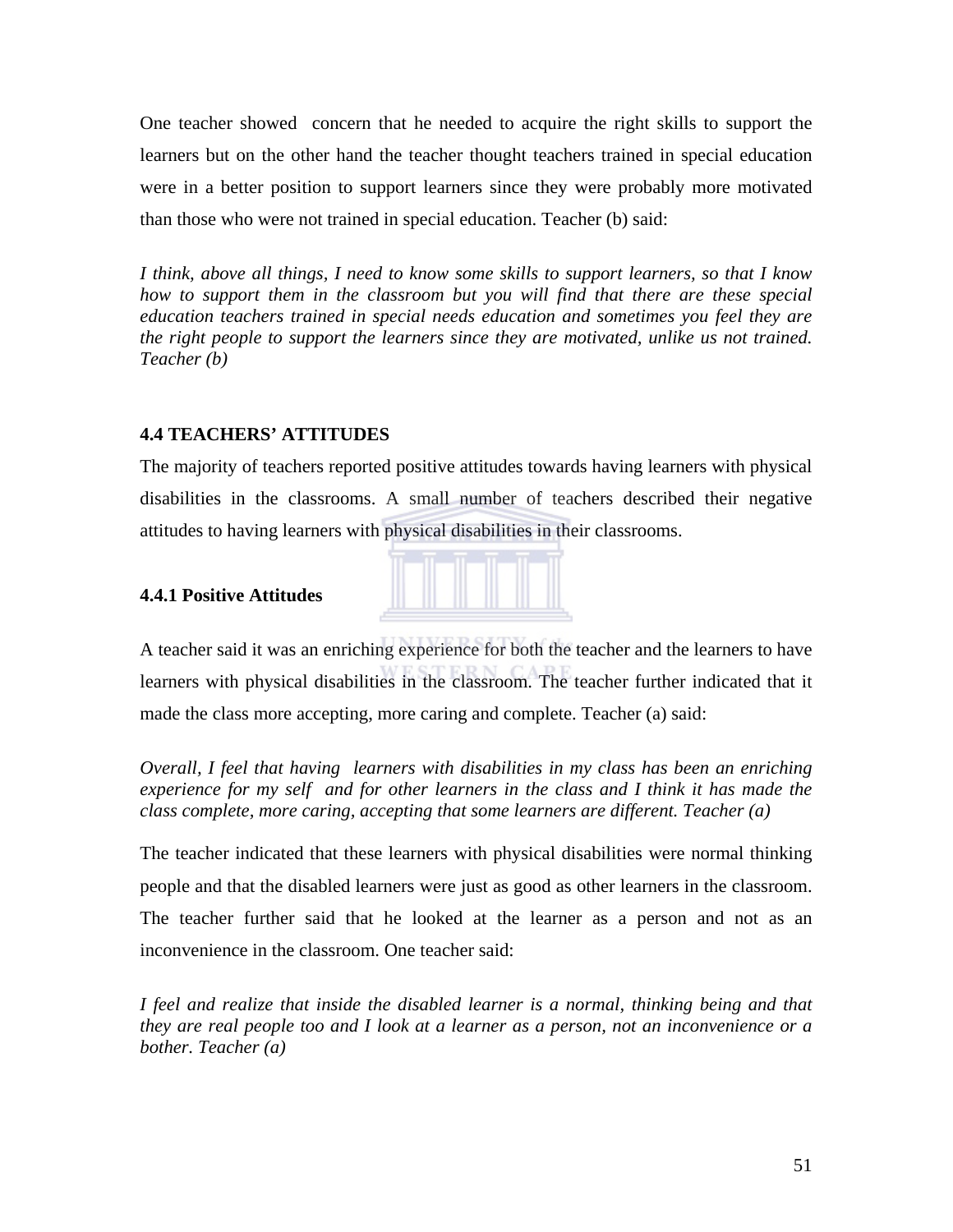One teacher showed concern that he needed to acquire the right skills to support the learners but on the other hand the teacher thought teachers trained in special education were in a better position to support learners since they were probably more motivated than those who were not trained in special education. Teacher (b) said:

*I think, above all things, I need to know some skills to support learners, so that I know how to support them in the classroom but you will find that there are these special education teachers trained in special needs education and sometimes you feel they are the right people to support the learners since they are motivated, unlike us not trained. Teacher (b)*

### 4.4 TEACHERS' ATTITUDES

The majority of teachers reported positive attitudes towards having learners with physical disabilities in the classrooms. A small number of teachers described their negative attitudes to having learners with physical disabilities in their classrooms.

#### 4.4.1 Positive Attitudes

A teacher said it was an enriching experience for both the teacher and the learners to have learners with physical disabilities in the classroom. The teacher further indicated that it made the class more accepting, more caring and complete. Teacher (a) said:

*Overall, I feel that having learners with disabilities in my class has been an enriching experience for my self and for other learners in the class and I think it has made the class complete, more caring, accepting that some learners are different. Teacher (a)*

The teacher indicated that these learners with physical disabilities were normal thinking people and that the disabled learners were just as good as other learners in the classroom. The teacher further said that he looked at the learner as a person and not as an inconvenience in the classroom. One teacher said:

*I feel and realize that inside the disabled learner is a normal, thinking being and that they are real people too and I look at a learner as a person, not an inconvenience or a bother. Teacher (a)*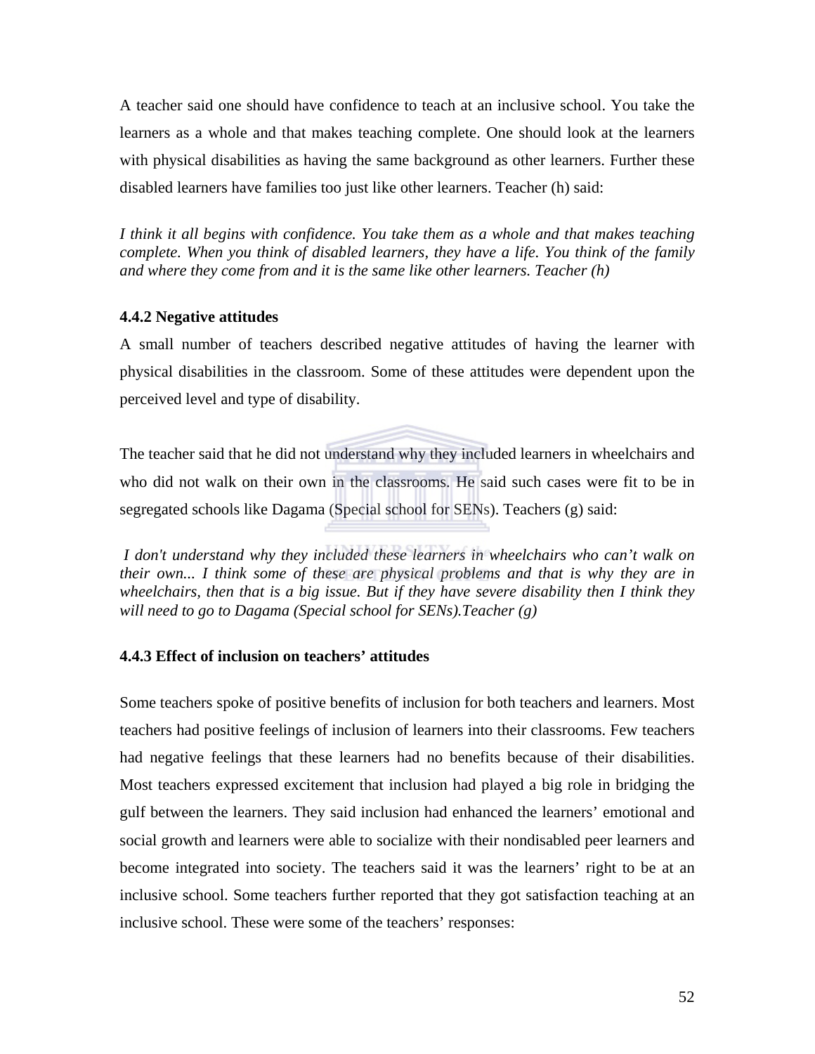A teacher said one should have confidence to teach at an inclusive school. You take the learners as a whole and that makes teaching complete. One should look at the learners with physical disabilities as having the same background as other learners. Further these disabled learners have families too just like other learners. Teacher (h) said:

*I think it all begins with confidence. You take them as a whole and that makes teaching complete. When you think of disabled learners, they have a life. You think of the family and where they come from and it is the same like other learners. Teacher (h)*

### 4.4.2 Negative attitudes

A small number of teachers described negative attitudes of having the learner with physical disabilities in the classroom. Some of these attitudes were dependent upon the perceived level and type of disability.

The teacher said that he did not understand why they included learners in wheelchairs and who did not walk on their own in the classrooms. He said such cases were fit to be in segregated schools like Dagama (Special school for SENs). Teachers (g) said:

*I don't understand why they included these learners in wheelchairs who can't walk on their own... I think some of these are physical problems and that is why they are in wheelchairs, then that is a big issue. But if they have severe disability then I think they will need to go to Dagama (Special school for SENs).Teacher (g)*

### 4.4.3 Effect of inclusion on teachers' attitudes

Some teachers spoke of positive benefits of inclusion for both teachers and learners. Most teachers had positive feelings of inclusion of learners into their classrooms. Few teachers had negative feelings that these learners had no benefits because of their disabilities. Most teachers expressed excitement that inclusion had played a big role in bridging the gulf between the learners. They said inclusion had enhanced the learners' emotional and social growth and learners were able to socialize with their nondisabled peer learners and become integrated into society. The teachers said it was the learners' right to be at an inclusive school. Some teachers further reported that they got satisfaction teaching at an inclusive school. These were some of the teachers' responses: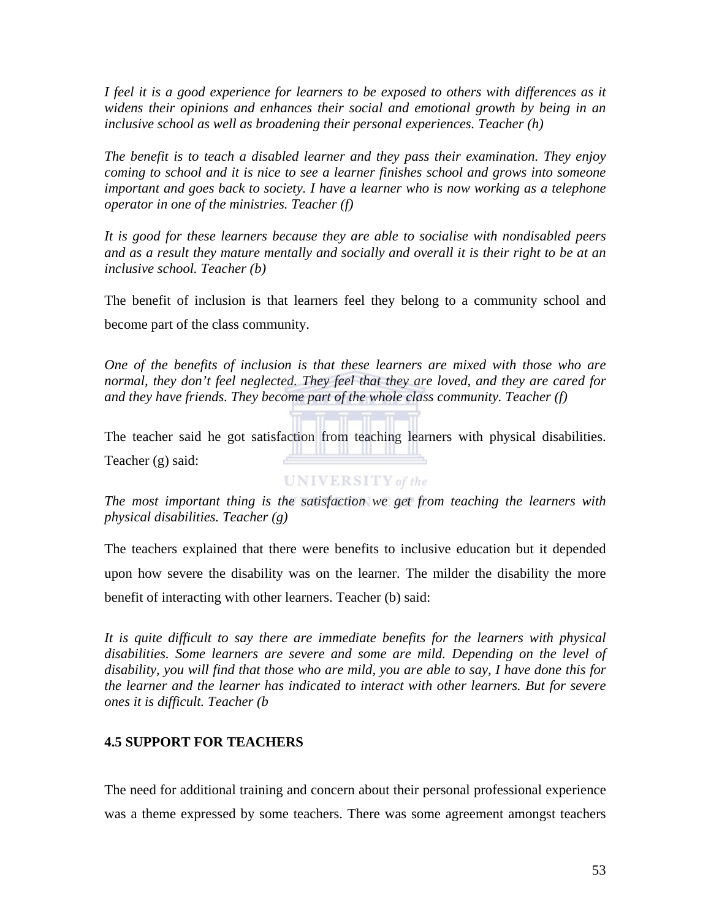*I feel it is a good experience for learners to be exposed to others with differences as it widens their opinions and enhances their social and emotional growth by being in an inclusive school as well as broadening their personal experiences. Teacher (h)*

*The benefit is to teach a disabled learner and they pass their examination. They enjoy coming to school and it is nice to see a learner finishes school and grows into someone important and goes back to society. I have a learner who is now working as a telephone operator in one of the ministries. Teacher (f)*

*It is good for these learners because they are able to socialise with nondisabled peers and as a result they mature mentally and socially and overall it is their right to be at an inclusive school. Teacher (b)*

The benefit of inclusion is that learners feel they belong to a community school and become part of the class community.

*One of the benefits of inclusion is that these learners are mixed with those who are normal, they don't feel neglected. They feel that they are loved, and they are cared for and they have friends. They become part of the whole class community. Teacher (f)*

The teacher said he got satisfaction from teaching learners with physical disabilities. Teacher (g) said:

*The most important thing is the satisfaction we get from teaching the learners with physical disabilities. Teacher (g)*

The teachers explained that there were benefits to inclusive education but it depended upon how severe the disability was on the learner. The milder the disability the more benefit of interacting with other learners. Teacher (b) said:

*It is quite difficult to say there are immediate benefits for the learners with physical disabilities. Some learners are severe and some are mild. Depending on the level of disability, you will find that those who are mild, you are able to say, I have done this for the learner and the learner has indicated to interact with other learners. But for severe ones it is difficult. Teacher (b*

### 4.5 SUPPORT FOR TEACHERS

The need for additional training and concern about their personal professional experience was a theme expressed by some teachers. There was some agreement amongst teachers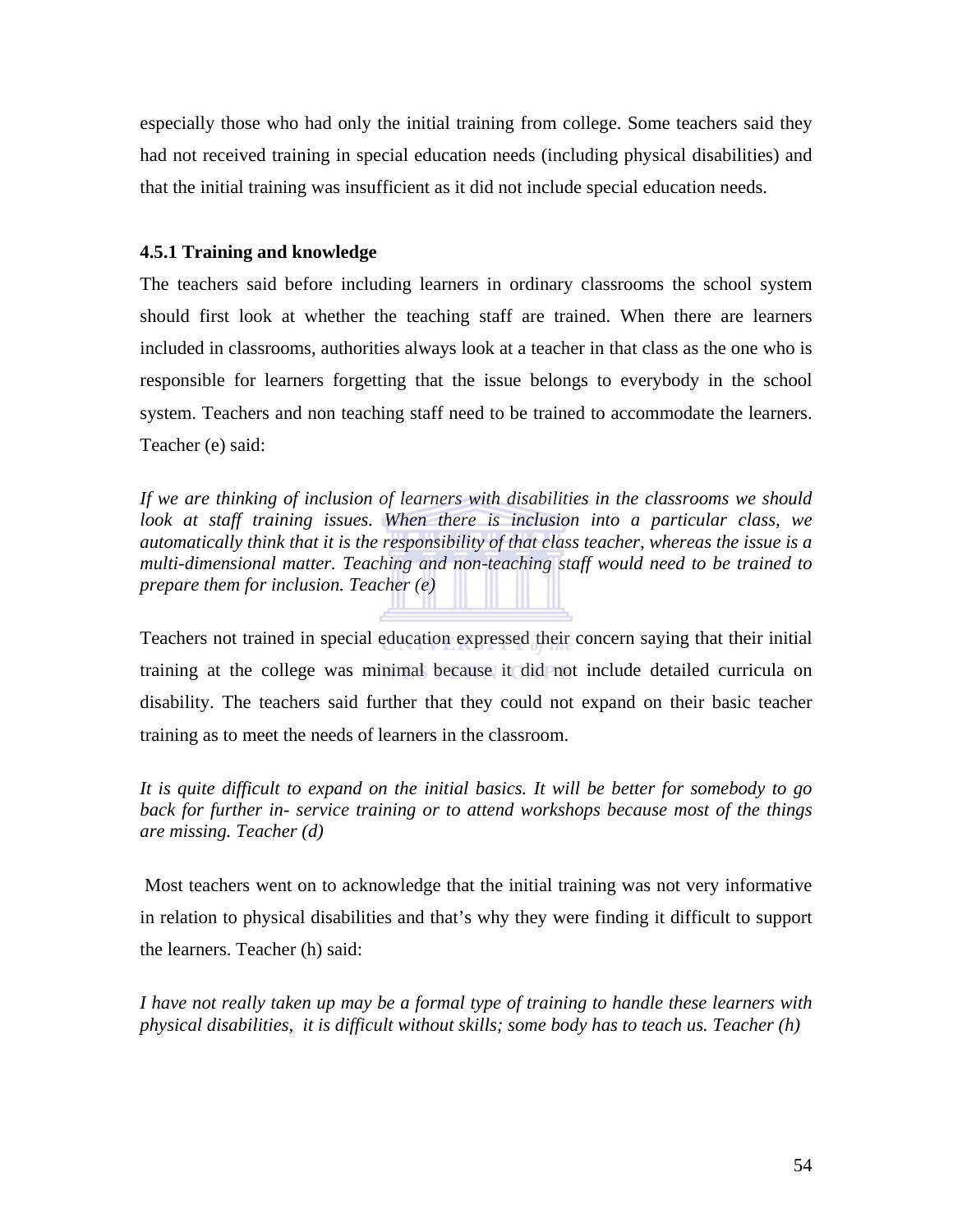especially those who had only the initial training from college. Some teachers said they had not received training in special education needs (including physical disabilities) and that the initial training was insufficient as it did not include special education needs.

### 4.5.1 Training and knowledge

The teachers said before including learners in ordinary classrooms the school system should first look at whether the teaching staff are trained. When there are learners included in classrooms, authorities always look at a teacher in that class as the one who is responsible for learners forgetting that the issue belongs to everybody in the school system. Teachers and non teaching staff need to be trained to accommodate the learners. Teacher (e) said:

*If we are thinking of inclusion of learners with disabilities in the classrooms we should look at staff training issues. When there is inclusion into a particular class, we automatically think that it is the responsibility of that class teacher, whereas the issue is a multi-dimensional matter. Teaching and non-teaching staff would need to be trained to prepare them for inclusion. Teacher (e)*

Teachers not trained in special education expressed their concern saying that their initial training at the college was minimal because it did not include detailed curricula on disability. The teachers said further that they could not expand on their basic teacher training as to meet the needs of learners in the classroom.

*It is quite difficult to expand on the initial basics. It will be better for somebody to go back for further in- service training or to attend workshops because most of the things are missing. Teacher (d)*

Most teachers went on to acknowledge that the initial training was not very informative in relation to physical disabilities and that's why they were finding it difficult to support the learners. Teacher (h) said:

*I have not really taken up may be a formal type of training to handle these learners with physical disabilities, it is difficult without skills; some body has to teach us. Teacher (h)*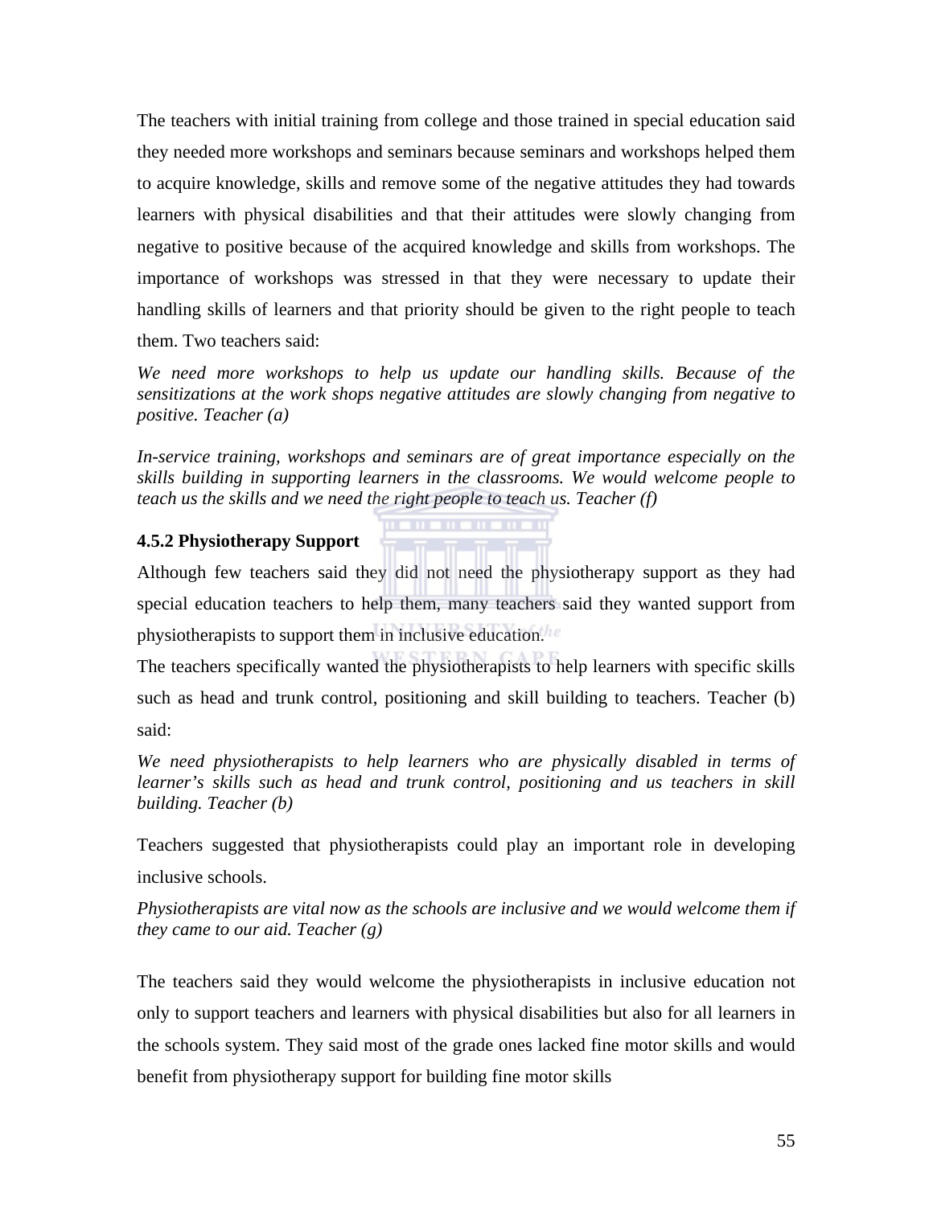The teachers with initial training from college and those trained in special education said they needed more workshops and seminars because seminars and workshops helped them to acquire knowledge, skills and remove some of the negative attitudes they had towards learners with physical disabilities and that their attitudes were slowly changing from negative to positive because of the acquired knowledge and skills from workshops. The importance of workshops was stressed in that they were necessary to update their handling skills of learners and that priority should be given to the right people to teach them. Two teachers said:

*We need more workshops to help us update our handling skills. Because of the sensitizations at the work shops negative attitudes are slowly changing from negative to positive. Teacher (a)*

*In-service training, workshops and seminars are of great importance especially on the skills building in supporting learners in the classrooms. We would welcome people to teach us the skills and we need the right people to teach us. Teacher (f)*

**4.5.2 Physiotherapy Support**

Although few teachers said they did not need the physiotherapy support as they had special education teachers to help them, many teachers said they wanted support from physiotherapists to support them in inclusive education.

The teachers specifically wanted the physiotherapists to help learners with specific skills such as head and trunk control, positioning and skill building to teachers. Teacher (b) said:

*We need physiotherapists to help learners who are physically disabled in terms of learner's skills such as head and trunk control, positioning and us teachers in skill building. Teacher (b)*

Teachers suggested that physiotherapists could play an important role in developing inclusive schools.

*Physiotherapists are vital now as the schools are inclusive and we would welcome them if they came to our aid. Teacher (g)*

The teachers said they would welcome the physiotherapists in inclusive education not only to support teachers and learners with physical disabilities but also for all learners in the schools system. They said most of the grade ones lacked fine motor skills and would benefit from physiotherapy support for building fine motor skills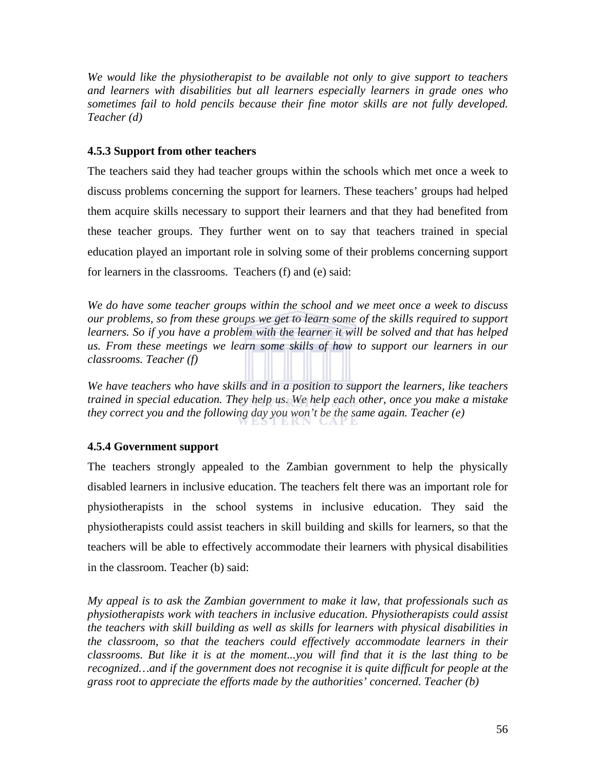*We would like the physiotherapist to be available not only to give support to teachers and learners with disabilities but all learners especially learners in grade ones who sometimes fail to hold pencils because their fine motor skills are not fully developed. Teacher (d)*

### 4.5.3 Support from other teachers

The teachers said they had teacher groups within the schools which met once a week to discuss problems concerning the support for learners. These teachers' groups had helped them acquire skills necessary to support their learners and that they had benefited from these teacher groups. They further went on to say that teachers trained in special education played an important role in solving some of their problems concerning support for learners in the classrooms. Teachers (f) and (e) said:

*We do have some teacher groups within the school and we meet once a week to discuss our problems, so from these groups we get to learn some of the skills required to support learners. So if you have a problem with the learner it will be solved and that has helped us. From these meetings we learn some skills of how to support our learners in our classrooms. Teacher (f)*

*We have teachers who have skills and in a position to support the learners, like teachers trained in special education. They help us. We help each other, once you make a mistake they correct you and the following day you won't be the same again. Teacher (e)*

### 4.5.4 Government support

The teachers strongly appealed to the Zambian government to help the physically disabled learners in inclusive education. The teachers felt there was an important role for physiotherapists in the school systems in inclusive education. They said the physiotherapists could assist teachers in skill building and skills for learners, so that the teachers will be able to effectively accommodate their learners with physical disabilities in the classroom. Teacher (b) said:

*My appeal is to ask the Zambian government to make it law, that professionals such as physiotherapists work with teachers in inclusive education. Physiotherapists could assist the teachers with skill building as well as skills for learners with physical disabilities in the classroom, so that the teachers could effectively accommodate learners in their classrooms. But like it is at the moment...you will find that it is the last thing to be recognized…and if the government does not recognise it is quite difficult for people at the grass root to appreciate the efforts made by the authorities' concerned. Teacher (b)*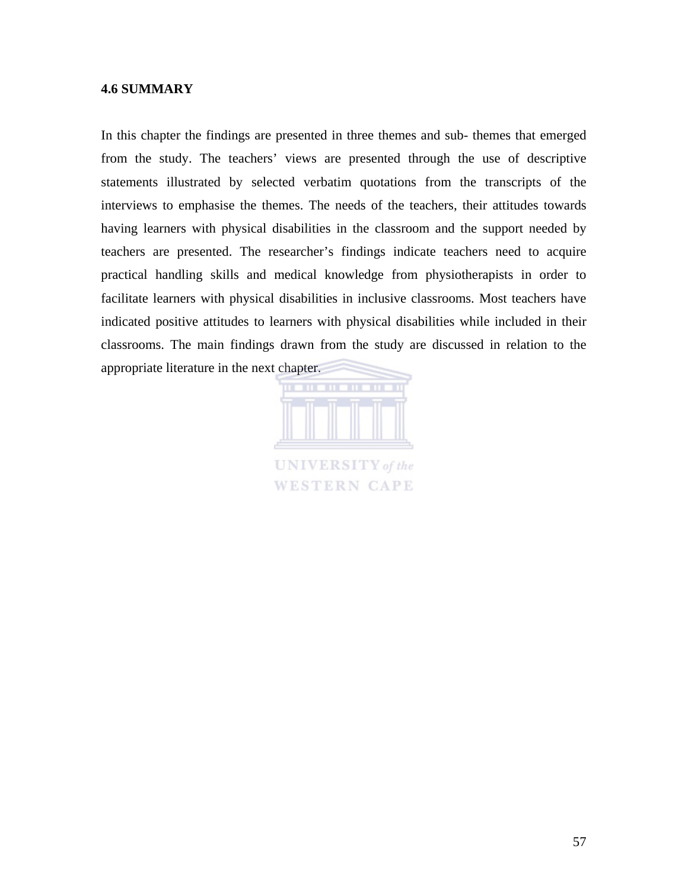### 4.6 SUMMARY

In this chapter the findings are presented in three themes and sub- themes that emerged from the study. The teachers' views are presented through the use of descriptive statements illustrated by selected verbatim quotations from the transcripts of the interviews to emphasise the themes. The needs of the teachers, their attitudes towards having learners with physical disabilities in the classroom and the support needed by teachers are presented. The researcher's findings indicate teachers need to acquire practical handling skills and medical knowledge from physiotherapists in order to facilitate learners with physical disabilities in inclusive classrooms. Most teachers have indicated positive attitudes to learners with physical disabilities while included in their classrooms. The main findings drawn from the study are discussed in relation to the appropriate literature in the next chapter.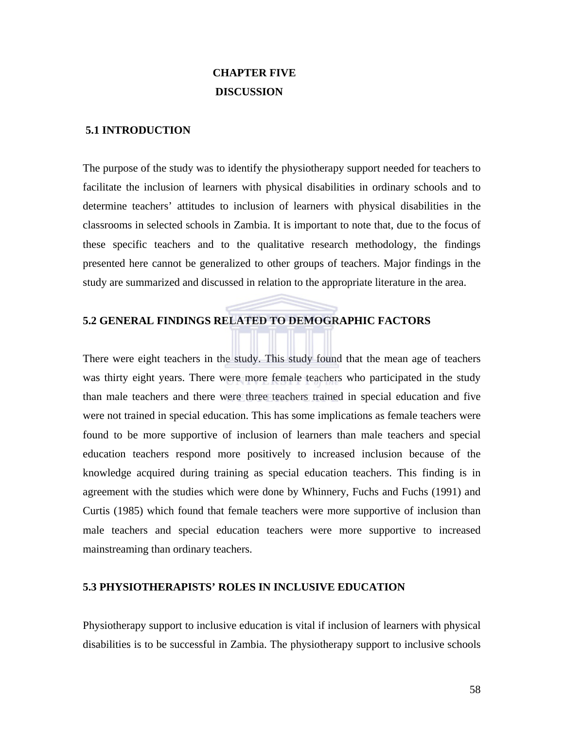# CHAPTER FIVE

# DISCUSSION

## 5.1 INTRODUCTION

The purpose of the study was to identify the physiotherapy support needed for teachers to facilitate the inclusion of learners with physical disabilities in ordinary schools and to determine teachers' attitudes to inclusion of learners with physical disabilities in the classrooms in selected schools in Zambia. It is important to note that, due to the focus of these specific teachers and to the qualitative research methodology, the findings presented here cannot be generalized to other groups of teachers. Major findings in the study are summarized and discussed in relation to the appropriate literature in the area.

## 5.2 GENERAL FINDINGS RELATED TO DEMOGRAPHIC FACTORS

There were eight teachers in the study. This study found that the mean age of teachers was thirty eight years. There were more female teachers who participated in the study than male teachers and there were three teachers trained in special education and five were not trained in special education. This has some implications as female teachers were found to be more supportive of inclusion of learners than male teachers and special education teachers respond more positively to increased inclusion because of the knowledge acquired during training as special education teachers. This finding is in agreement with the studies which were done by Whinnery, Fuchs and Fuchs (1991) and Curtis (1985) which found that female teachers were more supportive of inclusion than male teachers and special education teachers were more supportive to increased mainstreaming than ordinary teachers.

## 5.3 PHYSIOTHERAPISTS' ROLES IN INCLUSIVE EDUCATION

Physiotherapy support to inclusive education is vital if inclusion of learners with physical disabilities is to be successful in Zambia. The physiotherapy support to inclusive schools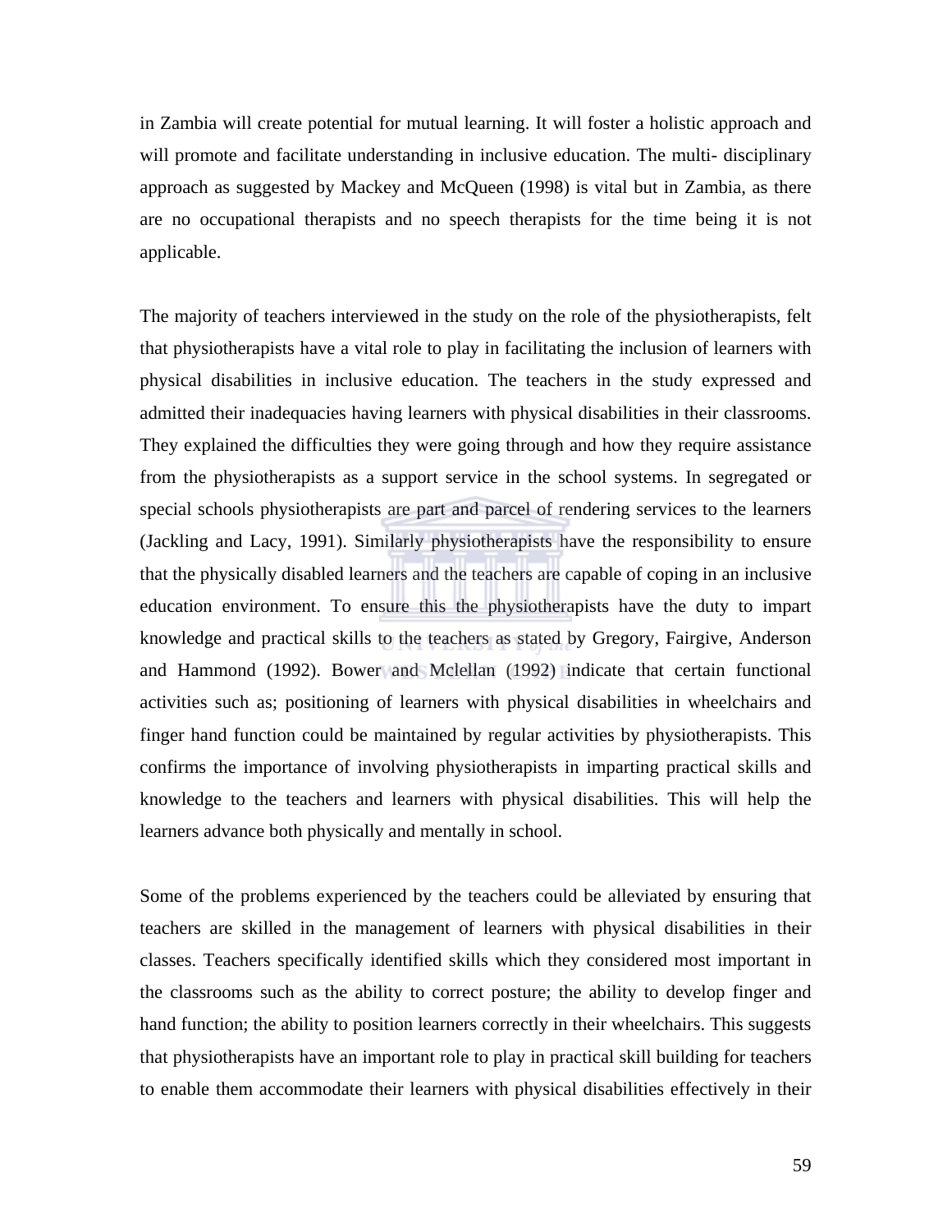in Zambia will create potential for mutual learning. It will foster a holistic approach and will promote and facilitate understanding in inclusive education. The multi- disciplinary approach as suggested by Mackey and McQueen (1998) is vital but in Zambia, as there are no occupational therapists and no speech therapists for the time being it is not applicable.

The majority of teachers interviewed in the study on the role of the physiotherapists, felt that physiotherapists have a vital role to play in facilitating the inclusion of learners with physical disabilities in inclusive education. The teachers in the study expressed and admitted their inadequacies having learners with physical disabilities in their classrooms. They explained the difficulties they were going through and how they require assistance from the physiotherapists as a support service in the school systems. In segregated or special schools physiotherapists are part and parcel of rendering services to the learners (Jackling and Lacy, 1991). Similarly physiotherapists have the responsibility to ensure that the physically disabled learners and the teachers are capable of coping in an inclusive education environment. To ensure this the physiotherapists have the duty to impart knowledge and practical skills to the teachers as stated by Gregory, Fairgive, Anderson and Hammond (1992). Bower and Mclellan (1992) indicate that certain functional activities such as; positioning of learners with physical disabilities in wheelchairs and finger hand function could be maintained by regular activities by physiotherapists. This confirms the importance of involving physiotherapists in imparting practical skills and knowledge to the teachers and learners with physical disabilities. This will help the learners advance both physically and mentally in school.

Some of the problems experienced by the teachers could be alleviated by ensuring that teachers are skilled in the management of learners with physical disabilities in their classes. Teachers specifically identified skills which they considered most important in the classrooms such as the ability to correct posture; the ability to develop finger and hand function; the ability to position learners correctly in their wheelchairs. This suggests that physiotherapists have an important role to play in practical skill building for teachers to enable them accommodate their learners with physical disabilities effectively in their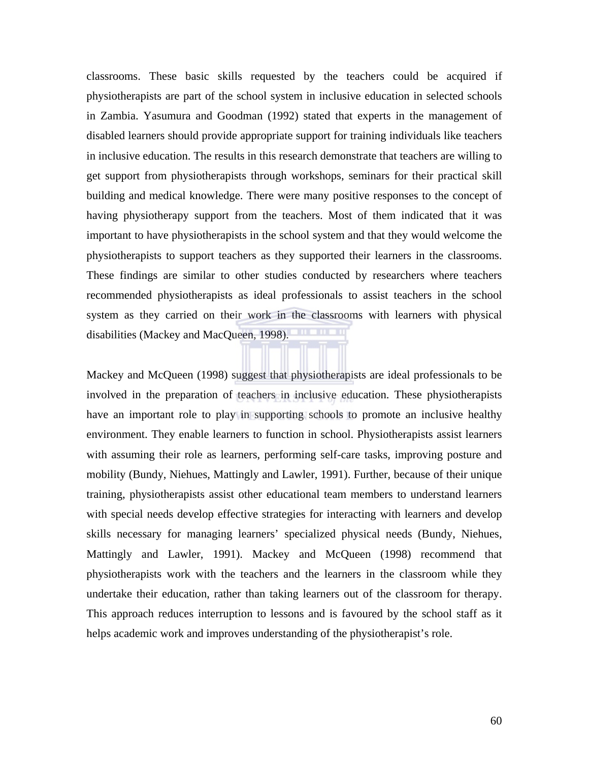classrooms. These basic skills requested by the teachers could be acquired if physiotherapists are part of the school system in inclusive education in selected schools in Zambia. Yasumura and Goodman (1992) stated that experts in the management of disabled learners should provide appropriate support for training individuals like teachers in inclusive education. The results in this research demonstrate that teachers are willing to get support from physiotherapists through workshops, seminars for their practical skill building and medical knowledge. There were many positive responses to the concept of having physiotherapy support from the teachers. Most of them indicated that it was important to have physiotherapists in the school system and that they would welcome the physiotherapists to support teachers as they supported their learners in the classrooms. These findings are similar to other studies conducted by researchers where teachers recommended physiotherapists as ideal professionals to assist teachers in the school system as they carried on their work in the classrooms with learners with physical disabilities (Mackey and MacQueen, 1998).

Mackey and McQueen (1998) suggest that physiotherapists are ideal professionals to be involved in the preparation of teachers in inclusive education. These physiotherapists have an important role to play in supporting schools to promote an inclusive healthy environment. They enable learners to function in school. Physiotherapists assist learners with assuming their role as learners, performing self-care tasks, improving posture and mobility (Bundy, Niehues, Mattingly and Lawler, 1991). Further, because of their unique training, physiotherapists assist other educational team members to understand learners with special needs develop effective strategies for interacting with learners and develop skills necessary for managing learners' specialized physical needs (Bundy, Niehues, Mattingly and Lawler, 1991). Mackey and McQueen (1998) recommend that physiotherapists work with the teachers and the learners in the classroom while they undertake their education, rather than taking learners out of the classroom for therapy. This approach reduces interruption to lessons and is favoured by the school staff as it helps academic work and improves understanding of the physiotherapist's role.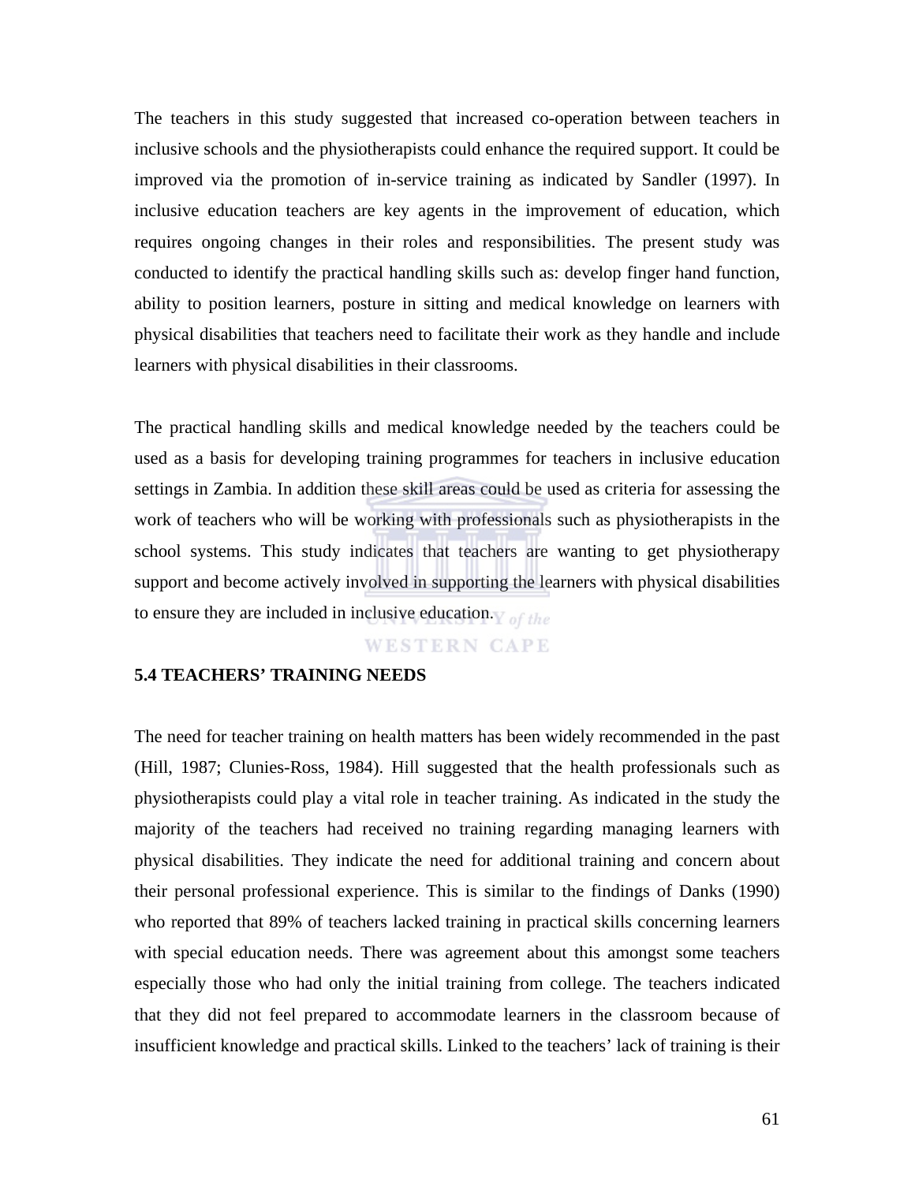The teachers in this study suggested that increased co-operation between teachers in inclusive schools and the physiotherapists could enhance the required support. It could be improved via the promotion of in-service training as indicated by Sandler (1997). In inclusive education teachers are key agents in the improvement of education, which requires ongoing changes in their roles and responsibilities. The present study was conducted to identify the practical handling skills such as: develop finger hand function, ability to position learners, posture in sitting and medical knowledge on learners with physical disabilities that teachers need to facilitate their work as they handle and include learners with physical disabilities in their classrooms.

The practical handling skills and medical knowledge needed by the teachers could be used as a basis for developing training programmes for teachers in inclusive education settings in Zambia. In addition these skill areas could be used as criteria for assessing the work of teachers who will be working with professionals such as physiotherapists in the school systems. This study indicates that teachers are wanting to get physiotherapy support and become actively involved in supporting the learners with physical disabilities to ensure they are included in inclusive education.

### 5.4 TEACHERS' TRAINING NEEDS

The need for teacher training on health matters has been widely recommended in the past (Hill, 1987; Clunies-Ross, 1984). Hill suggested that the health professionals such as physiotherapists could play a vital role in teacher training. As indicated in the study the majority of the teachers had received no training regarding managing learners with physical disabilities. They indicate the need for additional training and concern about their personal professional experience. This is similar to the findings of Danks (1990) who reported that 89% of teachers lacked training in practical skills concerning learners with special education needs. There was agreement about this amongst some teachers especially those who had only the initial training from college. The teachers indicated that they did not feel prepared to accommodate learners in the classroom because of insufficient knowledge and practical skills. Linked to the teachers' lack of training is their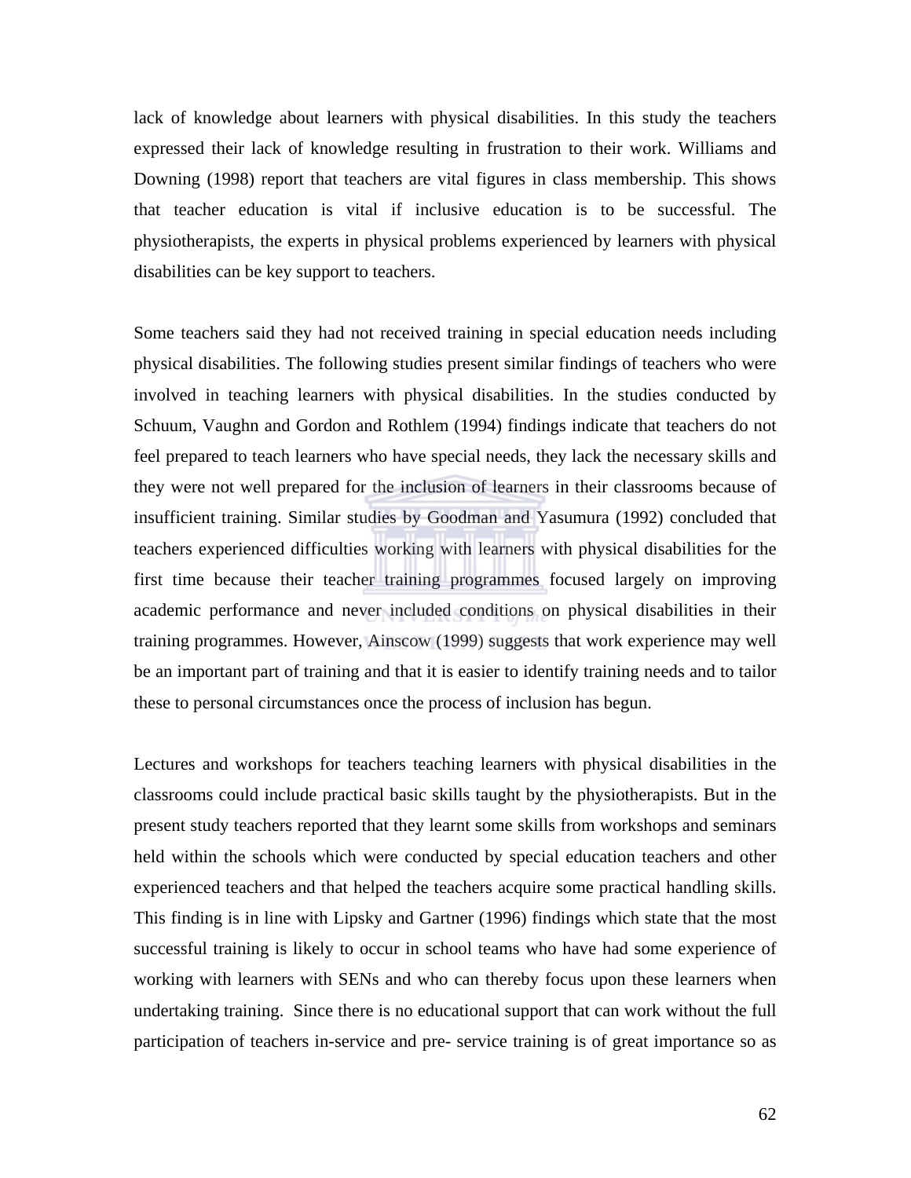lack of knowledge about learners with physical disabilities. In this study the teachers expressed their lack of knowledge resulting in frustration to their work. Williams and Downing (1998) report that teachers are vital figures in class membership. This shows that teacher education is vital if inclusive education is to be successful. The physiotherapists, the experts in physical problems experienced by learners with physical disabilities can be key support to teachers.

Some teachers said they had not received training in special education needs including physical disabilities. The following studies present similar findings of teachers who were involved in teaching learners with physical disabilities. In the studies conducted by Schuum, Vaughn and Gordon and Rothlem (1994) findings indicate that teachers do not feel prepared to teach learners who have special needs, they lack the necessary skills and they were not well prepared for the inclusion of learners in their classrooms because of insufficient training. Similar studies by Goodman and Yasumura (1992) concluded that teachers experienced difficulties working with learners with physical disabilities for the first time because their teacher training programmes focused largely on improving academic performance and never included conditions on physical disabilities in their training programmes. However, Ainscow (1999) suggests that work experience may well be an important part of training and that it is easier to identify training needs and to tailor these to personal circumstances once the process of inclusion has begun.

Lectures and workshops for teachers teaching learners with physical disabilities in the classrooms could include practical basic skills taught by the physiotherapists. But in the present study teachers reported that they learnt some skills from workshops and seminars held within the schools which were conducted by special education teachers and other experienced teachers and that helped the teachers acquire some practical handling skills. This finding is in line with Lipsky and Gartner (1996) findings which state that the most successful training is likely to occur in school teams who have had some experience of working with learners with SENs and who can thereby focus upon these learners when undertaking training. Since there is no educational support that can work without the full participation of teachers in-service and pre- service training is of great importance so as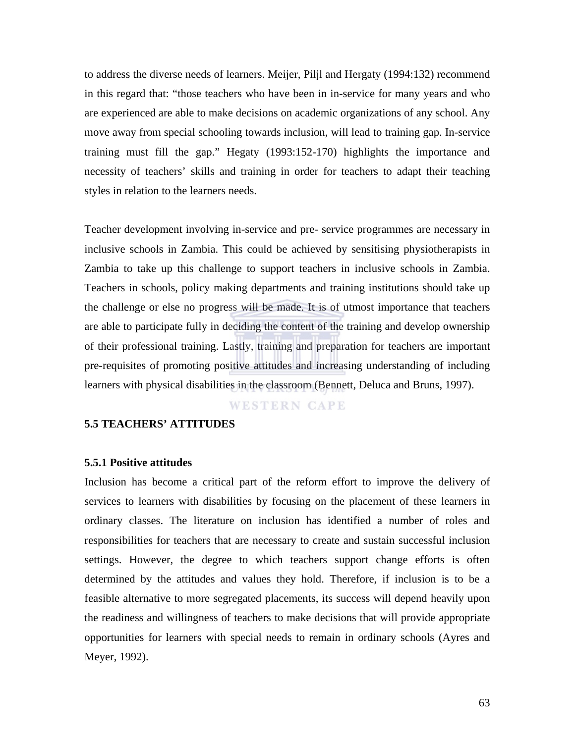to address the diverse needs of learners. Meijer, Piljl and Hergaty (1994:132) recommend in this regard that: "those teachers who have been in in-service for many years and who are experienced are able to make decisions on academic organizations of any school. Any move away from special schooling towards inclusion, will lead to training gap. In-service training must fill the gap." Hegaty (1993:152-170) highlights the importance and necessity of teachers' skills and training in order for teachers to adapt their teaching styles in relation to the learners needs.

Teacher development involving in-service and pre- service programmes are necessary in inclusive schools in Zambia. This could be achieved by sensitising physiotherapists in Zambia to take up this challenge to support teachers in inclusive schools in Zambia. Teachers in schools, policy making departments and training institutions should take up the challenge or else no progress will be made. It is of utmost importance that teachers are able to participate fully in deciding the content of the training and develop ownership of their professional training. Lastly, training and preparation for teachers are important pre-requisites of promoting positive attitudes and increasing understanding of including learners with physical disabilities in the classroom (Bennett, Deluca and Bruns, 1997).

## 5.5 TEACHERS' ATTITUDES

### 5.5.1 Positive attitudes

Inclusion has become a critical part of the reform effort to improve the delivery of services to learners with disabilities by focusing on the placement of these learners in ordinary classes. The literature on inclusion has identified a number of roles and responsibilities for teachers that are necessary to create and sustain successful inclusion settings. However, the degree to which teachers support change efforts is often determined by the attitudes and values they hold. Therefore, if inclusion is to be a feasible alternative to more segregated placements, its success will depend heavily upon the readiness and willingness of teachers to make decisions that will provide appropriate opportunities for learners with special needs to remain in ordinary schools (Ayres and Meyer, 1992).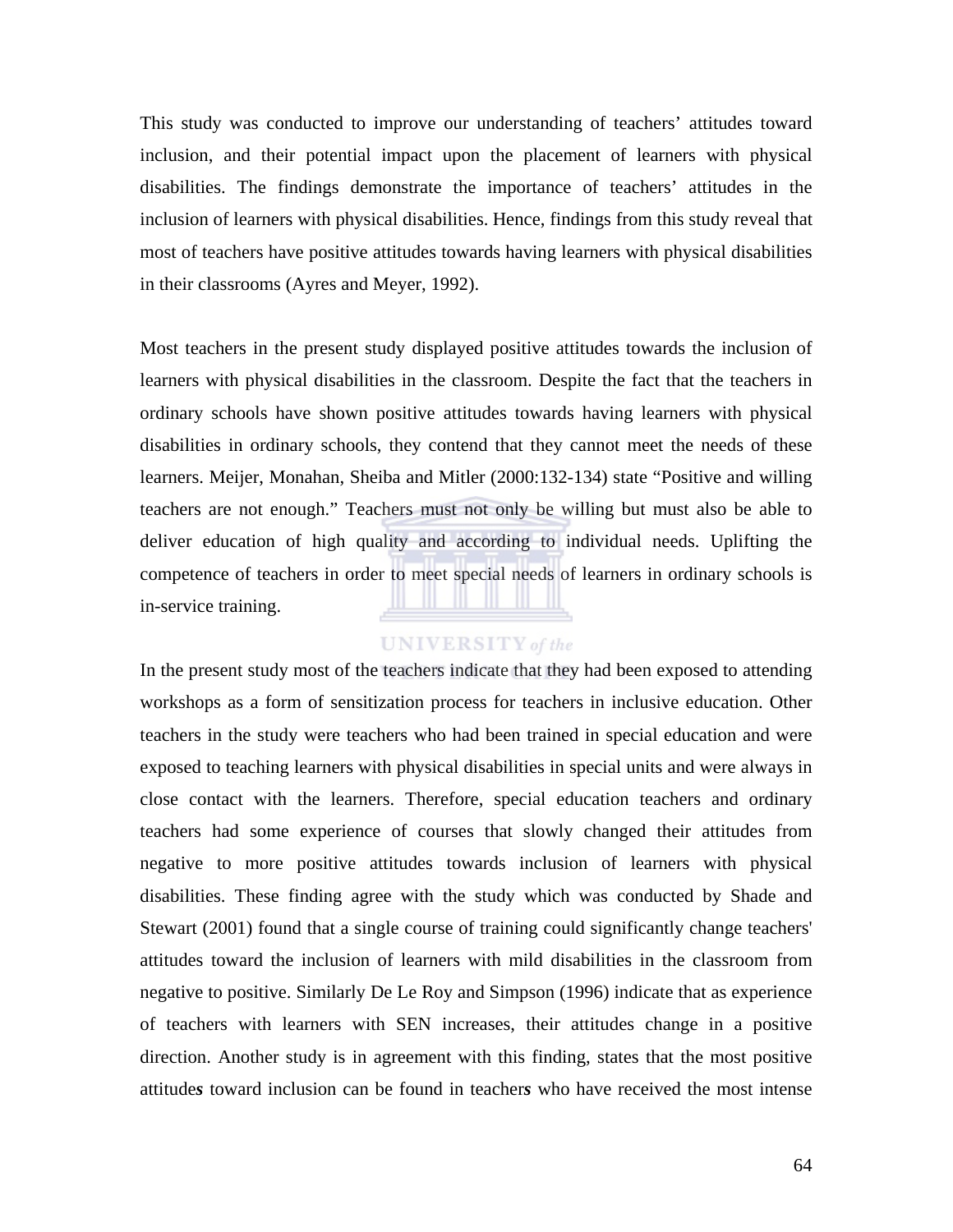This study was conducted to improve our understanding of teachers' attitudes toward inclusion, and their potential impact upon the placement of learners with physical disabilities. The findings demonstrate the importance of teachers' attitudes in the inclusion of learners with physical disabilities. Hence, findings from this study reveal that most of teachers have positive attitudes towards having learners with physical disabilities in their classrooms (Ayres and Meyer, 1992).

Most teachers in the present study displayed positive attitudes towards the inclusion of learners with physical disabilities in the classroom. Despite the fact that the teachers in ordinary schools have shown positive attitudes towards having learners with physical disabilities in ordinary schools, they contend that they cannot meet the needs of these learners. Meijer, Monahan, Sheiba and Mitler (2000:132-134) state "Positive and willing teachers are not enough." Teachers must not only be willing but must also be able to deliver education of high quality and according to individual needs. Uplifting the competence of teachers in order to meet special needs of learners in ordinary schools is in-service training.

In the present study most of the teachers indicate that they had been exposed to attending workshops as a form of sensitization process for teachers in inclusive education. Other teachers in the study were teachers who had been trained in special education and were exposed to teaching learners with physical disabilities in special units and were always in close contact with the learners. Therefore, special education teachers and ordinary teachers had some experience of courses that slowly changed their attitudes from negative to more positive attitudes towards inclusion of learners with physical disabilities. These finding agree with the study which was conducted by Shade and Stewart (2001) found that a single course of training could significantly change teachers' attitudes toward the inclusion of learners with mild disabilities in the classroom from negative to positive. Similarly De Le Roy and Simpson (1996) indicate that as experience of teachers with learners with SEN increases, their attitudes change in a positive direction. Another study is in agreement with this finding, states that the most positive attitude***s*** toward inclusion can be found in teacher***s*** who have received the most intense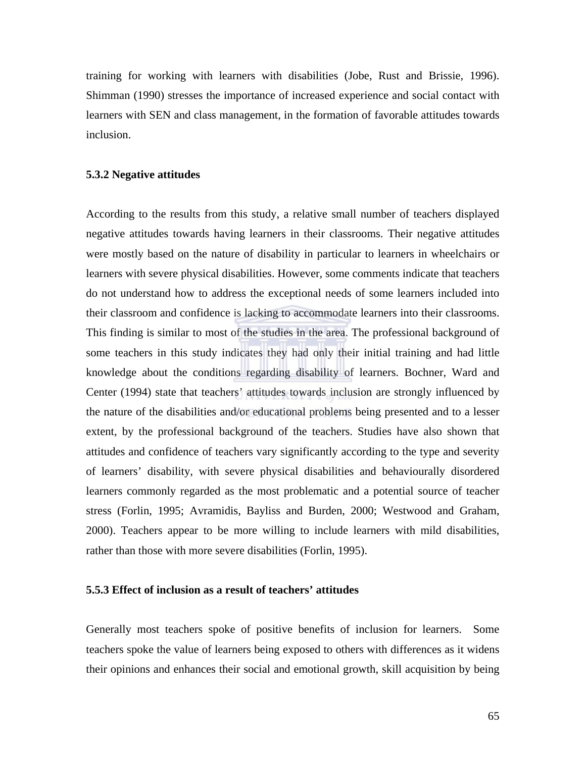training for working with learners with disabilities (Jobe, Rust and Brissie, 1996). Shimman (1990) stresses the importance of increased experience and social contact with learners with SEN and class management, in the formation of favorable attitudes towards inclusion.

### 5.3.2 Negative attitudes

According to the results from this study, a relative small number of teachers displayed negative attitudes towards having learners in their classrooms. Their negative attitudes were mostly based on the nature of disability in particular to learners in wheelchairs or learners with severe physical disabilities. However, some comments indicate that teachers do not understand how to address the exceptional needs of some learners included into their classroom and confidence is lacking to accommodate learners into their classrooms. This finding is similar to most of the studies in the area. The professional background of some teachers in this study indicates they had only their initial training and had little knowledge about the conditions regarding disability of learners. Bochner, Ward and Center (1994) state that teachers' attitudes towards inclusion are strongly influenced by the nature of the disabilities and/or educational problems being presented and to a lesser extent, by the professional background of the teachers. Studies have also shown that attitudes and confidence of teachers vary significantly according to the type and severity of learners' disability, with severe physical disabilities and behaviourally disordered learners commonly regarded as the most problematic and a potential source of teacher stress (Forlin, 1995; Avramidis, Bayliss and Burden, 2000; Westwood and Graham, 2000). Teachers appear to be more willing to include learners with mild disabilities, rather than those with more severe disabilities (Forlin, 1995).

### 5.5.3 Effect of inclusion as a result of teachers' attitudes

Generally most teachers spoke of positive benefits of inclusion for learners. Some teachers spoke the value of learners being exposed to others with differences as it widens their opinions and enhances their social and emotional growth, skill acquisition by being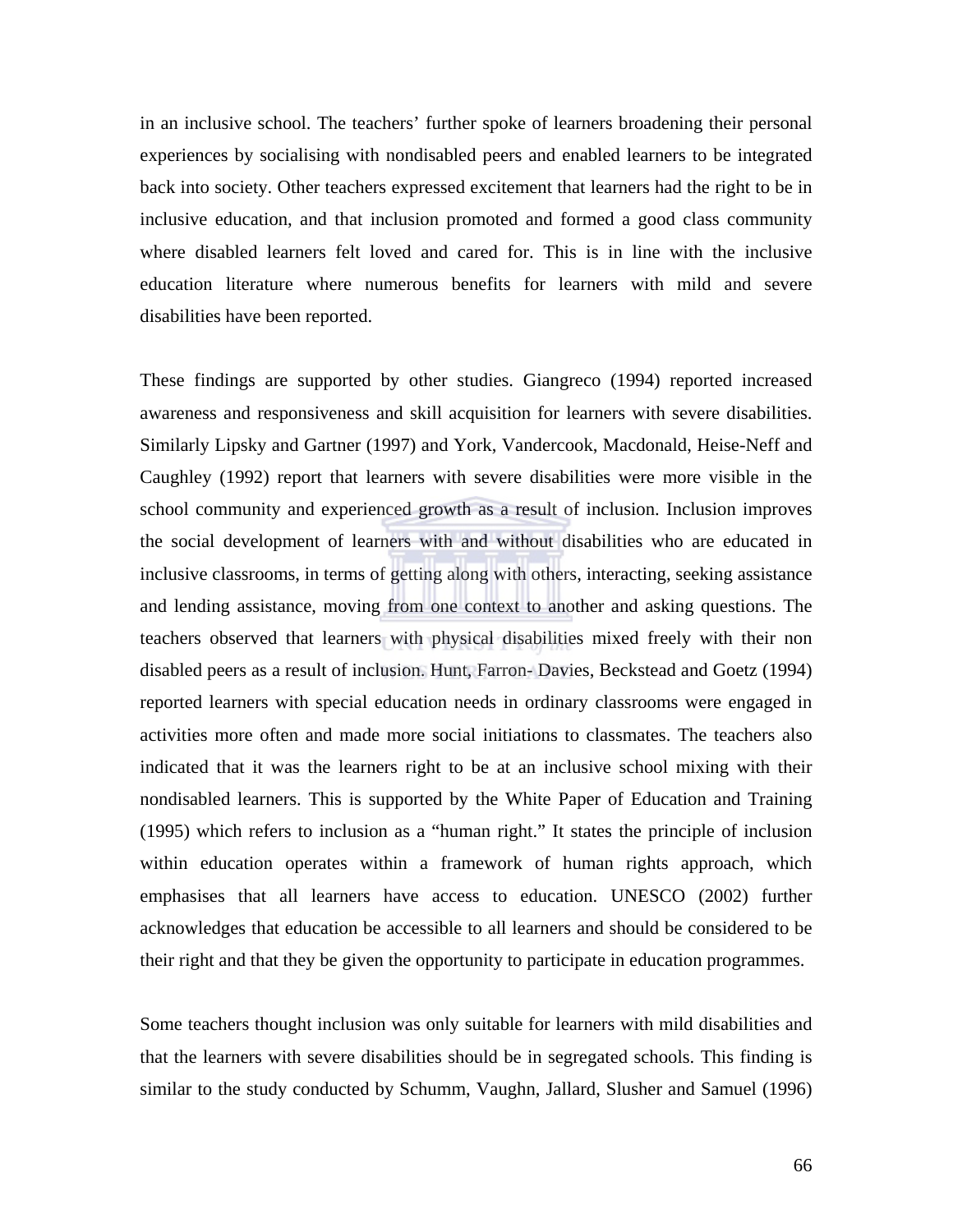in an inclusive school. The teachers' further spoke of learners broadening their personal experiences by socialising with nondisabled peers and enabled learners to be integrated back into society. Other teachers expressed excitement that learners had the right to be in inclusive education, and that inclusion promoted and formed a good class community where disabled learners felt loved and cared for. This is in line with the inclusive education literature where numerous benefits for learners with mild and severe disabilities have been reported.

These findings are supported by other studies. Giangreco (1994) reported increased awareness and responsiveness and skill acquisition for learners with severe disabilities. Similarly Lipsky and Gartner (1997) and York, Vandercook, Macdonald, Heise-Neff and Caughley (1992) report that learners with severe disabilities were more visible in the school community and experienced growth as a result of inclusion. Inclusion improves the social development of learners with and without disabilities who are educated in inclusive classrooms, in terms of getting along with others, interacting, seeking assistance and lending assistance, moving from one context to another and asking questions. The teachers observed that learners with physical disabilities mixed freely with their non disabled peers as a result of inclusion. Hunt, Farron- Davies, Beckstead and Goetz (1994) reported learners with special education needs in ordinary classrooms were engaged in activities more often and made more social initiations to classmates. The teachers also indicated that it was the learners right to be at an inclusive school mixing with their nondisabled learners. This is supported by the White Paper of Education and Training (1995) which refers to inclusion as a "human right." It states the principle of inclusion within education operates within a framework of human rights approach, which emphasises that all learners have access to education. UNESCO (2002) further acknowledges that education be accessible to all learners and should be considered to be their right and that they be given the opportunity to participate in education programmes.

Some teachers thought inclusion was only suitable for learners with mild disabilities and that the learners with severe disabilities should be in segregated schools. This finding is similar to the study conducted by Schumm, Vaughn, Jallard, Slusher and Samuel (1996)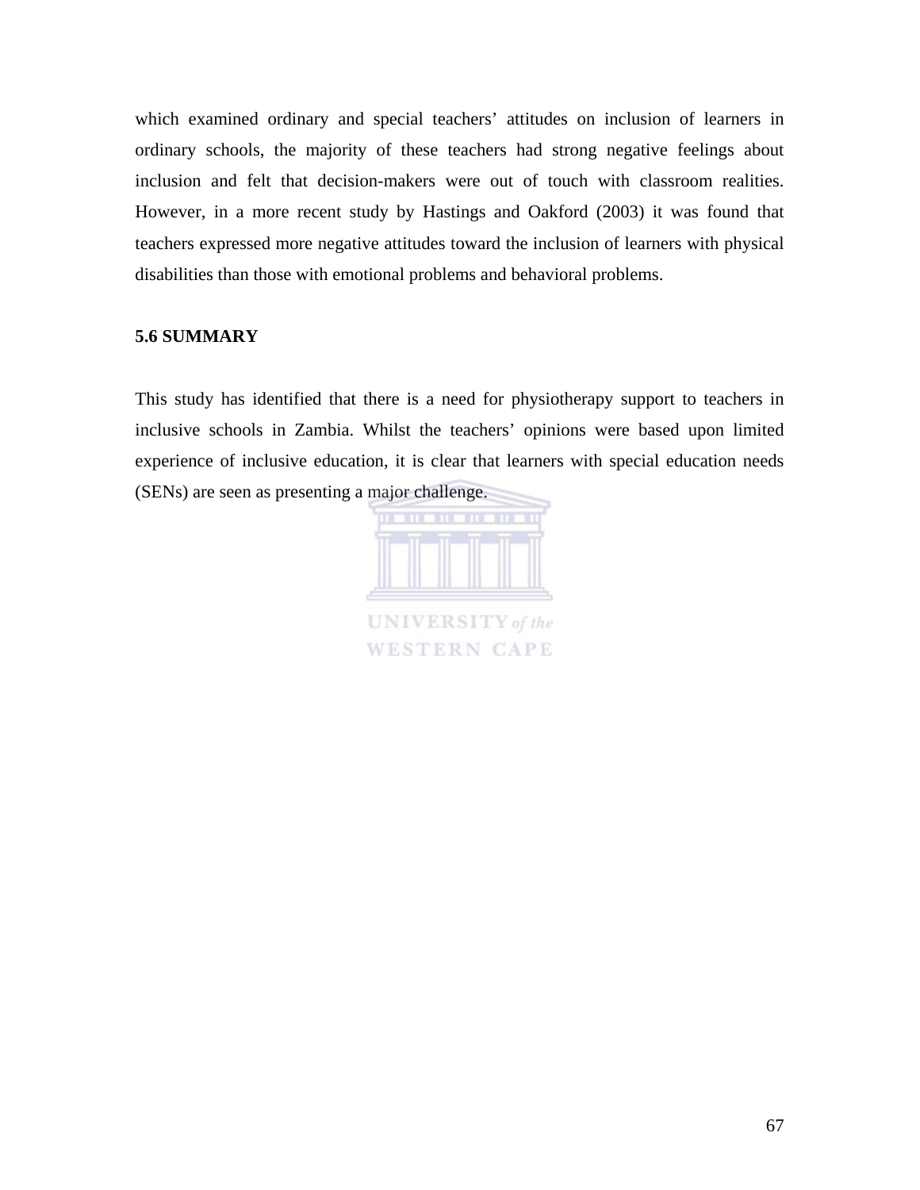which examined ordinary and special teachers' attitudes on inclusion of learners in ordinary schools, the majority of these teachers had strong negative feelings about inclusion and felt that decision-makers were out of touch with classroom realities. However, in a more recent study by Hastings and Oakford (2003) it was found that teachers expressed more negative attitudes toward the inclusion of learners with physical disabilities than those with emotional problems and behavioral problems.

### 5.6 SUMMARY

This study has identified that there is a need for physiotherapy support to teachers in inclusive schools in Zambia. Whilst the teachers' opinions were based upon limited experience of inclusive education, it is clear that learners with special education needs (SENs) are seen as presenting a major challenge.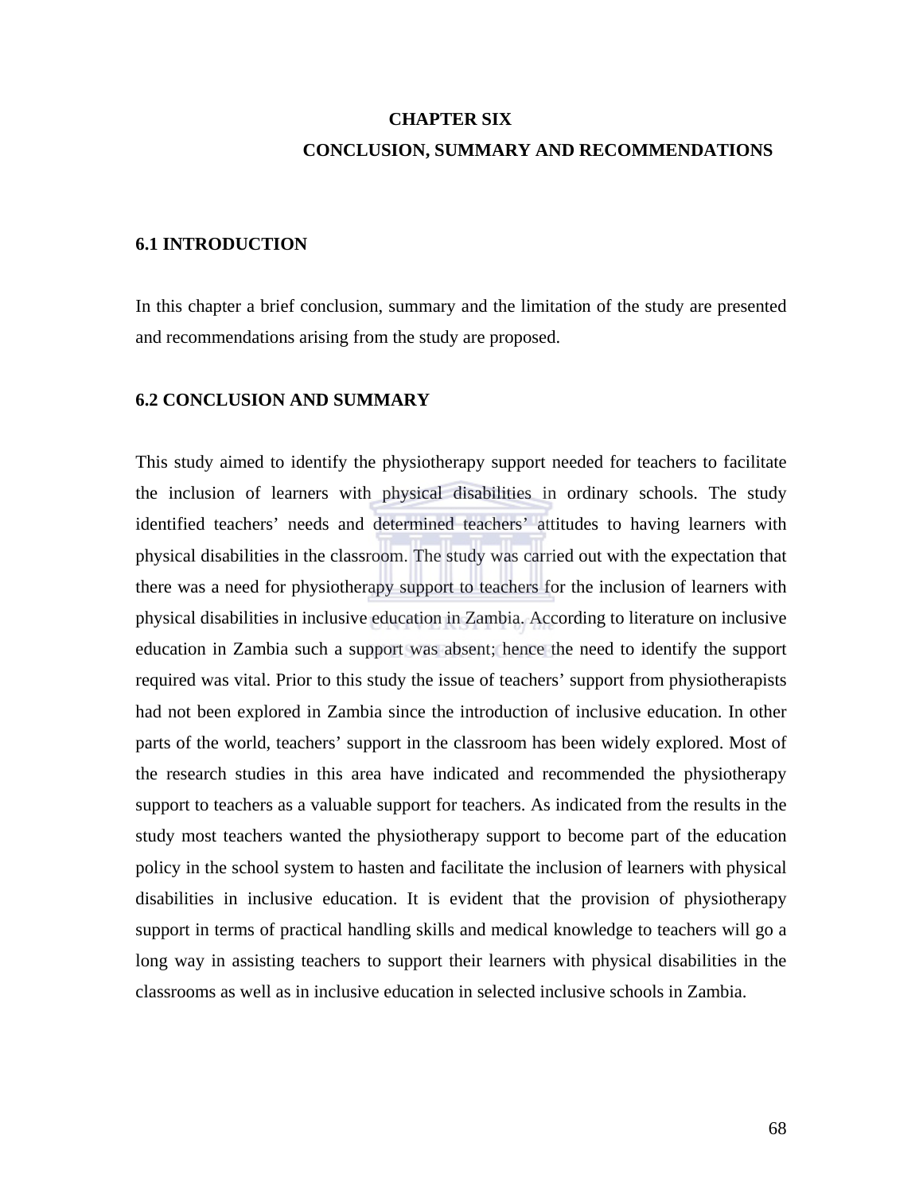# CHAPTER SIX

# CONCLUSION, SUMMARY AND RECOMMENDATIONS

## 6.1 INTRODUCTION

In this chapter a brief conclusion, summary and the limitation of the study are presented and recommendations arising from the study are proposed.

## 6.2 CONCLUSION AND SUMMARY

This study aimed to identify the physiotherapy support needed for teachers to facilitate the inclusion of learners with physical disabilities in ordinary schools. The study identified teachers' needs and determined teachers' attitudes to having learners with physical disabilities in the classroom. The study was carried out with the expectation that there was a need for physiotherapy support to teachers for the inclusion of learners with physical disabilities in inclusive education in Zambia. According to literature on inclusive education in Zambia such a support was absent; hence the need to identify the support required was vital. Prior to this study the issue of teachers' support from physiotherapists had not been explored in Zambia since the introduction of inclusive education. In other parts of the world, teachers' support in the classroom has been widely explored. Most of the research studies in this area have indicated and recommended the physiotherapy support to teachers as a valuable support for teachers. As indicated from the results in the study most teachers wanted the physiotherapy support to become part of the education policy in the school system to hasten and facilitate the inclusion of learners with physical disabilities in inclusive education. It is evident that the provision of physiotherapy support in terms of practical handling skills and medical knowledge to teachers will go a long way in assisting teachers to support their learners with physical disabilities in the classrooms as well as in inclusive education in selected inclusive schools in Zambia.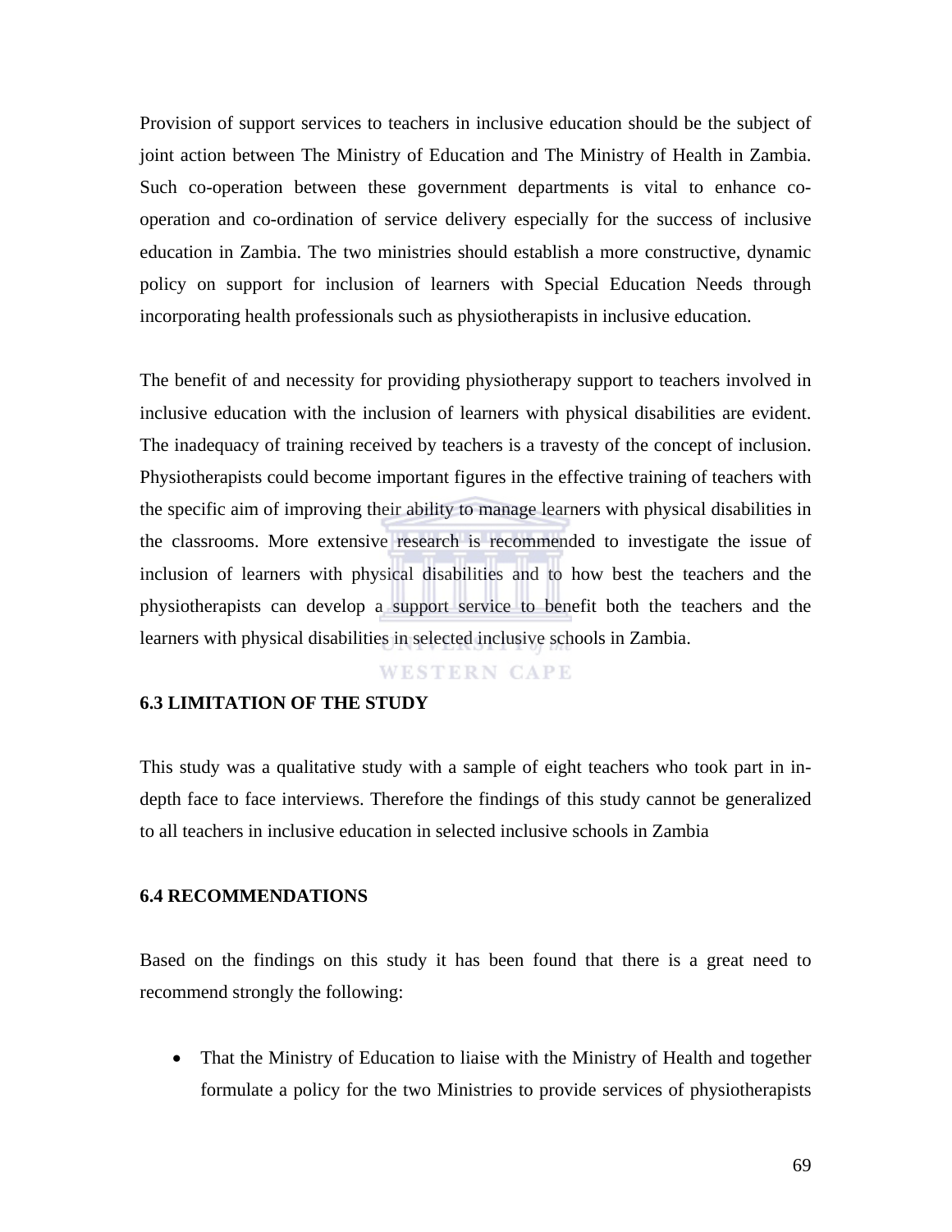Provision of support services to teachers in inclusive education should be the subject of joint action between The Ministry of Education and The Ministry of Health in Zambia. Such co-operation between these government departments is vital to enhance co-operation and co-ordination of service delivery especially for the success of inclusive education in Zambia. The two ministries should establish a more constructive, dynamic policy on support for inclusion of learners with Special Education Needs through incorporating health professionals such as physiotherapists in inclusive education.

The benefit of and necessity for providing physiotherapy support to teachers involved in inclusive education with the inclusion of learners with physical disabilities are evident. The inadequacy of training received by teachers is a travesty of the concept of inclusion. Physiotherapists could become important figures in the effective training of teachers with the specific aim of improving their ability to manage learners with physical disabilities in the classrooms. More extensive research is recommended to investigate the issue of inclusion of learners with physical disabilities and to how best the teachers and the physiotherapists can develop a support service to benefit both the teachers and the learners with physical disabilities in selected inclusive schools in Zambia.

### 6.3 LIMITATION OF THE STUDY

This study was a qualitative study with a sample of eight teachers who took part in in-depth face to face interviews. Therefore the findings of this study cannot be generalized to all teachers in inclusive education in selected inclusive schools in Zambia

### 6.4 RECOMMENDATIONS

Based on the findings on this study it has been found that there is a great need to recommend strongly the following:

- That the Ministry of Education to liaise with the Ministry of Health and together formulate a policy for the two Ministries to provide services of physiotherapists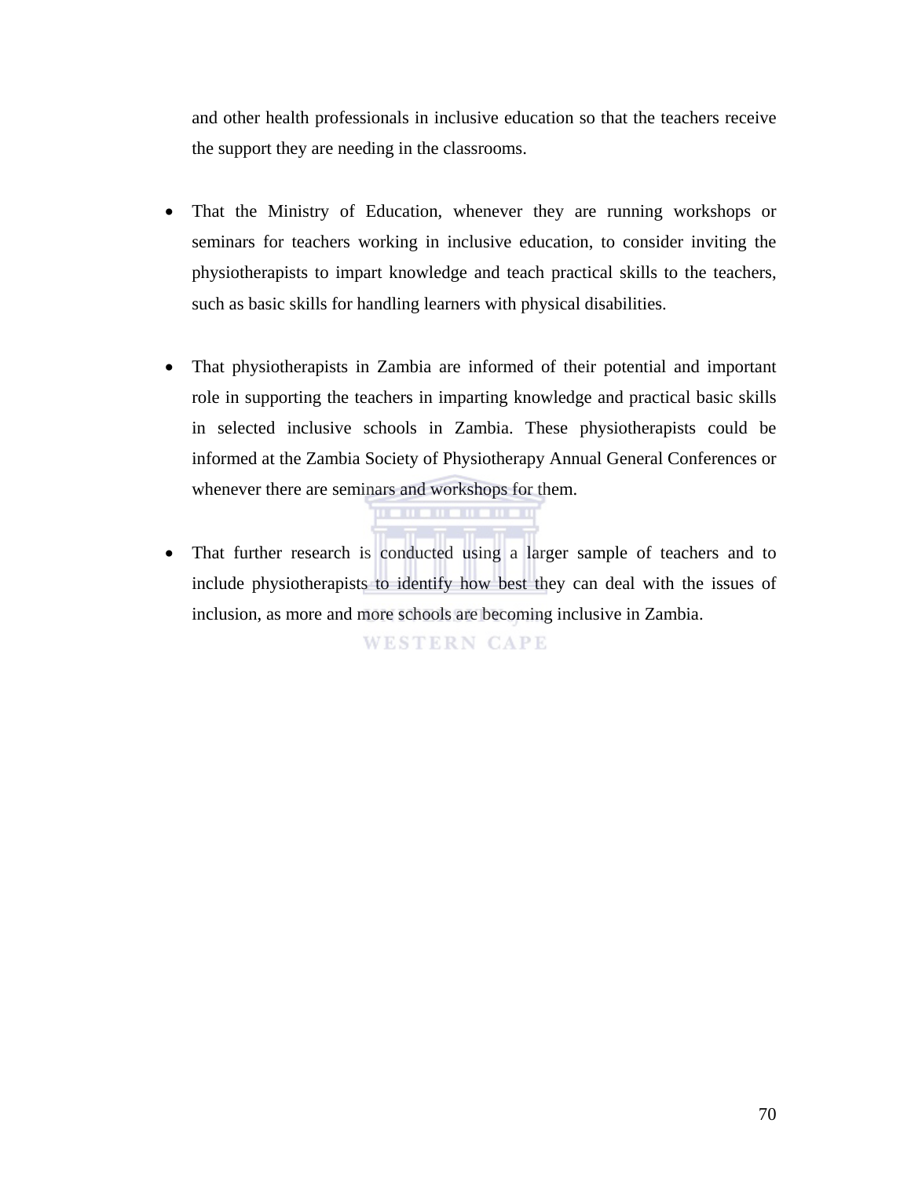and other health professionals in inclusive education so that the teachers receive the support they are needing in the classrooms.

- That the Ministry of Education, whenever they are running workshops or seminars for teachers working in inclusive education, to consider inviting the physiotherapists to impart knowledge and teach practical skills to the teachers, such as basic skills for handling learners with physical disabilities.

- That physiotherapists in Zambia are informed of their potential and important role in supporting the teachers in imparting knowledge and practical basic skills in selected inclusive schools in Zambia. These physiotherapists could be informed at the Zambia Society of Physiotherapy Annual General Conferences or whenever there are seminars and workshops for them.

- That further research is conducted using a larger sample of teachers and to include physiotherapists to identify how best they can deal with the issues of inclusion, as more and more schools are becoming inclusive in Zambia.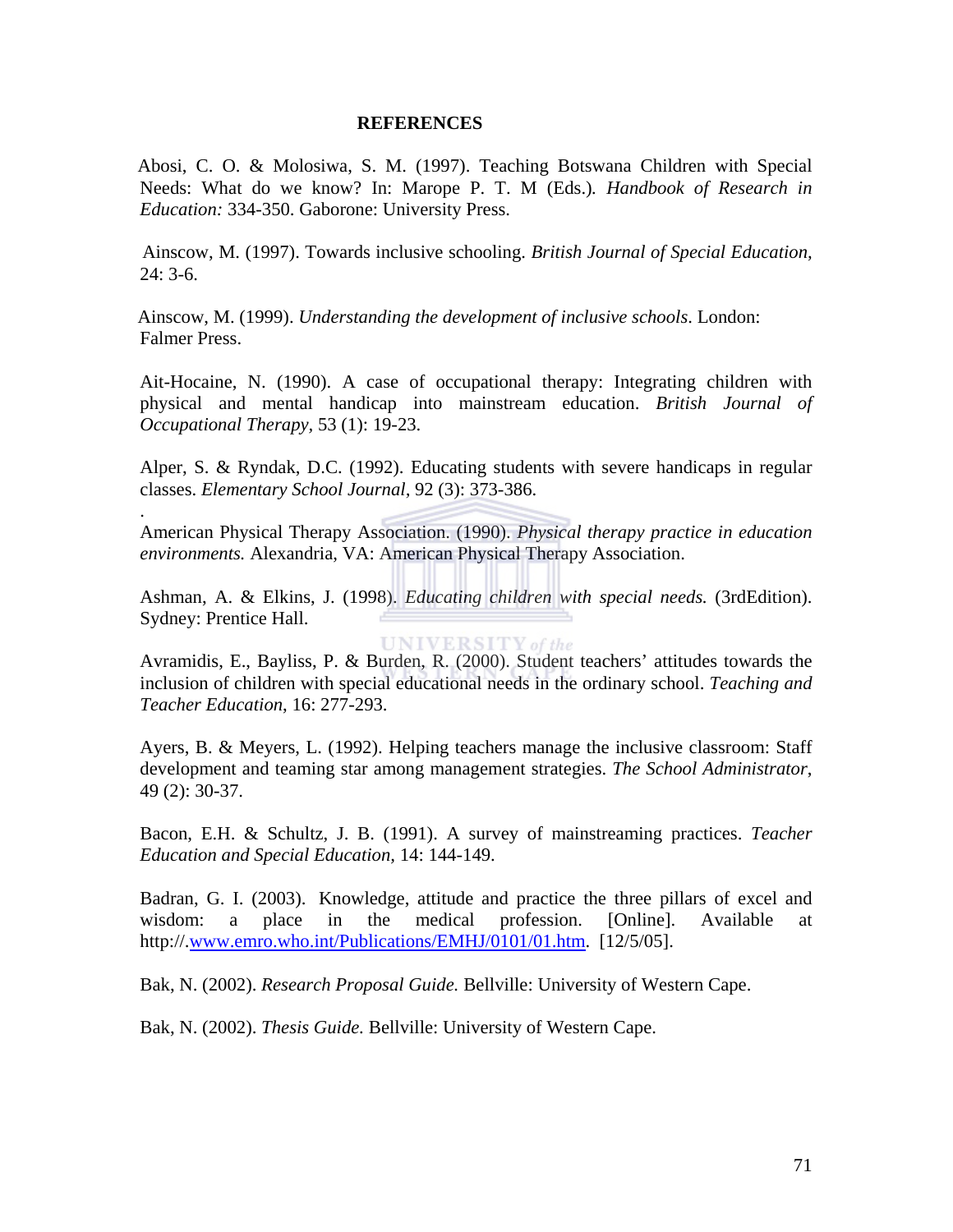# REFERENCES

Abosi, C. O. & Molosiwa, S. M. (1997). Teaching Botswana Children with Special Needs: What do we know? In: Marope P. T. M (Eds.). *Handbook of Research in Education:* 334-350. Gaborone: University Press.

Ainscow, M. (1997). Towards inclusive schooling. *British Journal of Special Education*, 24: 3-6.

Ainscow, M. (1999). *Understanding the development of inclusive schools*. London: Falmer Press.

Ait-Hocaine, N. (1990). A case of occupational therapy: Integrating children with physical and mental handicap into mainstream education. *British Journal of Occupational Therapy*, 53 (1): 19-23.

Alper, S. & Ryndak, D.C. (1992). Educating students with severe handicaps in regular classes. *Elementary School Journal*, 92 (3): 373-386.

.

American Physical Therapy Association. (1990). *Physical therapy practice in education environments.* Alexandria, VA: American Physical Therapy Association.

Ashman, A. & Elkins, J. (1998). *Educating children with special needs.* (3rdEdition). Sydney: Prentice Hall.

Avramidis, E., Bayliss, P. & Burden, R. (2000). Student teachers' attitudes towards the inclusion of children with special educational needs in the ordinary school. *Teaching and Teacher Education*, 16: 277-293.

Ayers, B. & Meyers, L. (1992). Helping teachers manage the inclusive classroom: Staff development and teaming star among management strategies. *The School Administrator*, 49 (2): 30-37.

Bacon, E.H. & Schultz, J. B. (1991). A survey of mainstreaming practices. *Teacher Education and Special Education*, 14: 144-149.

Badran, G. I. (2003). Knowledge, attitude and practice the three pillars of excel and wisdom: a place in the medical profession. [Online]. Available at http://.www.emro.who.int/Publications/EMHJ/0101/01.htm. [12/5/05].

Bak, N. (2002). *Research Proposal Guide.* Bellville: University of Western Cape.

Bak, N. (2002). *Thesis Guide.* Bellville: University of Western Cape.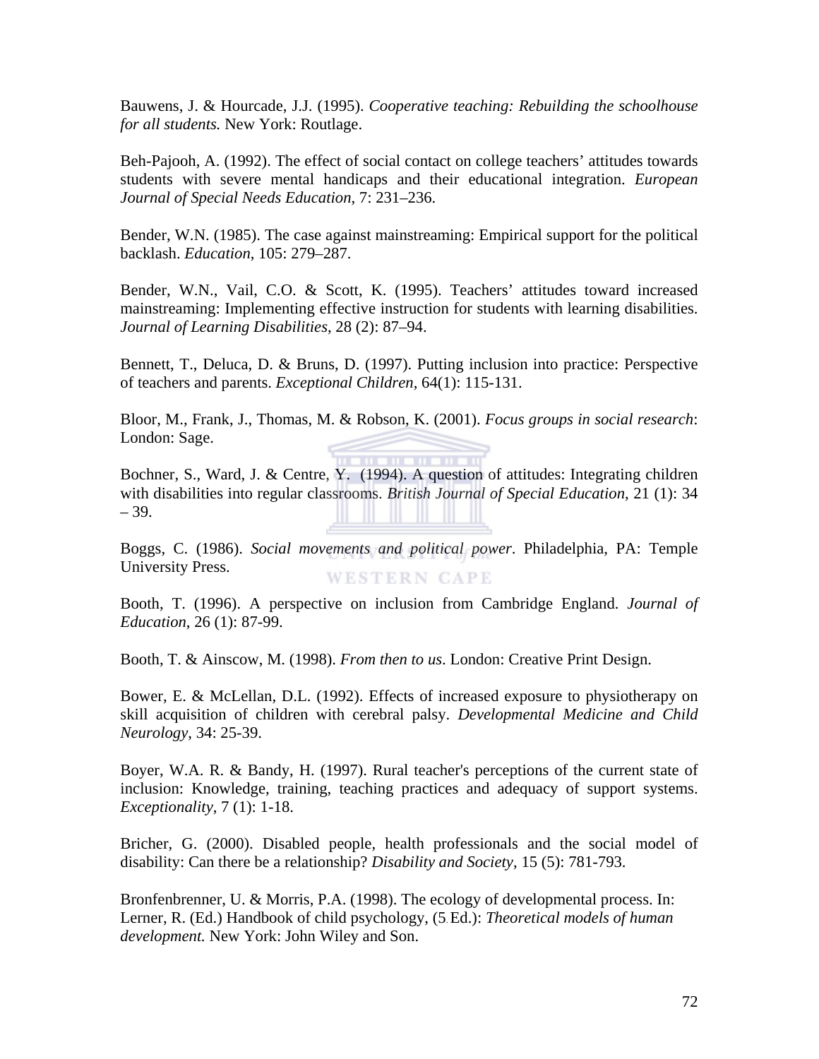Bauwens, J. & Hourcade, J.J. (1995). *Cooperative teaching: Rebuilding the schoolhouse for all students.* New York: Routlage.

Beh-Pajooh, A. (1992). The effect of social contact on college teachers' attitudes towards students with severe mental handicaps and their educational integration. *European Journal of Special Needs Education*, 7: 231–236.

Bender, W.N. (1985). The case against mainstreaming: Empirical support for the political backlash. *Education*, 105: 279–287.

Bender, W.N., Vail, C.O. & Scott, K. (1995). Teachers' attitudes toward increased mainstreaming: Implementing effective instruction for students with learning disabilities. *Journal of Learning Disabilities*, 28 (2): 87–94.

Bennett, T., Deluca, D. & Bruns, D. (1997). Putting inclusion into practice: Perspective of teachers and parents. *Exceptional Children*, 64(1): 115-131.

Bloor, M., Frank, J., Thomas, M. & Robson, K. (2001). *Focus groups in social research*: London: Sage.

Bochner, S., Ward, J. & Centre, Y. (1994). A question of attitudes: Integrating children with disabilities into regular classrooms. *British Journal of Special Education*, 21 (1): 34 – 39.

Boggs, C. (1986). *Social movements and political power*. Philadelphia, PA: Temple University Press.

Booth, T. (1996). A perspective on inclusion from Cambridge England. *Journal of Education*, 26 (1): 87-99.

Booth, T. & Ainscow, M. (1998). *From then to us*. London: Creative Print Design.

Bower, E. & McLellan, D.L. (1992). Effects of increased exposure to physiotherapy on skill acquisition of children with cerebral palsy. *Developmental Medicine and Child Neurology*, 34: 25-39.

Boyer, W.A. R. & Bandy, H. (1997). Rural teacher's perceptions of the current state of inclusion: Knowledge, training, teaching practices and adequacy of support systems. *Exceptionality*, 7 (1): 1-18.

Bricher, G. (2000). Disabled people, health professionals and the social model of disability: Can there be a relationship? *Disability and Society*, 15 (5): 781-793.

Bronfenbrenner, U. & Morris, P.A. (1998). The ecology of developmental process. In: Lerner, R. (Ed.) Handbook of child psychology, (5 Ed.): *Theoretical models of human development.* New York: John Wiley and Son.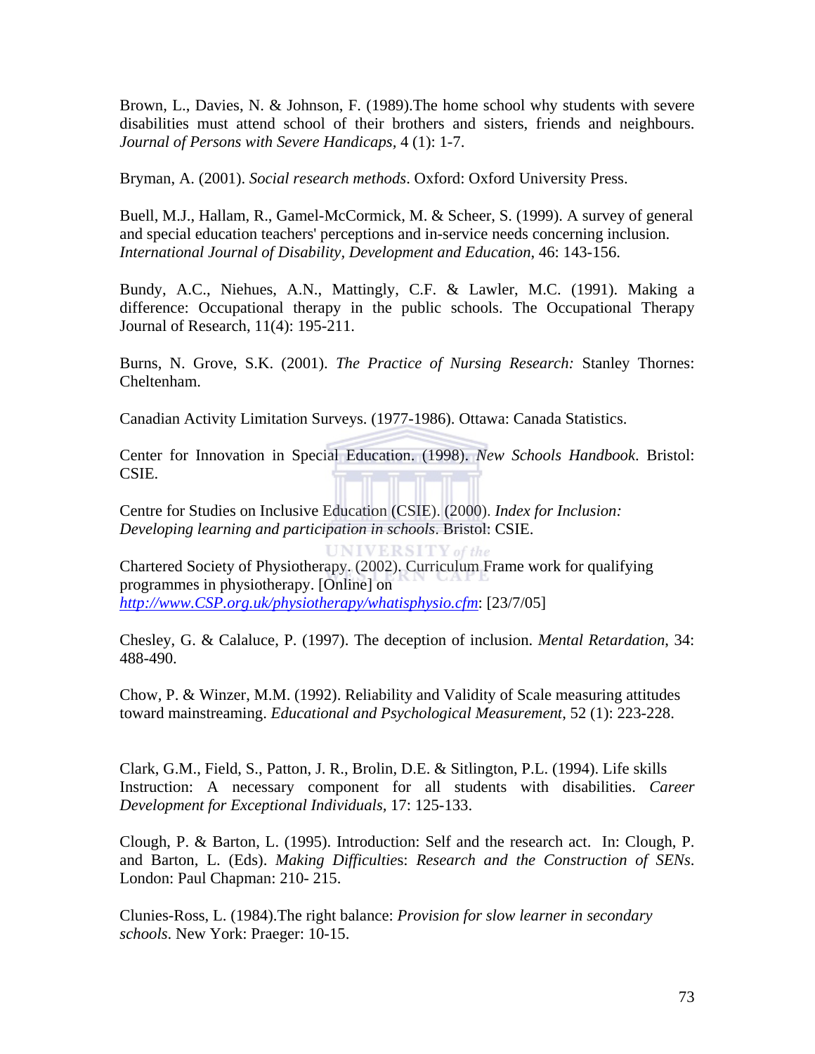Brown, L., Davies, N. & Johnson, F. (1989).The home school why students with severe disabilities must attend school of their brothers and sisters, friends and neighbours. *Journal of Persons with Severe Handicaps*, 4 (1): 1-7.

Bryman, A. (2001). *Social research methods*. Oxford: Oxford University Press.

Buell, M.J., Hallam, R., Gamel-McCormick, M. & Scheer, S. (1999). A survey of general and special education teachers' perceptions and in-service needs concerning inclusion. *International Journal of Disability, Development and Education*, 46: 143-156.

Bundy, A.C., Niehues, A.N., Mattingly, C.F. & Lawler, M.C. (1991). Making a difference: Occupational therapy in the public schools. The Occupational Therapy Journal of Research, 11(4): 195-211.

Burns, N. Grove, S.K. (2001). *The Practice of Nursing Research:* Stanley Thornes: Cheltenham.

Canadian Activity Limitation Surveys. (1977-1986). Ottawa: Canada Statistics.

Center for Innovation in Special Education. (1998). *New Schools Handbook*. Bristol: CSIE.

Centre for Studies on Inclusive Education (CSIE). (2000). *Index for Inclusion: Developing learning and participation in schools*. Bristol: CSIE.

Chartered Society of Physiotherapy. (2002). Curriculum Frame work for qualifying programmes in physiotherapy. [Online] on *http://www.CSP.org.uk/physiotherapy/whatisphysio.cfm*: [23/7/05]

Chesley, G. & Calaluce, P. (1997). The deception of inclusion. *Mental Retardation*, 34: 488-490.

Chow, P. & Winzer, M.M. (1992). Reliability and Validity of Scale measuring attitudes toward mainstreaming. *Educational and Psychological Measurement*, 52 (1): 223-228.

Clark, G.M., Field, S., Patton, J. R., Brolin, D.E. & Sitlington, P.L. (1994). Life skills Instruction: A necessary component for all students with disabilities. *Career Development for Exceptional Individuals,* 17: 125-133.

Clough, P. & Barton, L. (1995). Introduction: Self and the research act. In: Clough, P. and Barton, L. (Eds). *Making Difficulties*: *Research and the Construction of SENs*. London: Paul Chapman: 210- 215.

Clunies-Ross, L. (1984).The right balance: *Provision for slow learner in secondary schools*. New York: Praeger: 10-15.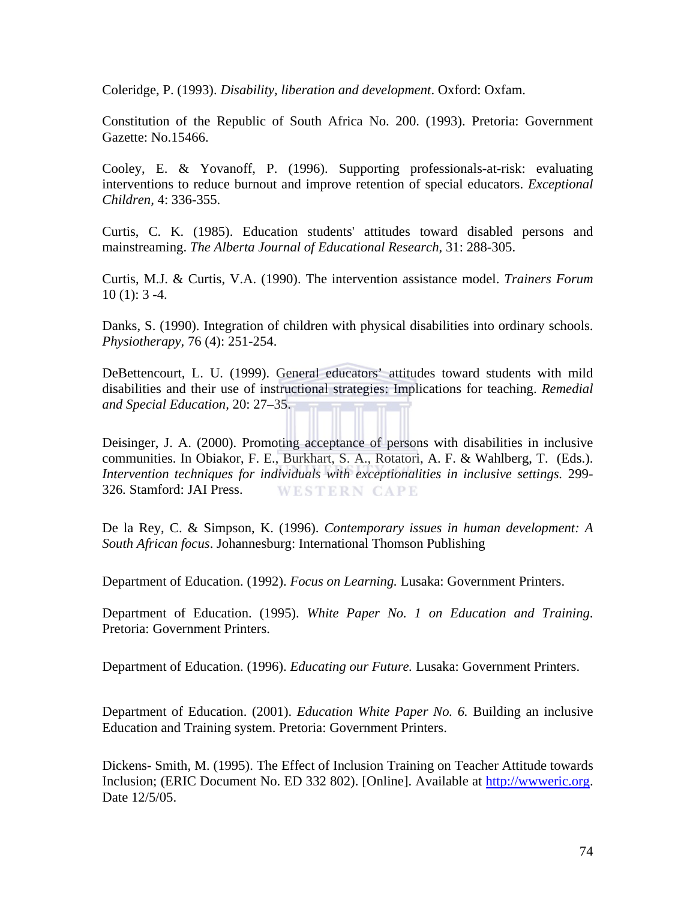Coleridge, P. (1993). *Disability, liberation and development*. Oxford: Oxfam.

Constitution of the Republic of South Africa No. 200. (1993). Pretoria: Government Gazette: No.15466.

Cooley, E. & Yovanoff, P. (1996). Supporting professionals-at-risk: evaluating interventions to reduce burnout and improve retention of special educators. *Exceptional Children,* 4: 336-355.

Curtis, C. K. (1985). Education students' attitudes toward disabled persons and mainstreaming. *The Alberta Journal of Educational Research*, 31: 288-305.

Curtis, M.J. & Curtis, V.A. (1990). The intervention assistance model. *Trainers Forum* 10 (1): 3 -4.

Danks, S. (1990). Integration of children with physical disabilities into ordinary schools. *Physiotherapy,* 76 (4): 251-254.

DeBettencourt, L. U. (1999). General educators' attitudes toward students with mild disabilities and their use of instructional strategies: Implications for teaching. *Remedial and Special Education,* 20: 27–35.

Deisinger, J. A. (2000). Promoting acceptance of persons with disabilities in inclusive communities. In Obiakor, F. E., Burkhart, S. A., Rotatori, A. F. & Wahlberg, T. (Eds.). *Intervention techniques for individuals with exceptionalities in inclusive settings.* 299-326. Stamford: JAI Press.

De la Rey, C. & Simpson, K. (1996). *Contemporary issues in human development: A South African focus*. Johannesburg: International Thomson Publishing

Department of Education. (1992). *Focus on Learning.* Lusaka: Government Printers.

Department of Education. (1995). *White Paper No. 1 on Education and Training*. Pretoria: Government Printers.

Department of Education. (1996). *Educating our Future.* Lusaka: Government Printers.

Department of Education. (2001). *Education White Paper No. 6.* Building an inclusive Education and Training system. Pretoria: Government Printers.

Dickens- Smith, M. (1995). The Effect of Inclusion Training on Teacher Attitude towards Inclusion; (ERIC Document No. ED 332 802). [Online]. Available at http://wwweric.org. Date 12/5/05.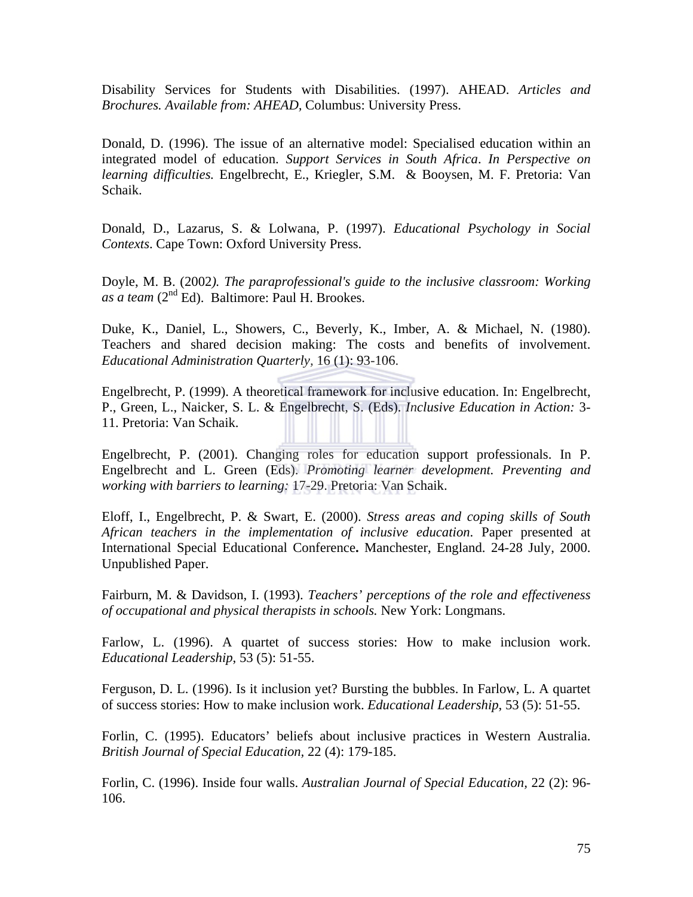Disability Services for Students with Disabilities. (1997). AHEAD. *Articles and Brochures. Available from: AHEAD,* Columbus: University Press.

Donald, D. (1996). The issue of an alternative model: Specialised education within an integrated model of education. *Support Services in South Africa*. *In Perspective on learning difficulties.* Engelbrecht, E., Kriegler, S.M. & Booysen, M. F. Pretoria: Van Schaik.

Donald, D., Lazarus, S. & Lolwana, P. (1997). *Educational Psychology in Social Contexts*. Cape Town: Oxford University Press.

Doyle, M. B. (2002*). The paraprofessional's guide to the inclusive classroom: Working as a team* (2nd Ed). Baltimore: Paul H. Brookes.

Duke, K., Daniel, L., Showers, C., Beverly, K., Imber, A. & Michael, N. (1980). Teachers and shared decision making: The costs and benefits of involvement. *Educational Administration Quarterly,* 16 (1): 93-106.

Engelbrecht, P. (1999). A theoretical framework for inclusive education. In: Engelbrecht, P., Green, L., Naicker, S. L. & Engelbrecht, S. (Eds). *Inclusive Education in Action:* 3-11. Pretoria: Van Schaik.

Engelbrecht, P. (2001). Changing roles for education support professionals. In P. Engelbrecht and L. Green (Eds). *Promoting learner development. Preventing and working with barriers to learning:* 17-29. Pretoria: Van Schaik.

Eloff, I., Engelbrecht, P. & Swart, E. (2000). *Stress areas and coping skills of South African teachers in the implementation of inclusive education.* Paper presented at International Special Educational Conference**.** Manchester, England. 24-28 July, 2000. Unpublished Paper.

Fairburn, M. & Davidson, I. (1993). *Teachers' perceptions of the role and effectiveness of occupational and physical therapists in schools.* New York: Longmans.

Farlow, L. (1996). A quartet of success stories: How to make inclusion work. *Educational Leadership,* 53 (5): 51-55.

Ferguson, D. L. (1996). Is it inclusion yet? Bursting the bubbles. In Farlow, L. A quartet of success stories: How to make inclusion work. *Educational Leadership,* 53 (5): 51-55.

Forlin, C. (1995). Educators' beliefs about inclusive practices in Western Australia. *British Journal of Special Education,* 22 (4): 179-185.

Forlin, C. (1996). Inside four walls. *Australian Journal of Special Education,* 22 (2): 96-106.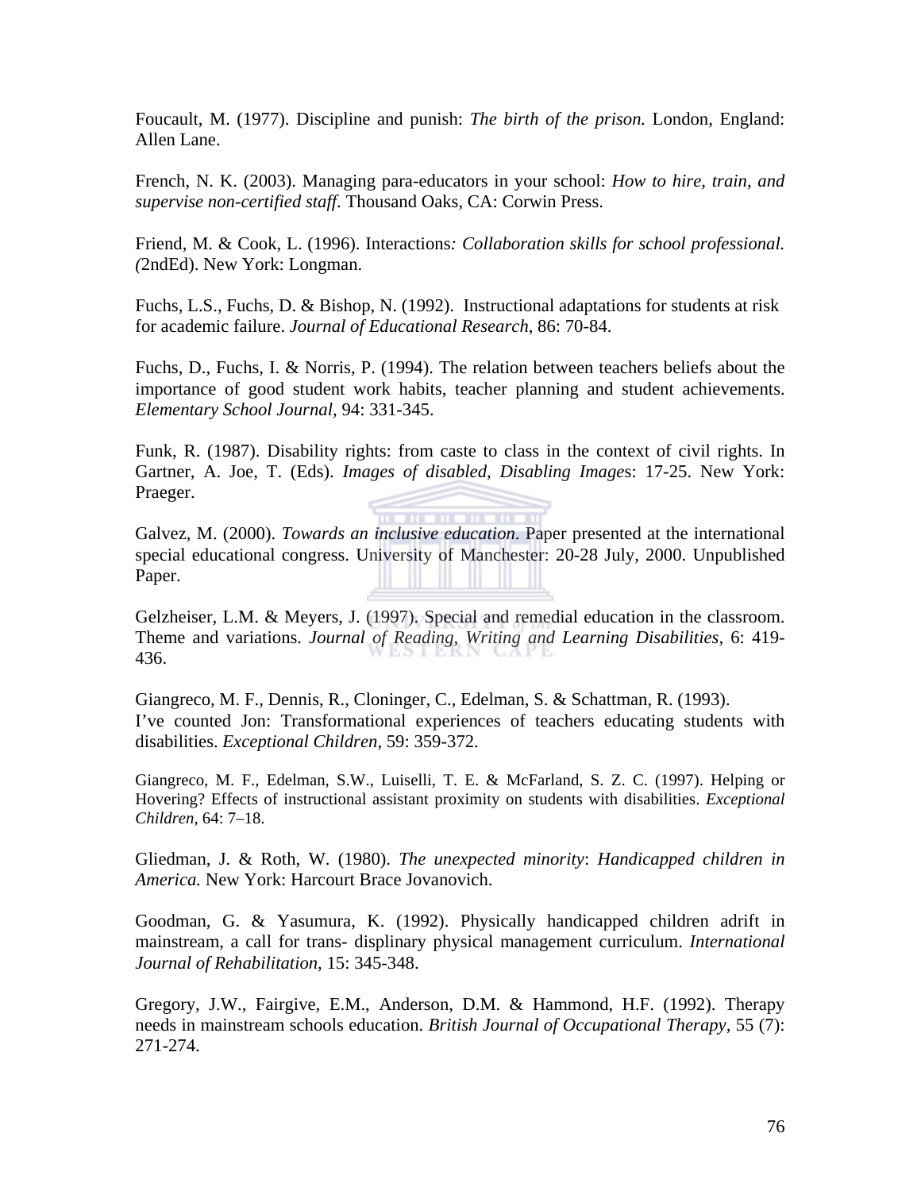Foucault, M. (1977). Discipline and punish: *The birth of the prison.* London, England: Allen Lane.

French, N. K. (2003). Managing para-educators in your school: *How to hire, train, and supervise non-certified staff.* Thousand Oaks, CA: Corwin Press.

Friend, M. & Cook, L. (1996). Interactions*: Collaboration skills for school professional. (*2ndEd). New York: Longman.

Fuchs, L.S., Fuchs, D. & Bishop, N. (1992). Instructional adaptations for students at risk for academic failure. *Journal of Educational Research,* 86: 70-84.

Fuchs, D., Fuchs, I. & Norris, P. (1994). The relation between teachers beliefs about the importance of good student work habits, teacher planning and student achievements. *Elementary School Journal,* 94: 331-345.

Funk, R. (1987). Disability rights: from caste to class in the context of civil rights. In Gartner, A. Joe, T. (Eds). *Images of disabled, Disabling Image*s: 17-25. New York: Praeger.

Galvez, M. (2000). *Towards an inclusive education*. Paper presented at the international special educational congress. University of Manchester: 20-28 July, 2000. Unpublished Paper.

Gelzheiser, L.M. & Meyers, J. (1997). Special and remedial education in the classroom. Theme and variations. *Journal of Reading, Writing and Learning Disabilities,* 6: 419-436.

Giangreco, M. F., Dennis, R., Cloninger, C., Edelman, S. & Schattman, R. (1993). I've counted Jon: Transformational experiences of teachers educating students with disabilities. *Exceptional Children,* 59: 359-372.

Giangreco, M. F., Edelman, S.W., Luiselli, T. E. & McFarland, S. Z. C. (1997). Helping or Hovering? Effects of instructional assistant proximity on students with disabilities. *Exceptional Children,* 64: 7–18.

Gliedman, J. & Roth, W. (1980). *The unexpected minority*: *Handicapped children in America.* New York: Harcourt Brace Jovanovich.

Goodman, G. & Yasumura, K. (1992). Physically handicapped children adrift in mainstream, a call for trans- displinary physical management curriculum. *International Journal of Rehabilitation*, 15: 345-348.

Gregory, J.W., Fairgive, E.M., Anderson, D.M. & Hammond, H.F. (1992). Therapy needs in mainstream schools education. *British Journal of Occupational Therapy,* 55 (7): 271-274.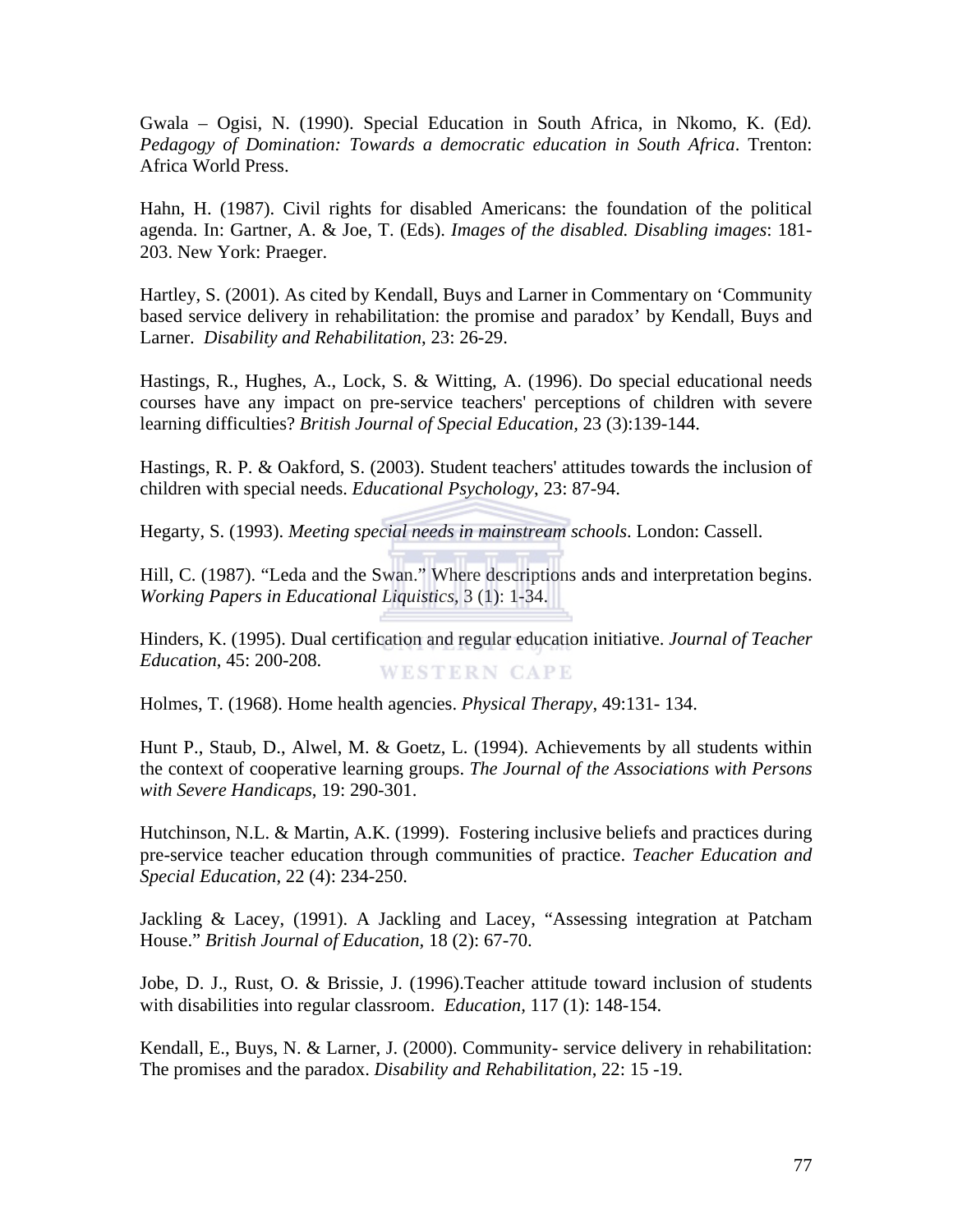Gwala – Ogisi, N. (1990). Special Education in South Africa, in Nkomo, K. (Ed*). Pedagogy of Domination: Towards a democratic education in South Africa*. Trenton: Africa World Press.

Hahn, H. (1987). Civil rights for disabled Americans: the foundation of the political agenda. In: Gartner, A. & Joe, T. (Eds). *Images of the disabled. Disabling images*: 181-203. New York: Praeger.

Hartley, S. (2001). As cited by Kendall, Buys and Larner in Commentary on 'Community based service delivery in rehabilitation: the promise and paradox' by Kendall, Buys and Larner. *Disability and Rehabilitation*, 23: 26-29.

Hastings, R., Hughes, A., Lock, S. & Witting, A. (1996). Do special educational needs courses have any impact on pre-service teachers' perceptions of children with severe learning difficulties? *British Journal of Special Education*, 23 (3):139-144.

Hastings, R. P. & Oakford, S. (2003). Student teachers' attitudes towards the inclusion of children with special needs. *Educational Psychology*, 23: 87-94.

Hegarty, S. (1993). *Meeting special needs in mainstream schools*. London: Cassell.

Hill, C. (1987). "Leda and the Swan." Where descriptions ands and interpretation begins. *Working Papers in Educational Liquistics*, 3 (1): 1-34.

Hinders, K. (1995). Dual certification and regular education initiative. *Journal of Teacher Education*, 45: 200-208.

Holmes, T. (1968). Home health agencies. *Physical Therapy*, 49:131- 134.

Hunt P., Staub, D., Alwel, M. & Goetz, L. (1994). Achievements by all students within the context of cooperative learning groups. *The Journal of the Associations with Persons with Severe Handicaps*, 19: 290-301.

Hutchinson, N.L. & Martin, A.K. (1999). Fostering inclusive beliefs and practices during pre-service teacher education through communities of practice. *Teacher Education and Special Education*, 22 (4): 234-250.

Jackling & Lacey, (1991). A Jackling and Lacey, "Assessing integration at Patcham House." *British Journal of Education*, 18 (2): 67-70.

Jobe, D. J., Rust, O. & Brissie, J. (1996).Teacher attitude toward inclusion of students with disabilities into regular classroom. *Education*, 117 (1): 148-154.

Kendall, E., Buys, N. & Larner, J. (2000). Community- service delivery in rehabilitation: The promises and the paradox. *Disability and Rehabilitation*, 22: 15 -19.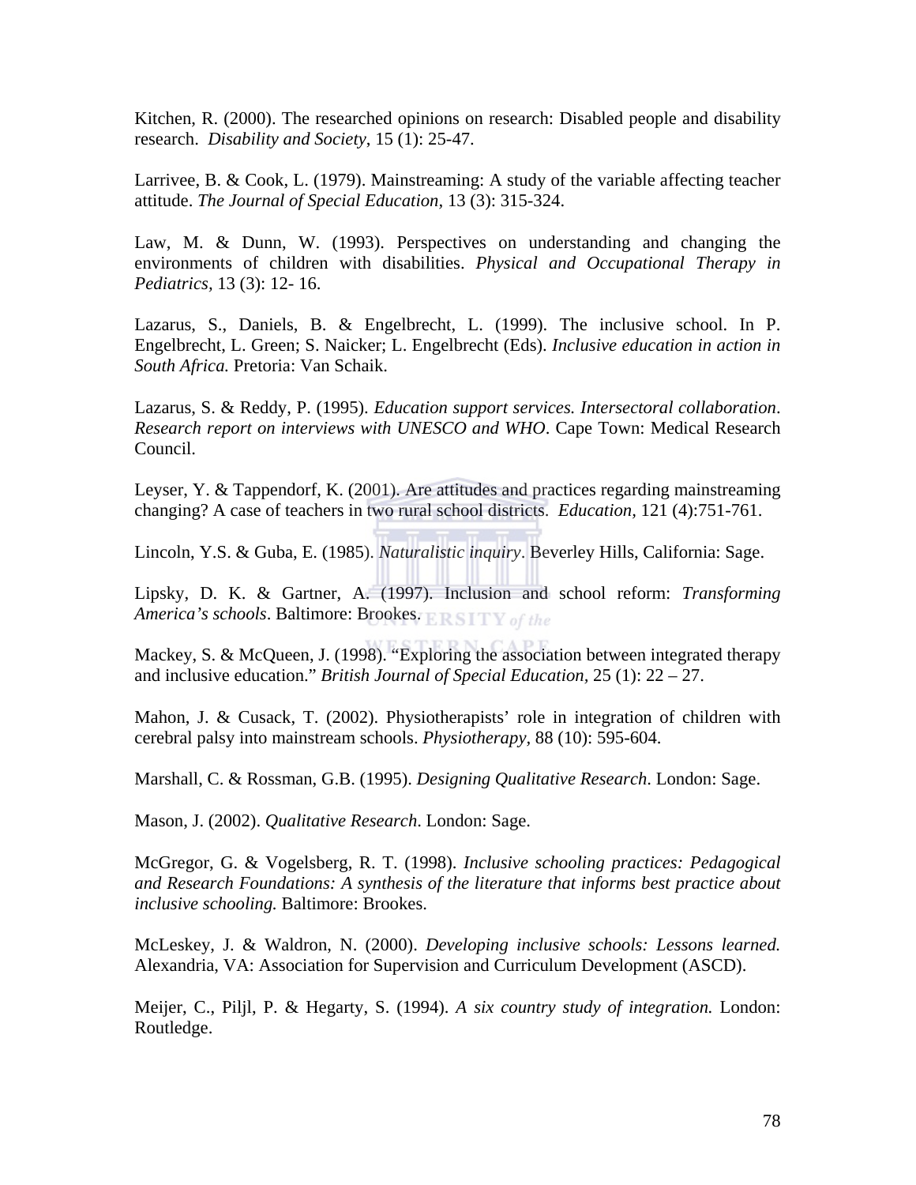Kitchen, R. (2000). The researched opinions on research: Disabled people and disability research. *Disability and Society*, 15 (1): 25-47.

Larrivee, B. & Cook, L. (1979). Mainstreaming: A study of the variable affecting teacher attitude. *The Journal of Special Education,* 13 (3): 315-324.

Law, M. & Dunn, W. (1993). Perspectives on understanding and changing the environments of children with disabilities. *Physical and Occupational Therapy in Pediatrics,* 13 (3): 12- 16.

Lazarus, S., Daniels, B. & Engelbrecht, L. (1999). The inclusive school. In P. Engelbrecht, L. Green; S. Naicker; L. Engelbrecht (Eds). *Inclusive education in action in South Africa.* Pretoria: Van Schaik.

Lazarus, S. & Reddy, P. (1995). *Education support services. Intersectoral collaboration. Research report on interviews with UNESCO and WHO*. Cape Town: Medical Research Council.

Leyser, Y. & Tappendorf, K. (2001). Are attitudes and practices regarding mainstreaming changing? A case of teachers in two rural school districts. *Education,* 121 (4):751-761.

Lincoln, Y.S. & Guba, E. (1985). *Naturalistic inquiry*. Beverley Hills, California: Sage.

Lipsky, D. K. & Gartner, A. (1997). Inclusion and school reform: *Transforming America's schools*. Baltimore: Brookes.

Mackey, S. & McQueen, J. (1998). "Exploring the association between integrated therapy and inclusive education." *British Journal of Special Education,* 25 (1): 22 – 27.

Mahon, J. & Cusack, T. (2002). Physiotherapists' role in integration of children with cerebral palsy into mainstream schools. *Physiotherapy,* 88 (10): 595-604.

Marshall, C. & Rossman, G.B. (1995). *Designing Qualitative Research*. London: Sage.

Mason, J. (2002). *Qualitative Research*. London: Sage.

McGregor, G. & Vogelsberg, R. T. (1998). *Inclusive schooling practices: Pedagogical and Research Foundations: A synthesis of the literature that informs best practice about inclusive schooling.* Baltimore: Brookes.

McLeskey, J. & Waldron, N. (2000). *Developing inclusive schools: Lessons learned.* Alexandria, VA: Association for Supervision and Curriculum Development (ASCD).

Meijer, C., Piljl, P. & Hegarty, S. (1994). *A six country study of integration.* London: Routledge.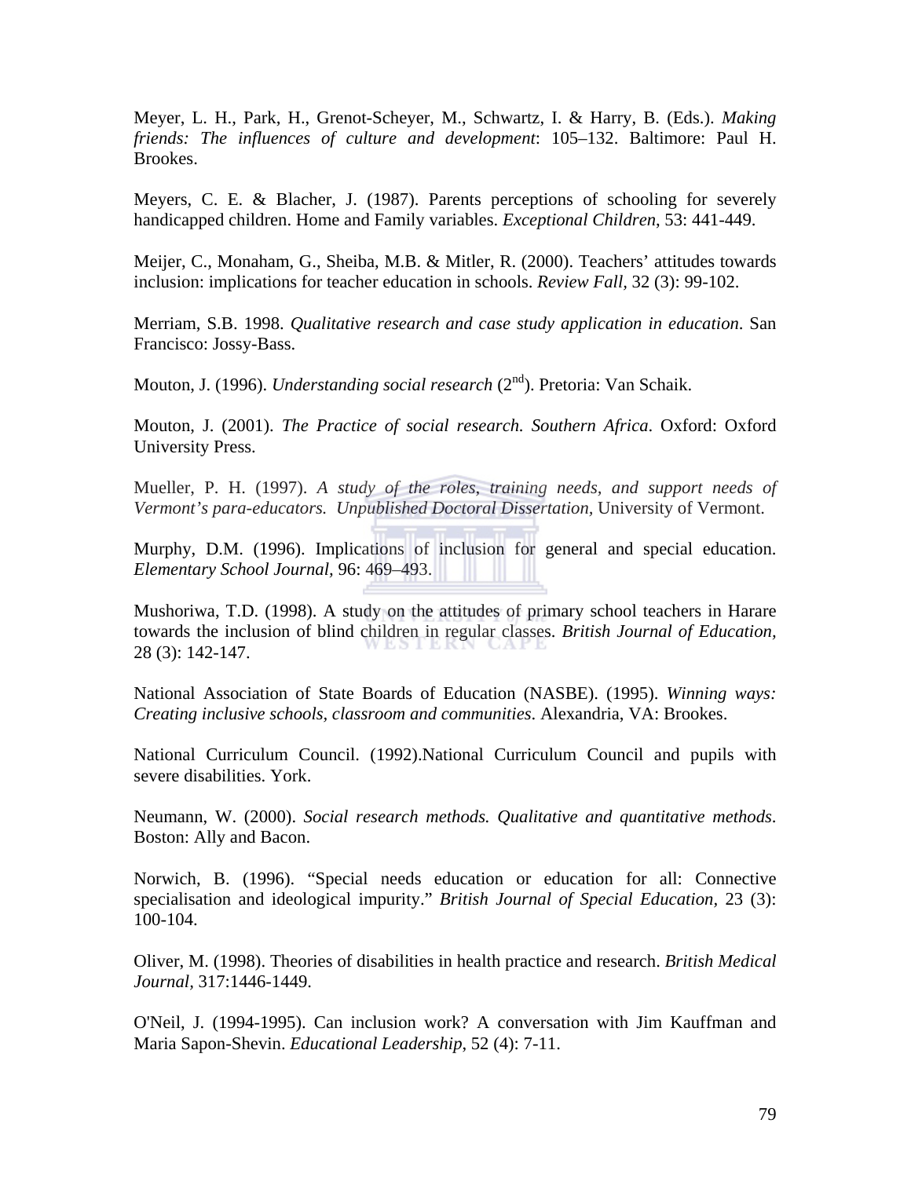Meyer, L. H., Park, H., Grenot-Scheyer, M., Schwartz, I. & Harry, B. (Eds.). *Making friends: The influences of culture and development*: 105–132. Baltimore: Paul H. Brookes.

Meyers, C. E. & Blacher, J. (1987). Parents perceptions of schooling for severely handicapped children. Home and Family variables. *Exceptional Children*, 53: 441-449.

Meijer, C., Monaham, G., Sheiba, M.B. & Mitler, R. (2000). Teachers' attitudes towards inclusion: implications for teacher education in schools. *Review Fall*, 32 (3): 99-102.

Merriam, S.B. 1998. *Qualitative research and case study application in education*. San Francisco: Jossy-Bass.

Mouton, J. (1996). *Understanding social research* (2nd). Pretoria: Van Schaik.

Mouton, J. (2001). *The Practice of social research. Southern Africa*. Oxford: Oxford University Press.

Mueller, P. H. (1997). *A study of the roles, training needs, and support needs of Vermont's para-educators. Unpublished Doctoral Dissertation*, University of Vermont.

Murphy, D.M. (1996). Implications of inclusion for general and special education. *Elementary School Journal,* 96: 469–493.

Mushoriwa, T.D. (1998). A study on the attitudes of primary school teachers in Harare towards the inclusion of blind children in regular classes. *British Journal of Education*, 28 (3): 142-147.

National Association of State Boards of Education (NASBE). (1995). *Winning ways: Creating inclusive schools, classroom and communities*. Alexandria, VA: Brookes.

National Curriculum Council. (1992).National Curriculum Council and pupils with severe disabilities. York.

Neumann, W. (2000). *Social research methods. Qualitative and quantitative methods*. Boston: Ally and Bacon.

Norwich, B. (1996). "Special needs education or education for all: Connective specialisation and ideological impurity." *British Journal of Special Education*, 23 (3): 100-104.

Oliver, M. (1998). Theories of disabilities in health practice and research. *British Medical Journal,* 317:1446-1449.

O'Neil, J. (1994-1995). Can inclusion work? A conversation with Jim Kauffman and Maria Sapon-Shevin. *Educational Leadership*, 52 (4): 7-11.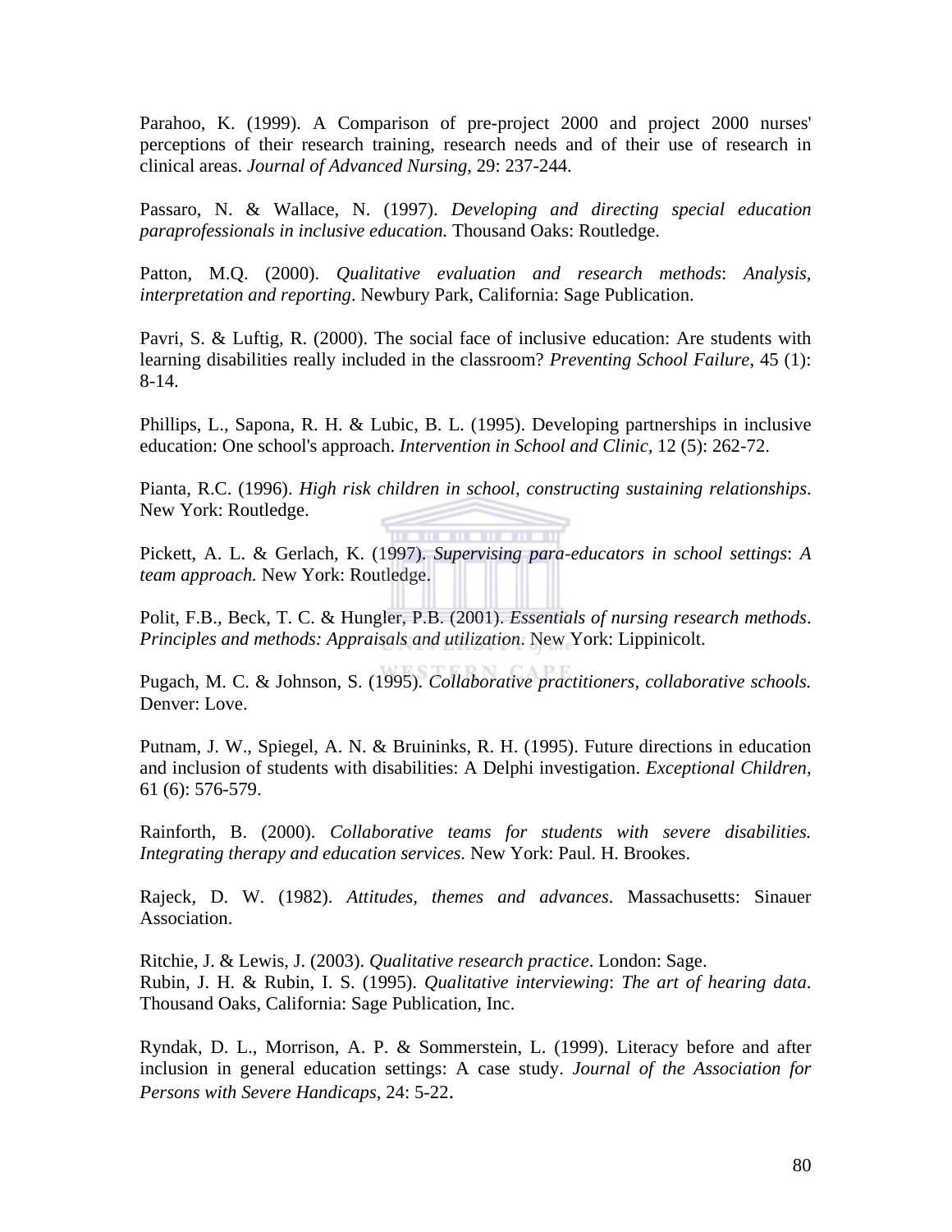Parahoo, K. (1999). A Comparison of pre-project 2000 and project 2000 nurses' perceptions of their research training, research needs and of their use of research in clinical areas. *Journal of Advanced Nursing*, 29: 237-244.

Passaro, N. & Wallace, N. (1997). *Developing and directing special education paraprofessionals in inclusive education.* Thousand Oaks: Routledge.

Patton, M.Q. (2000). *Qualitative evaluation and research methods*: *Analysis, interpretation and reporting*. Newbury Park, California: Sage Publication.

Pavri, S. & Luftig, R. (2000). The social face of inclusive education: Are students with learning disabilities really included in the classroom? *Preventing School Failure*, 45 (1): 8-14.

Phillips, L., Sapona, R. H. & Lubic, B. L. (1995). Developing partnerships in inclusive education: One school's approach. *Intervention in School and Clinic,* 12 (5): 262-72.

Pianta, R.C. (1996). *High risk children in school, constructing sustaining relationships*. New York: Routledge.

Pickett, A. L. & Gerlach, K. (1997). *Supervising para-educators in school settings*: *A team approach.* New York: Routledge.

Polit, F.B., Beck, T. C. & Hungler, P.B. (2001). *Essentials of nursing research methods*. *Principles and methods: Appraisals and utilization*. New York: Lippinicolt.

Pugach, M. C. & Johnson, S. (1995). *Collaborative practitioners*, *collaborative schools.* Denver: Love.

Putnam, J. W., Spiegel, A. N. & Bruininks, R. H. (1995). Future directions in education and inclusion of students with disabilities: A Delphi investigation. *Exceptional Children*, 61 (6): 576-579.

Rainforth, B. (2000). *Collaborative teams for students with severe disabilities. Integrating therapy and education services.* New York: Paul. H. Brookes.

Rajeck, D. W. (1982). *Attitudes, themes and advances*. Massachusetts: Sinauer Association.

Ritchie, J. & Lewis, J. (2003). *Qualitative research practice*. London: Sage.
Rubin, J. H. & Rubin, I. S. (1995). *Qualitative interviewing*: *The art of hearing data*. Thousand Oaks, California: Sage Publication, Inc.

Ryndak, D. L., Morrison, A. P. & Sommerstein, L. (1999). Literacy before and after inclusion in general education settings: A case study. *Journal of the Association for Persons with Severe Handicaps,* 24: 5-22.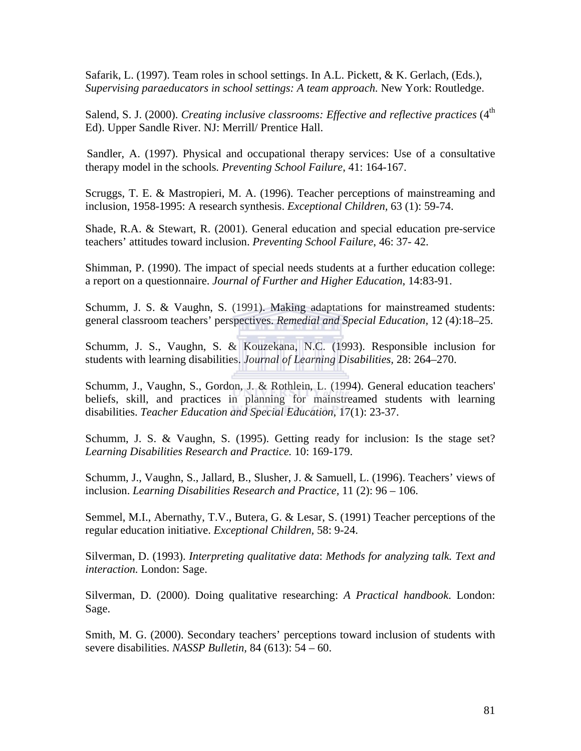Safarik, L. (1997). Team roles in school settings. In A.L. Pickett, & K. Gerlach, (Eds.), *Supervising paraeducators in school settings: A team approach.* New York: Routledge.

Salend, S. J. (2000). *Creating inclusive classrooms: Effective and reflective practices* (4th Ed). Upper Sandle River. NJ: Merrill/ Prentice Hall.

Sandler, A. (1997). Physical and occupational therapy services: Use of a consultative therapy model in the schools. *Preventing School Failure*, 41: 164-167.

Scruggs, T. E. & Mastropieri, M. A. (1996). Teacher perceptions of mainstreaming and inclusion, 1958-1995: A research synthesis. *Exceptional Children*, 63 (1): 59-74.

Shade, R.A. & Stewart, R. (2001). General education and special education pre-service teachers' attitudes toward inclusion. *Preventing School Failure*, 46: 37- 42.

Shimman, P. (1990). The impact of special needs students at a further education college: a report on a questionnaire. *Journal of Further and Higher Education*, 14:83-91.

Schumm, J. S. & Vaughn, S. (1991). Making adaptations for mainstreamed students: general classroom teachers' perspectives. *Remedial and Special Education*, 12 (4):18–25.

Schumm, J. S., Vaughn, S. & Kouzekana, N.C. (1993). Responsible inclusion for students with learning disabilities. *Journal of Learning Disabilities*, 28: 264–270.

Schumm, J., Vaughn, S., Gordon, J. & Rothlein, L. (1994). General education teachers' beliefs, skill, and practices in planning for mainstreamed students with learning disabilities. *Teacher Education and Special Education*, 17(1): 23-37.

Schumm, J. S. & Vaughn, S. (1995). Getting ready for inclusion: Is the stage set? *Learning Disabilities Research and Practice.* 10: 169-179.

Schumm, J., Vaughn, S., Jallard, B., Slusher, J. & Samuell, L. (1996). Teachers' views of inclusion. *Learning Disabilities Research and Practice*, 11 (2): 96 – 106.

Semmel, M.I., Abernathy, T.V., Butera, G. & Lesar, S. (1991) Teacher perceptions of the regular education initiative. *Exceptional Children*, 58: 9-24.

Silverman, D. (1993). *Interpreting qualitative data*: *Methods for analyzing talk. Text and interaction.* London: Sage.

Silverman, D. (2000). Doing qualitative researching: *A Practical handbook*. London: Sage.

Smith, M. G. (2000). Secondary teachers' perceptions toward inclusion of students with severe disabilities. *NASSP Bulletin*, 84 (613): 54 – 60.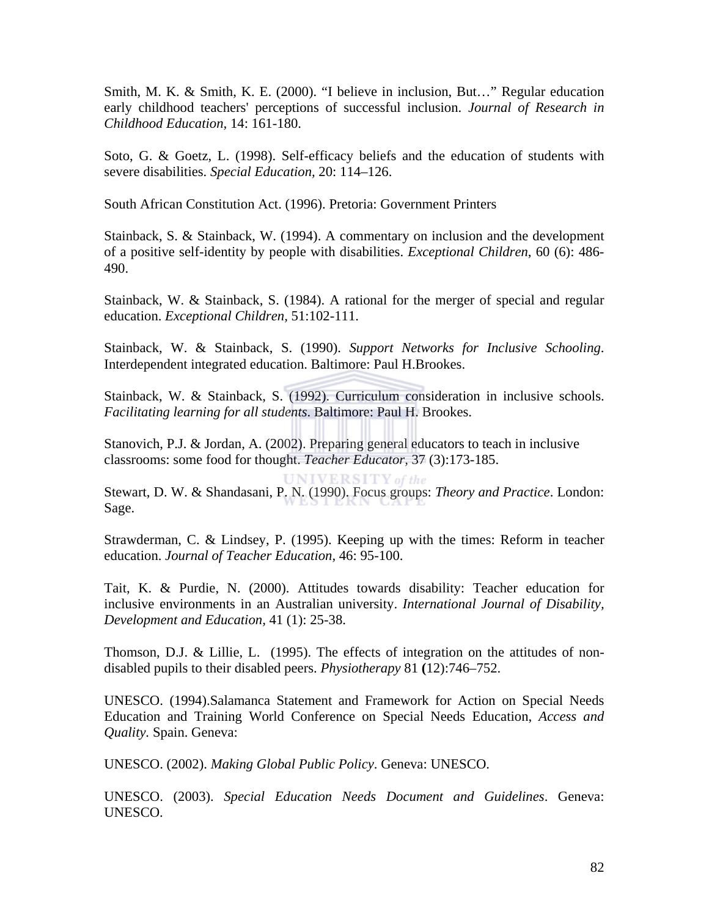Smith, M. K. & Smith, K. E. (2000). “I believe in inclusion, But…” Regular education early childhood teachers' perceptions of successful inclusion. *Journal of Research in Childhood Education*, 14: 161-180.

Soto, G. & Goetz, L. (1998). Self-efficacy beliefs and the education of students with severe disabilities. *Special Education*, 20: 114–126.

South African Constitution Act. (1996). Pretoria: Government Printers

Stainback, S. & Stainback, W. (1994). A commentary on inclusion and the development of a positive self-identity by people with disabilities. *Exceptional Children*, 60 (6): 486-490.

Stainback, W. & Stainback, S. (1984). A rational for the merger of special and regular education. *Exceptional Children,* 51:102-111.

Stainback, W. & Stainback, S. (1990). *Support Networks for Inclusive Schooling*. Interdependent integrated education. Baltimore: Paul H.Brookes.

Stainback, W. & Stainback, S. (1992). Curriculum consideration in inclusive schools. *Facilitating learning for all students*. Baltimore: Paul H. Brookes.

Stanovich, P.J. & Jordan, A. (2002). Preparing general educators to teach in inclusive classrooms: some food for thought. *Teacher Educator*, 37 (3):173-185.

Stewart, D. W. & Shandasani, P. N. (1990). Focus groups: *Theory and Practice*. London: Sage.

Strawderman, C. & Lindsey, P. (1995). Keeping up with the times: Reform in teacher education. *Journal of Teacher Education*, 46: 95-100.

Tait, K. & Purdie, N. (2000). Attitudes towards disability: Teacher education for inclusive environments in an Australian university. *International Journal of Disability, Development and Education*, 41 (1): 25-38.

Thomson, D.J. & Lillie, L. (1995). The effects of integration on the attitudes of non-disabled pupils to their disabled peers. *Physiotherapy* 81 **(**12):746–752.

UNESCO. (1994).Salamanca Statement and Framework for Action on Special Needs Education and Training World Conference on Special Needs Education, *Access and Quality*. Spain. Geneva:

UNESCO. (2002). *Making Global Public Policy*. Geneva: UNESCO.

UNESCO. (2003). *Special Education Needs Document and Guidelines*. Geneva: UNESCO.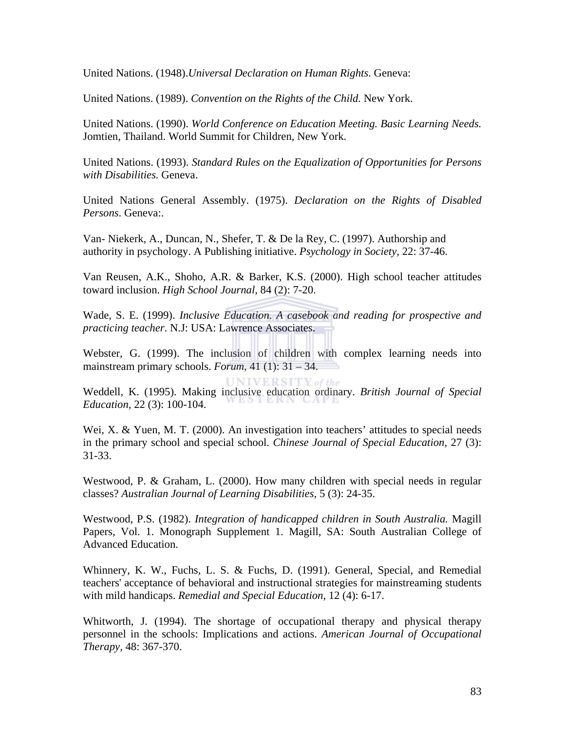United Nations. (1948).*Universal Declaration on Human Rights*. Geneva:

United Nations. (1989). *Convention on the Rights of the Child.* New York.

United Nations. (1990). *World Conference on Education Meeting. Basic Learning Needs.* Jomtien, Thailand. World Summit for Children, New York.

United Nations. (1993). *Standard Rules on the Equalization of Opportunities for Persons with Disabilities.* Geneva.

United Nations General Assembly. (1975). *Declaration on the Rights of Disabled Persons*. Geneva:.

Van- Niekerk, A., Duncan, N., Shefer, T. & De la Rey, C. (1997). Authorship and authority in psychology. A Publishing initiative. *Psychology in Society,* 22: 37-46.

Van Reusen, A.K., Shoho, A.R. & Barker, K.S. (2000). High school teacher attitudes toward inclusion. *High School Journal,* 84 (2): 7-20.

Wade, S. E. (1999). *Inclusive Education. A casebook and reading for prospective and practicing teacher.* N.J: USA: Lawrence Associates.

Webster, G. (1999). The inclusion of children with complex learning needs into mainstream primary schools. *Forum*, 41 (1): 31 – 34.

Weddell, K. (1995). Making inclusive education ordinary. *British Journal of Special Education,* 22 (3): 100-104.

Wei, X. & Yuen, M. T. (2000). An investigation into teachers' attitudes to special needs in the primary school and special school. *Chinese Journal of Special Education,* 27 (3): 31-33.

Westwood, P. & Graham, L. (2000). How many children with special needs in regular classes? *Australian Journal of Learning Disabilities*, 5 (3): 24-35.

Westwood, P.S. (1982). *Integration of handicapped children in South Australia.* Magill Papers, Vol. 1. Monograph Supplement 1. Magill, SA: South Australian College of Advanced Education.

Whinnery, K. W., Fuchs, L. S. & Fuchs, D. (1991). General, Special, and Remedial teachers' acceptance of behavioral and instructional strategies for mainstreaming students with mild handicaps. *Remedial and Special Education*, 12 (4): 6-17.

Whitworth, J. (1994). The shortage of occupational therapy and physical therapy personnel in the schools: Implications and actions. *American Journal of Occupational Therapy,* 48: 367-370.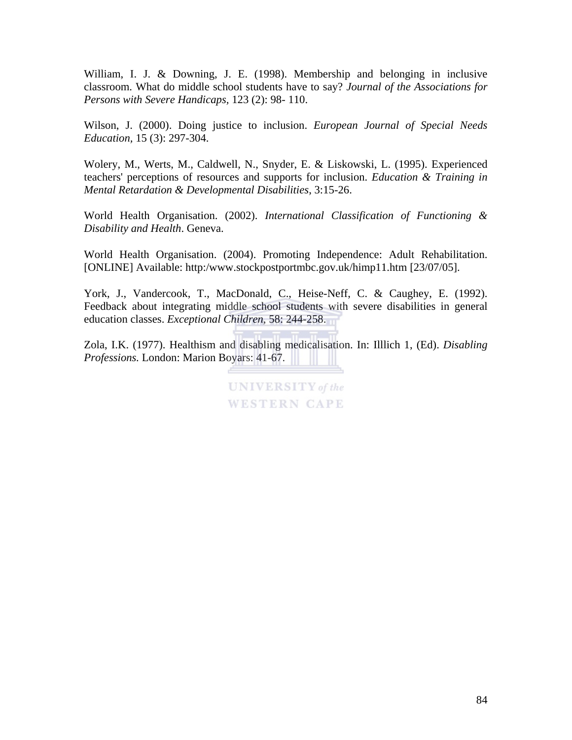William, I. J. & Downing, J. E. (1998). Membership and belonging in inclusive classroom. What do middle school students have to say? *Journal of the Associations for Persons with Severe Handicaps*, 123 (2): 98- 110.

Wilson, J. (2000). Doing justice to inclusion. *European Journal of Special Needs Education*, 15 (3): 297-304.

Wolery, M., Werts, M., Caldwell, N., Snyder, E. & Liskowski, L. (1995). Experienced teachers' perceptions of resources and supports for inclusion. *Education & Training in Mental Retardation & Developmental Disabilities*, 3:15-26.

World Health Organisation. (2002). *International Classification of Functioning & Disability and Health*. Geneva.

World Health Organisation. (2004). Promoting Independence: Adult Rehabilitation. [ONLINE] Available: http:/www.stockpostportmbc.gov.uk/himp11.htm [23/07/05].

York, J., Vandercook, T., MacDonald, C., Heise-Neff, C. & Caughey, E. (1992). Feedback about integrating middle school students with severe disabilities in general education classes. *Exceptional Children*, 58: 244-258.

Zola, I.K. (1977). Healthism and disabling medicalisation. In: Illlich 1, (Ed). *Disabling Professions*. London: Marion Boyars: 41-67.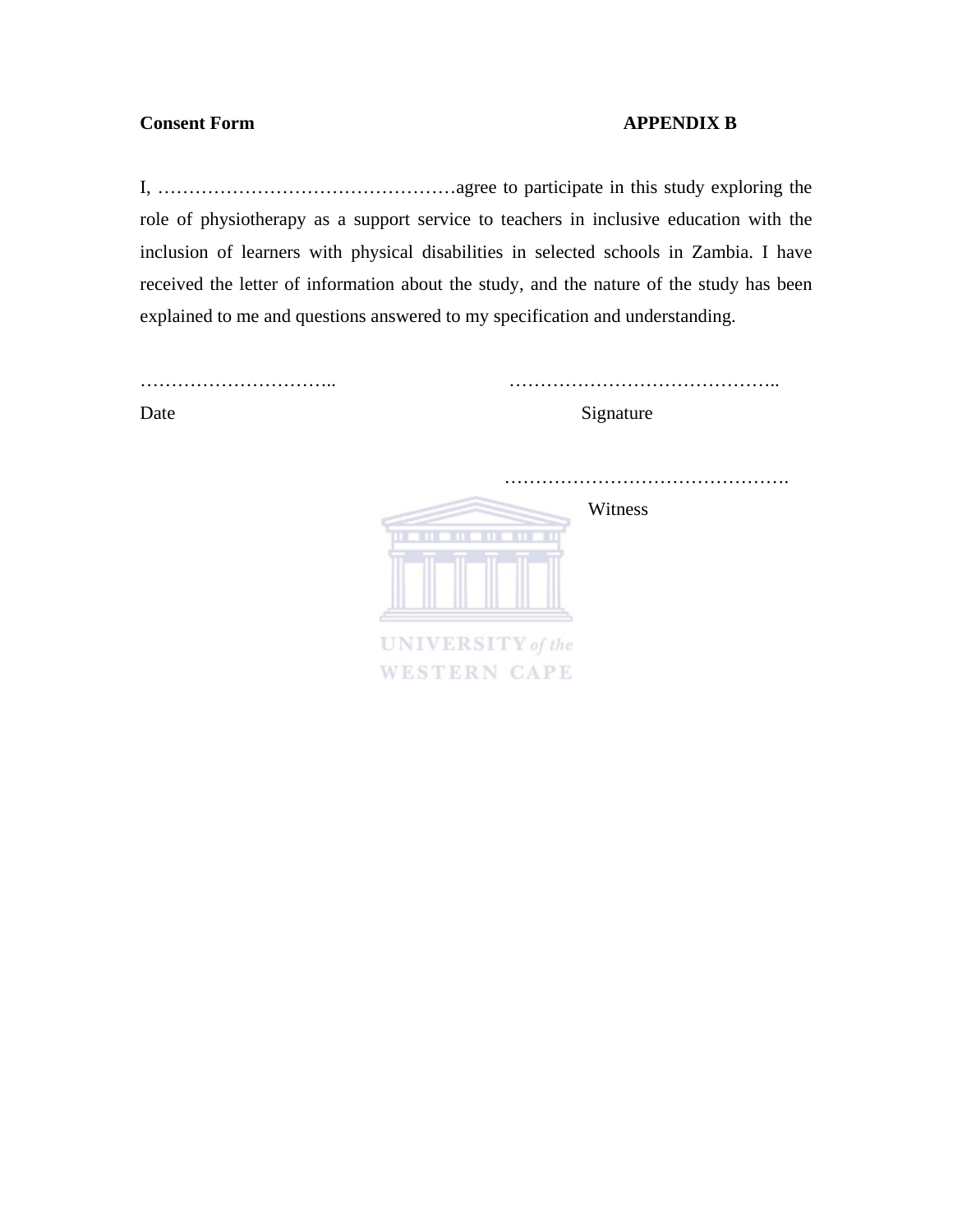**Consent Form** **APPENDIX B**

I, …………………………………………agree to participate in this study exploring the role of physiotherapy as a support service to teachers in inclusive education with the inclusion of learners with physical disabilities in selected schools in Zambia. I have received the letter of information about the study, and the nature of the study has been explained to me and questions answered to my specification and understanding.

………………………….. ……………………………………..

Date Signature

……………………………………….

Witness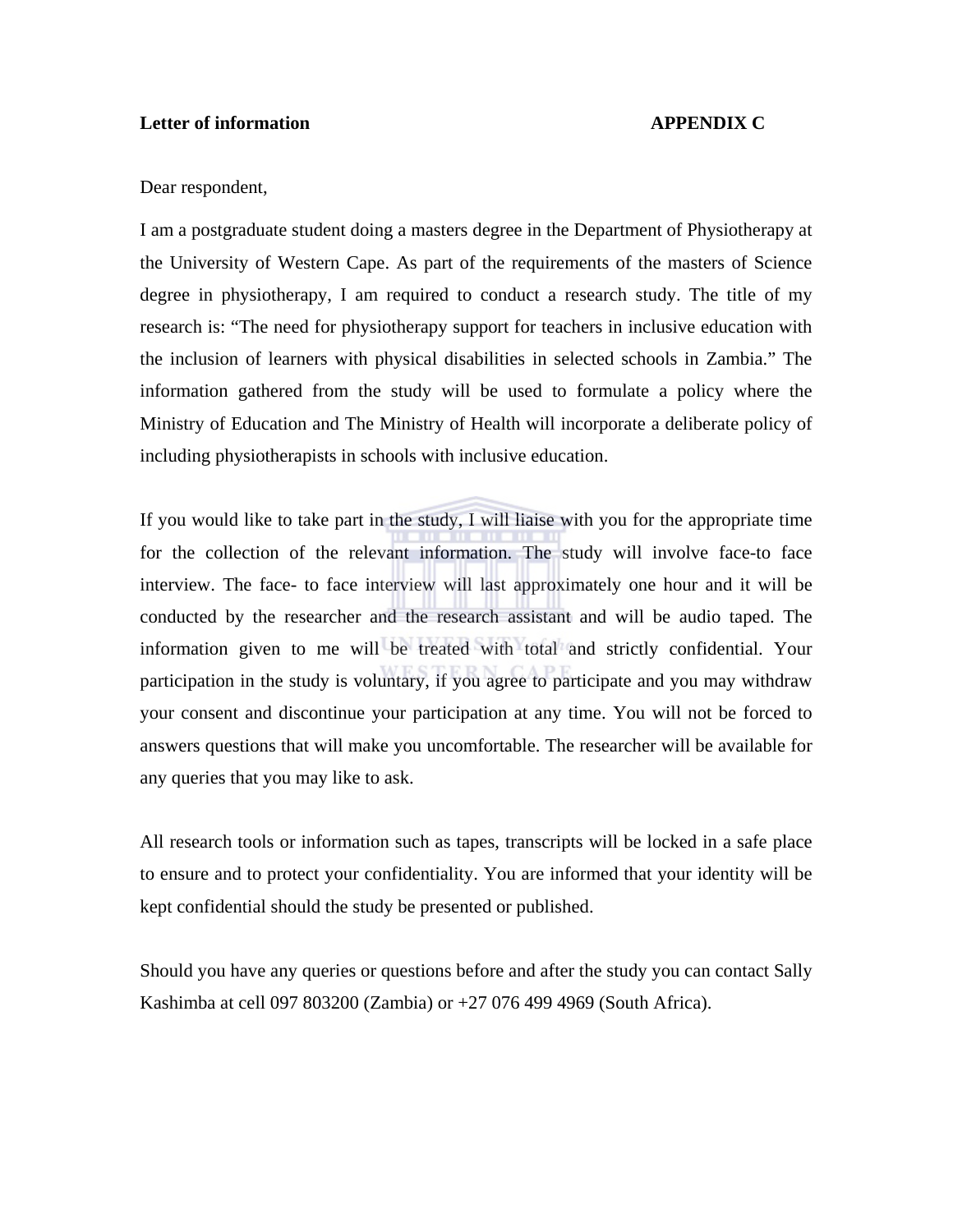**Letter of information** **APPENDIX C**

Dear respondent,

I am a postgraduate student doing a masters degree in the Department of Physiotherapy at the University of Western Cape. As part of the requirements of the masters of Science degree in physiotherapy, I am required to conduct a research study. The title of my research is: "The need for physiotherapy support for teachers in inclusive education with the inclusion of learners with physical disabilities in selected schools in Zambia." The information gathered from the study will be used to formulate a policy where the Ministry of Education and The Ministry of Health will incorporate a deliberate policy of including physiotherapists in schools with inclusive education.

If you would like to take part in the study, I will liaise with you for the appropriate time for the collection of the relevant information. The study will involve face-to face interview. The face- to face interview will last approximately one hour and it will be conducted by the researcher and the research assistant and will be audio taped. The information given to me will be treated with total and strictly confidential. Your participation in the study is voluntary, if you agree to participate and you may withdraw your consent and discontinue your participation at any time. You will not be forced to answers questions that will make you uncomfortable. The researcher will be available for any queries that you may like to ask.

All research tools or information such as tapes, transcripts will be locked in a safe place to ensure and to protect your confidentiality. You are informed that your identity will be kept confidential should the study be presented or published.

Should you have any queries or questions before and after the study you can contact Sally Kashimba at cell 097 803200 (Zambia) or +27 076 499 4969 (South Africa).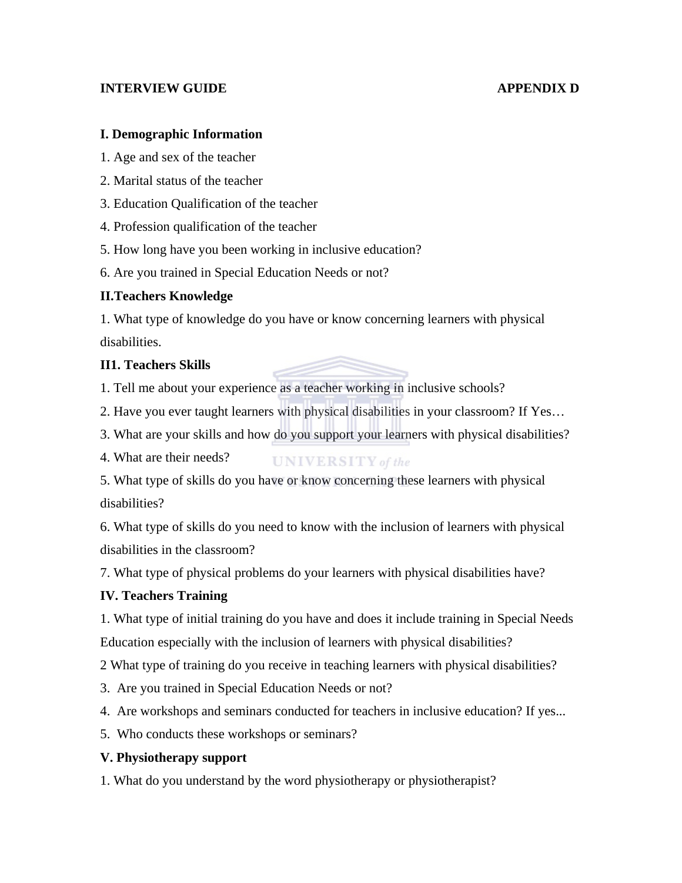**INTERVIEW GUIDE** **APPENDIX D**

**I. Demographic Information**

1. Age and sex of the teacher
2. Marital status of the teacher
3. Education Qualification of the teacher
4. Profession qualification of the teacher
5. How long have you been working in inclusive education?
6. Are you trained in Special Education Needs or not?

**II.Teachers Knowledge**

1. What type of knowledge do you have or know concerning learners with physical disabilities.

**II1. Teachers Skills**

1. Tell me about your experience as a teacher working in inclusive schools?
2. Have you ever taught learners with physical disabilities in your classroom? If Yes…
3. What are your skills and how do you support your learners with physical disabilities?
4. What are their needs?
5. What type of skills do you have or know concerning these learners with physical disabilities?
6. What type of skills do you need to know with the inclusion of learners with physical disabilities in the classroom?
7. What type of physical problems do your learners with physical disabilities have?

**IV. Teachers Training**

1. What type of initial training do you have and does it include training in Special Needs Education especially with the inclusion of learners with physical disabilities?
2 What type of training do you receive in teaching learners with physical disabilities?
3. Are you trained in Special Education Needs or not?
4. Are workshops and seminars conducted for teachers in inclusive education? If yes...
5. Who conducts these workshops or seminars?

**V. Physiotherapy support**

1. What do you understand by the word physiotherapy or physiotherapist?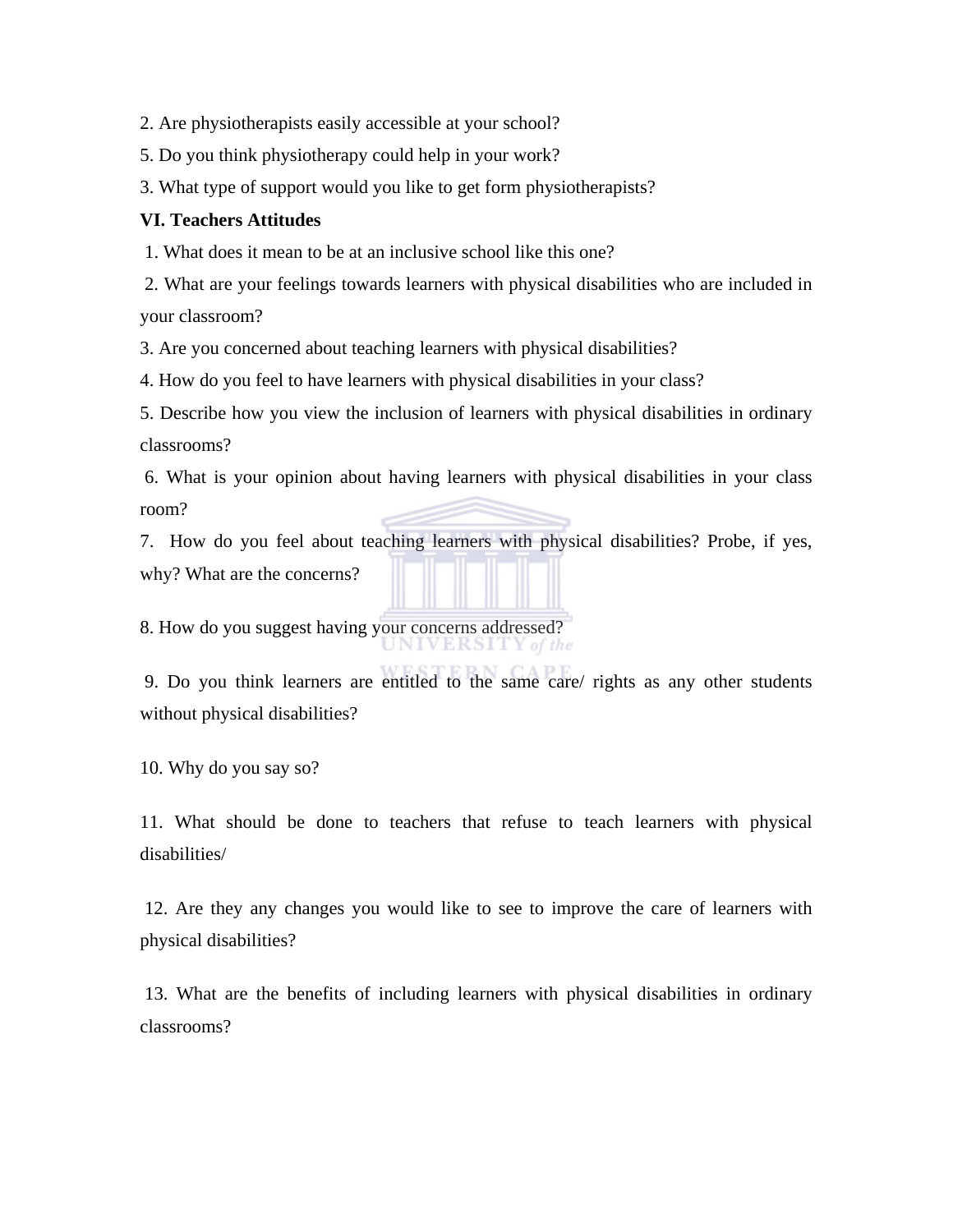2. Are physiotherapists easily accessible at your school?

5. Do you think physiotherapy could help in your work?

3. What type of support would you like to get form physiotherapists?

**VI. Teachers Attitudes**

1. What does it mean to be at an inclusive school like this one?

2. What are your feelings towards learners with physical disabilities who are included in your classroom?

3. Are you concerned about teaching learners with physical disabilities?

4. How do you feel to have learners with physical disabilities in your class?

5. Describe how you view the inclusion of learners with physical disabilities in ordinary classrooms?

6. What is your opinion about having learners with physical disabilities in your class room?

7. How do you feel about teaching learners with physical disabilities? Probe, if yes, why? What are the concerns?

8. How do you suggest having your concerns addressed?

9. Do you think learners are entitled to the same care/ rights as any other students without physical disabilities?

10. Why do you say so?

11. What should be done to teachers that refuse to teach learners with physical disabilities/

12. Are they any changes you would like to see to improve the care of learners with physical disabilities?

13. What are the benefits of including learners with physical disabilities in ordinary classrooms?